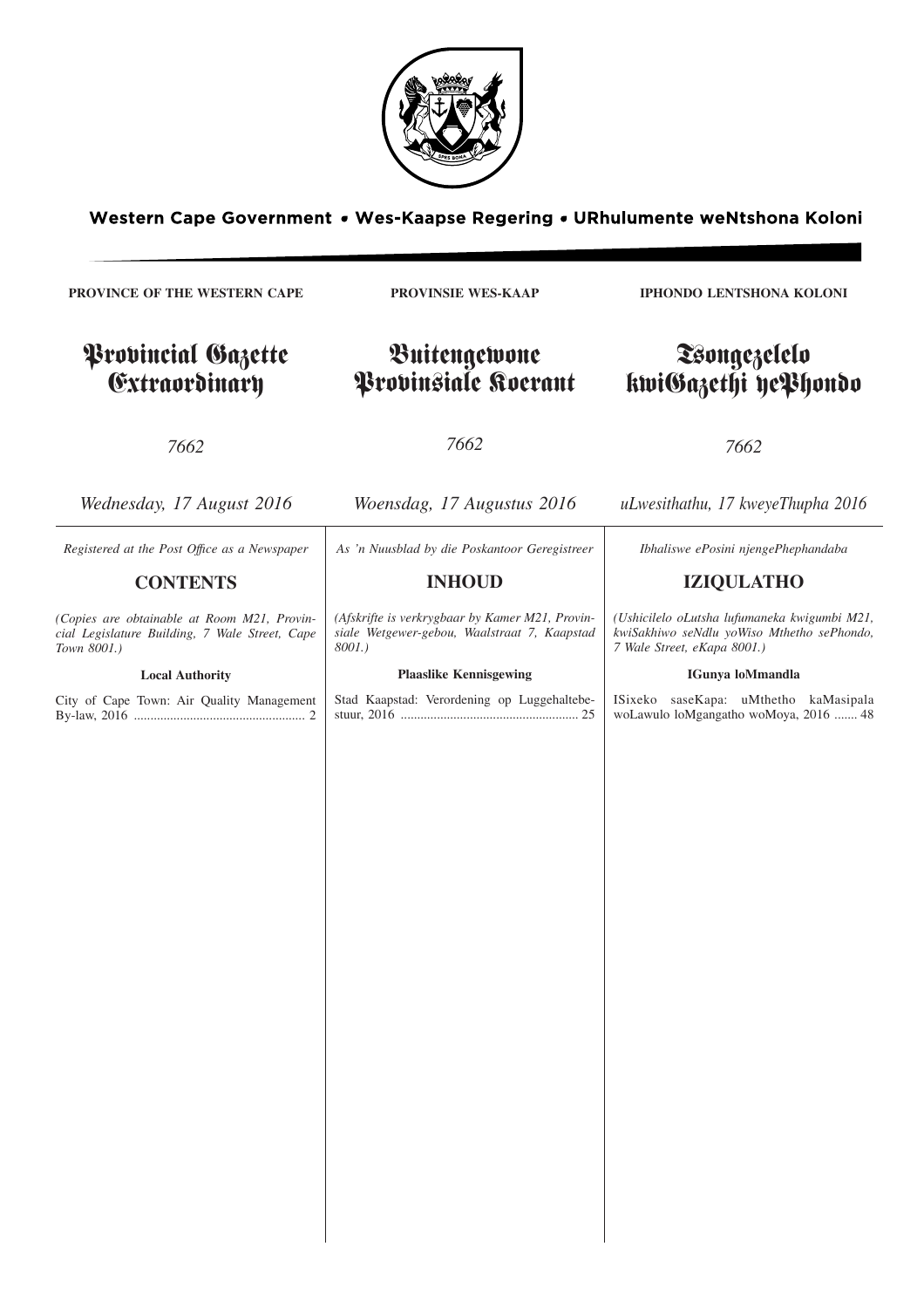**Western Cape Government • Wes-Kaapse Regering • URhulumente weNtshona Koloni**

**PROVINCE OF THE WESTERN CAPE**

# Provincial Gazette Extraordinary

*7662*

*Wednesday, 17 August 2016*

*Registered at the Post Office as a Newspaper*

## CONTENTS

*(Copies are obtainable at Room M21, Provincial Legislature Building, 7 Wale Street, Cape Town 8001.)*

**Local Authority**

City of Cape Town: Air Quality Management By-law, 2016 .................................................... 2

**PROVINSIE WES-KAAP**

# Buitengewone Provinsiale Koerant

*7662*

*Woensdag, 17 Augustus 2016*

*As 'n Nuusblad by die Poskantoor Geregistreer*

## INHOUD

*(Afskrifte is verkrygbaar by Kamer M21, Provinsiale Wetgewer-gebou, Waalstraat 7, Kaapstad 8001.)*

**Plaaslike Kennisgewing**

Stad Kaapstad: Verordening op Luggehaltebestuur, 2016 ...................................................... 25

**IPHONDO LENTSHONA KOLONI**

# Tsongezelelo kwiGazethi yePhondo

*7662*

*uLwesithathu, 17 kweyeThupha 2016*

*Ibhaliswe ePosini njengePhephandaba*

## IZIQULATHO

*(Ushicilelo oLutsha lufumaneka kwigumbi M21, kwiSakhiwo seNdlu yoWiso Mthetho sePhondo, 7 Wale Street, eKapa 8001.)*

**IGunya loMmandla**

ISixeko saseKapa: uMthetho kaMasipala woLawulo loMgangatho woMoya, 2016 ....... 48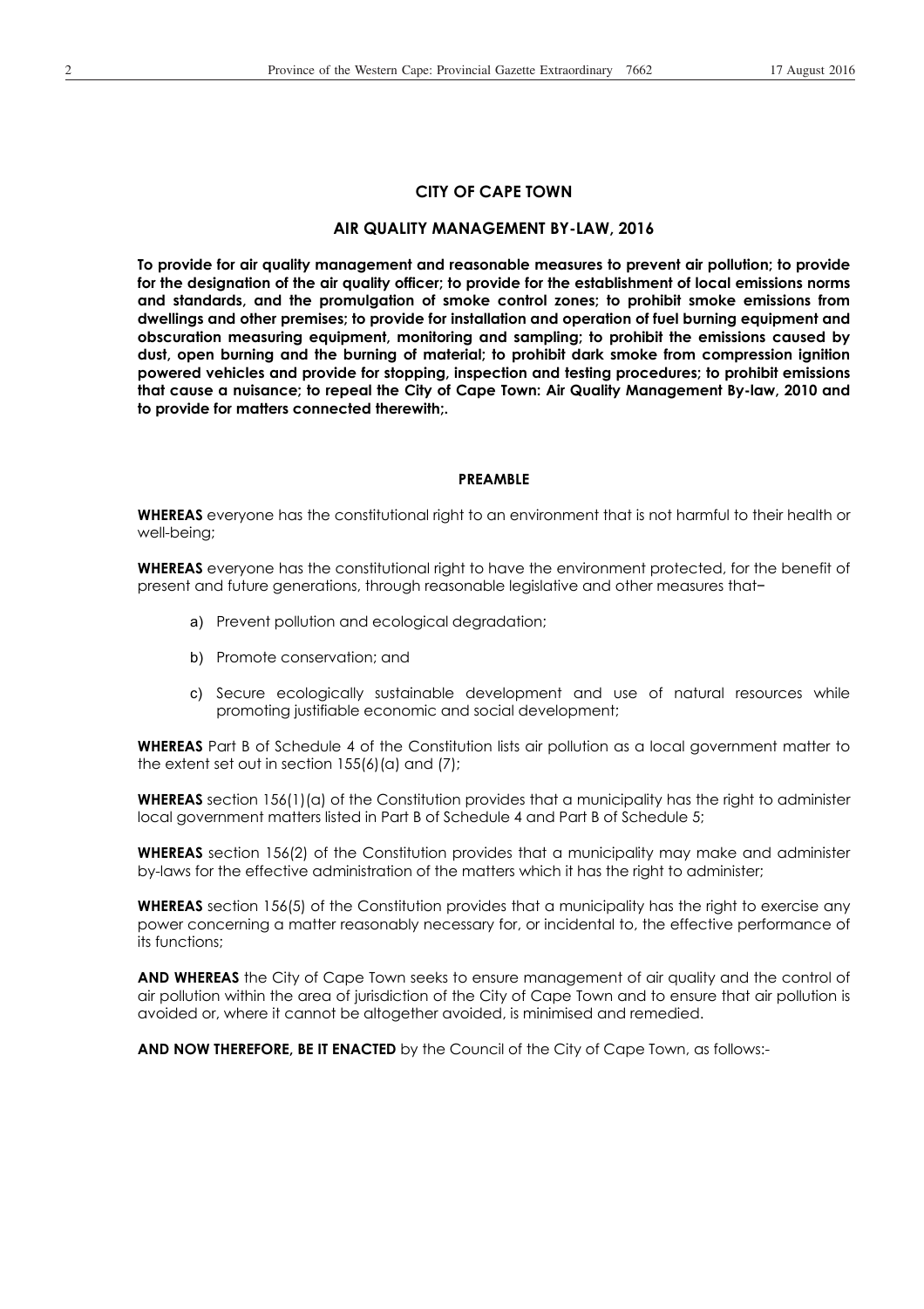## CITY OF CAPE TOWN

## AIR QUALITY MANAGEMENT BY-LAW, 2016

**To provide for air quality management and reasonable measures to prevent air pollution; to provide for the designation of the air quality officer; to provide for the establishment of local emissions norms and standards, and the promulgation of smoke control zones; to prohibit smoke emissions from dwellings and other premises; to provide for installation and operation of fuel burning equipment and obscuration measuring equipment, monitoring and sampling; to prohibit the emissions caused by dust, open burning and the burning of material; to prohibit dark smoke from compression ignition powered vehicles and provide for stopping, inspection and testing procedures; to prohibit emissions that cause a nuisance; to repeal the City of Cape Town: Air Quality Management By-law, 2010 and to provide for matters connected therewith;.**

### PREAMBLE

**WHEREAS** everyone has the constitutional right to an environment that is not harmful to their health or well-being;

**WHEREAS** everyone has the constitutional right to have the environment protected, for the benefit of present and future generations, through reasonable legislative and other measures that–

a) Prevent pollution and ecological degradation;

b) Promote conservation; and

c) Secure ecologically sustainable development and use of natural resources while promoting justifiable economic and social development;

**WHEREAS** Part B of Schedule 4 of the Constitution lists air pollution as a local government matter to the extent set out in section 155(6)(a) and (7);

**WHEREAS** section 156(1)(a) of the Constitution provides that a municipality has the right to administer local government matters listed in Part B of Schedule 4 and Part B of Schedule 5;

**WHEREAS** section 156(2) of the Constitution provides that a municipality may make and administer by-laws for the effective administration of the matters which it has the right to administer;

**WHEREAS** section 156(5) of the Constitution provides that a municipality has the right to exercise any power concerning a matter reasonably necessary for, or incidental to, the effective performance of its functions;

**AND WHEREAS** the City of Cape Town seeks to ensure management of air quality and the control of air pollution within the area of jurisdiction of the City of Cape Town and to ensure that air pollution is avoided or, where it cannot be altogether avoided, is minimised and remedied.

**AND NOW THEREFORE, BE IT ENACTED** by the Council of the City of Cape Town, as follows:-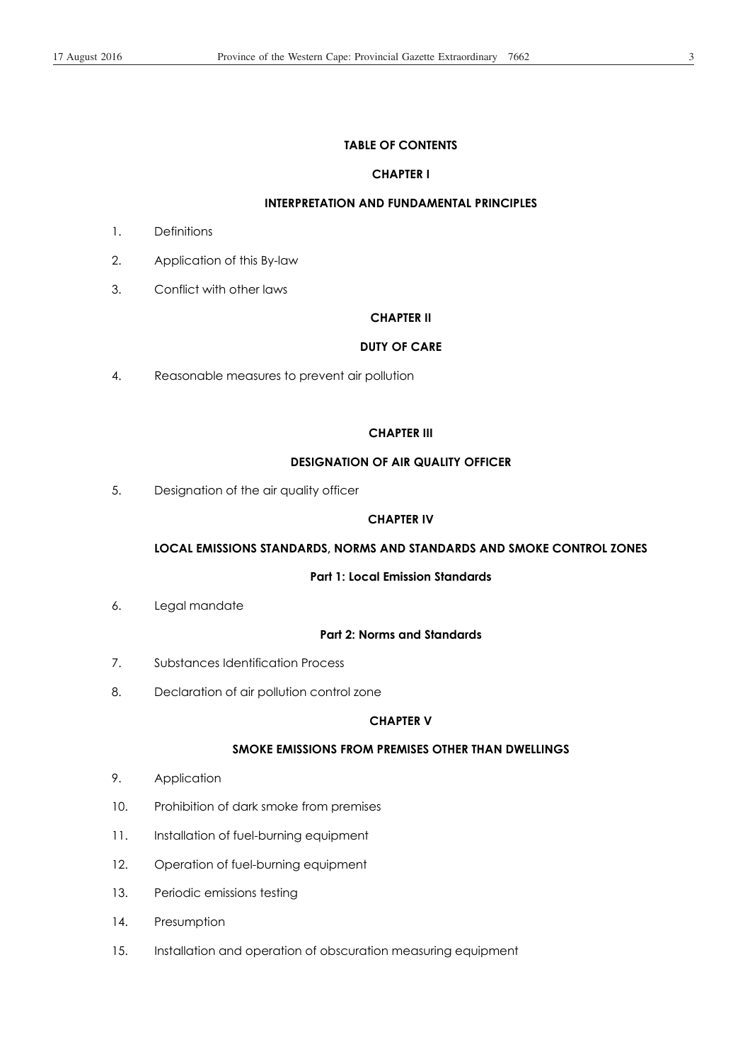## TABLE OF CONTENTS

### CHAPTER I

### INTERPRETATION AND FUNDAMENTAL PRINCIPLES

1. Definitions
2. Application of this By-law
3. Conflict with other laws

### CHAPTER II

### DUTY OF CARE

4. Reasonable measures to prevent air pollution

### CHAPTER III

### DESIGNATION OF AIR QUALITY OFFICER

5. Designation of the air quality officer

### CHAPTER IV

### LOCAL EMISSIONS STANDARDS, NORMS AND STANDARDS AND SMOKE CONTROL ZONES

#### Part 1: Local Emission Standards

6. Legal mandate

#### Part 2: Norms and Standards

7. Substances Identification Process
8. Declaration of air pollution control zone

### CHAPTER V

### SMOKE EMISSIONS FROM PREMISES OTHER THAN DWELLINGS

9. Application
10. Prohibition of dark smoke from premises
11. Installation of fuel-burning equipment
12. Operation of fuel-burning equipment
13. Periodic emissions testing
14. Presumption
15. Installation and operation of obscuration measuring equipment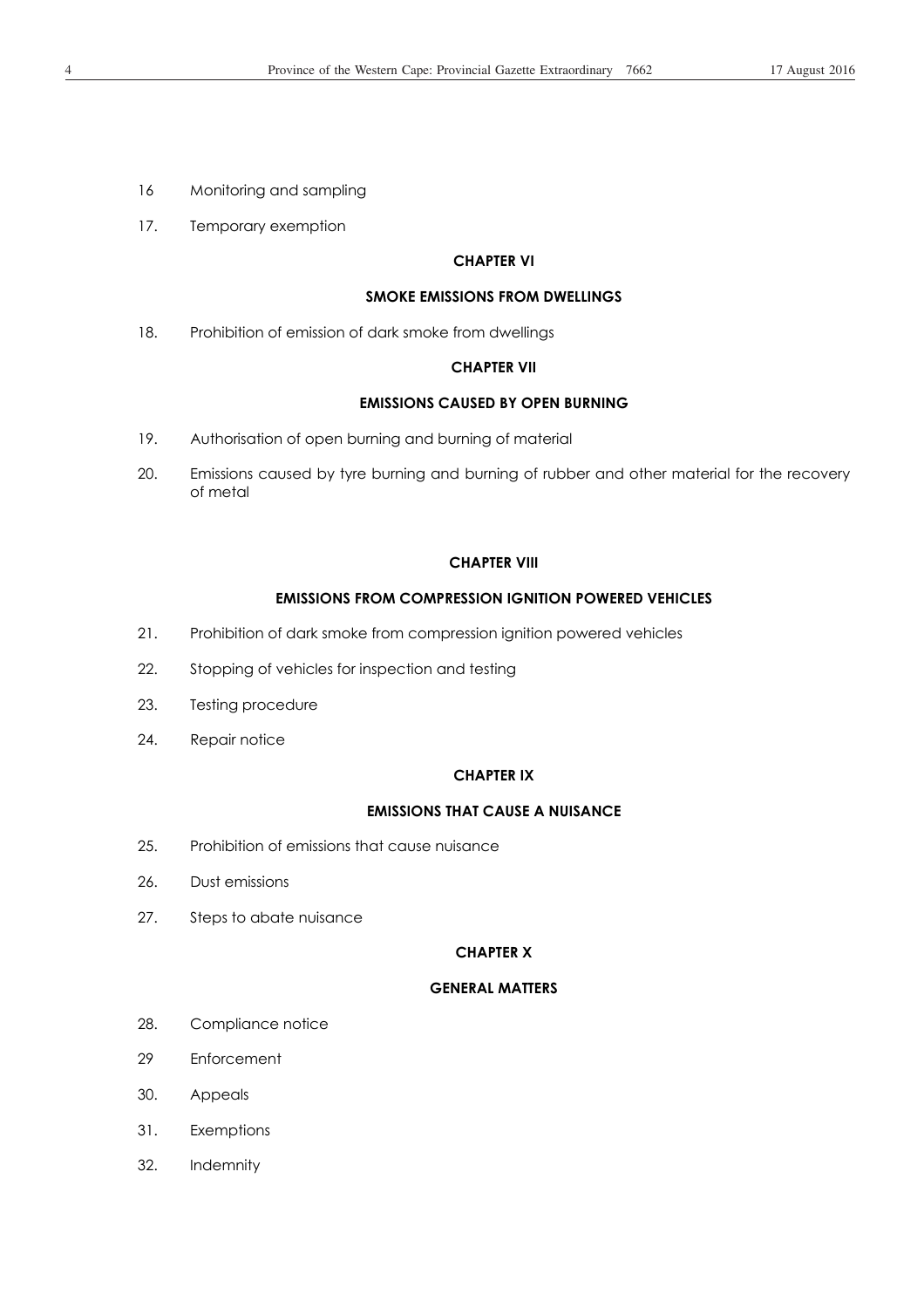16 Monitoring and sampling

17. Temporary exemption

**CHAPTER VI**

**SMOKE EMISSIONS FROM DWELLINGS**

18. Prohibition of emission of dark smoke from dwellings

**CHAPTER VII**

**EMISSIONS CAUSED BY OPEN BURNING**

19. Authorisation of open burning and burning of material

20. Emissions caused by tyre burning and burning of rubber and other material for the recovery of metal

**CHAPTER VIII**

**EMISSIONS FROM COMPRESSION IGNITION POWERED VEHICLES**

21. Prohibition of dark smoke from compression ignition powered vehicles

22. Stopping of vehicles for inspection and testing

23. Testing procedure

24. Repair notice

**CHAPTER IX**

**EMISSIONS THAT CAUSE A NUISANCE**

25. Prohibition of emissions that cause nuisance

26. Dust emissions

27. Steps to abate nuisance

**CHAPTER X**

**GENERAL MATTERS**

28. Compliance notice

29 Enforcement

30. Appeals

31. Exemptions

32. Indemnity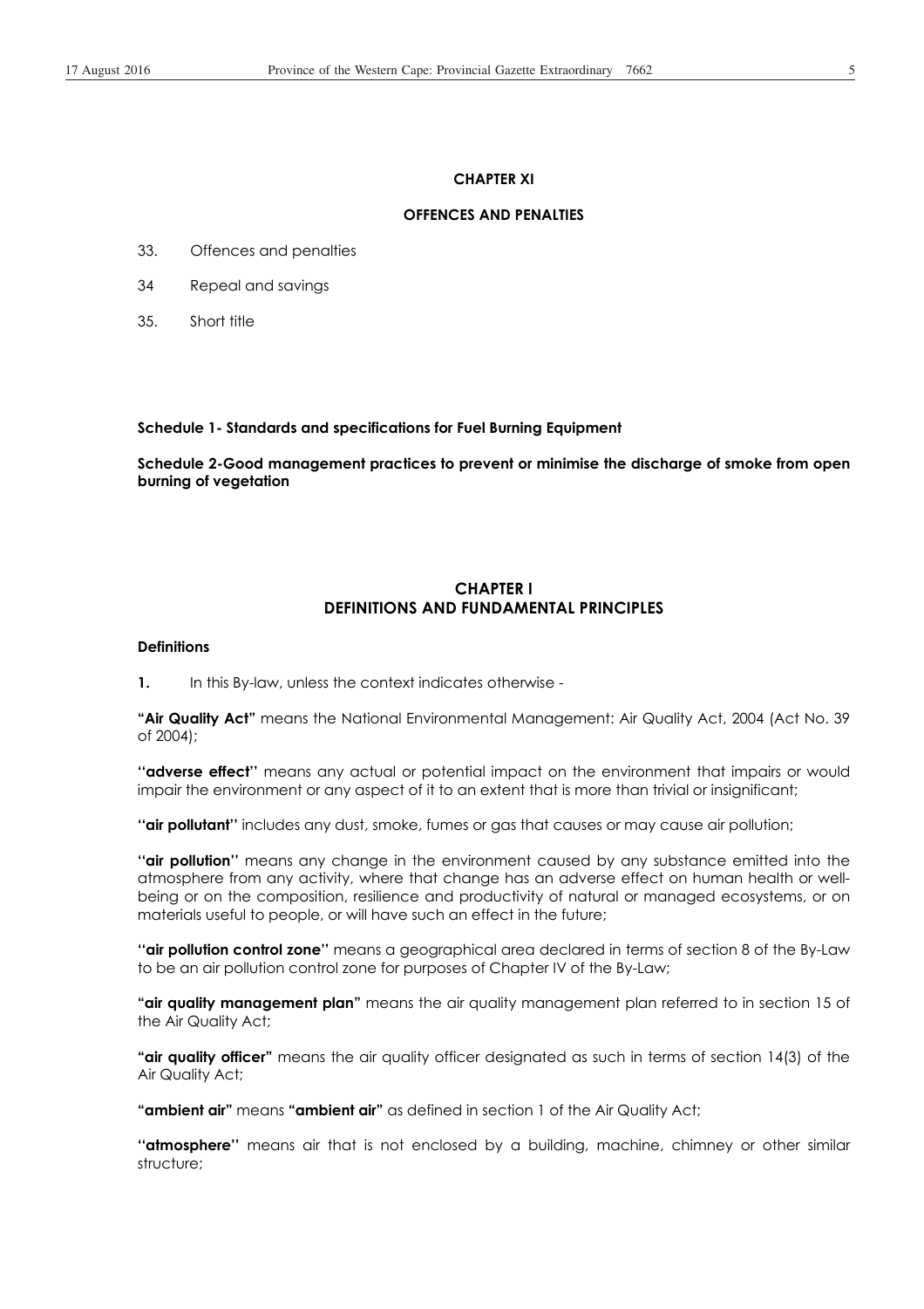**CHAPTER XI**

**OFFENCES AND PENALTIES**

33. Offences and penalties

34 Repeal and savings

35. Short title

**Schedule 1- Standards and specifications for Fuel Burning Equipment**

**Schedule 2-Good management practices to prevent or minimise the discharge of smoke from open burning of vegetation**

## CHAPTER I
## DEFINITIONS AND FUNDAMENTAL PRINCIPLES

**Definitions**

**1.** In this By-law, unless the context indicates otherwise -

**"Air Quality Act"** means the National Environmental Management: Air Quality Act, 2004 (Act No. 39 of 2004);

**''adverse effect''** means any actual or potential impact on the environment that impairs or would impair the environment or any aspect of it to an extent that is more than trivial or insignificant;

**''air pollutant''** includes any dust, smoke, fumes or gas that causes or may cause air pollution;

**''air pollution''** means any change in the environment caused by any substance emitted into the atmosphere from any activity, where that change has an adverse effect on human health or well-being or on the composition, resilience and productivity of natural or managed ecosystems, or on materials useful to people, or will have such an effect in the future;

**''air pollution control zone''** means a geographical area declared in terms of section 8 of the By-Law to be an air pollution control zone for purposes of Chapter IV of the By-Law;

**"air quality management plan"** means the air quality management plan referred to in section 15 of the Air Quality Act;

**"air quality officer"** means the air quality officer designated as such in terms of section 14(3) of the Air Quality Act;

**"ambient air"** means **"ambient air"** as defined in section 1 of the Air Quality Act;

**''atmosphere''** means air that is not enclosed by a building, machine, chimney or other similar structure;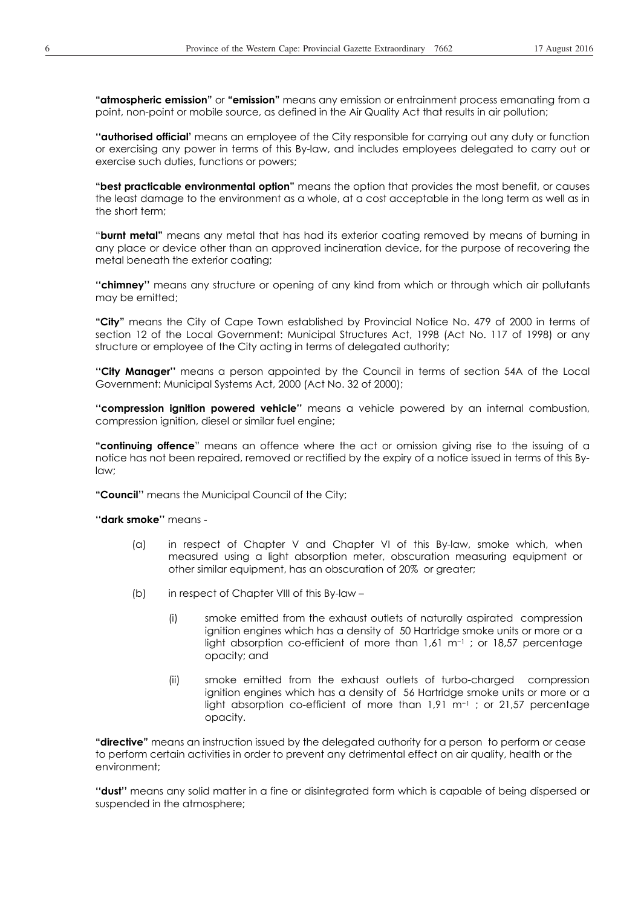**"atmospheric emission"** or **"emission"** means any emission or entrainment process emanating from a point, non-point or mobile source, as defined in the Air Quality Act that results in air pollution;

**"authorised official'** means an employee of the City responsible for carrying out any duty or function or exercising any power in terms of this By-law, and includes employees delegated to carry out or exercise such duties, functions or powers;

**"best practicable environmental option"** means the option that provides the most benefit, or causes the least damage to the environment as a whole, at a cost acceptable in the long term as well as in the short term;

"**burnt metal"** means any metal that has had its exterior coating removed by means of burning in any place or device other than an approved incineration device, for the purpose of recovering the metal beneath the exterior coating;

**"chimney"** means any structure or opening of any kind from which or through which air pollutants may be emitted;

**"City"** means the City of Cape Town established by Provincial Notice No. 479 of 2000 in terms of section 12 of the Local Government: Municipal Structures Act, 1998 (Act No. 117 of 1998) or any structure or employee of the City acting in terms of delegated authority;

**"City Manager"** means a person appointed by the Council in terms of section 54A of the Local Government: Municipal Systems Act, 2000 (Act No. 32 of 2000);

**"compression ignition powered vehicle"** means a vehicle powered by an internal combustion, compression ignition, diesel or similar fuel engine;

**"continuing offence**" means an offence where the act or omission giving rise to the issuing of a notice has not been repaired, removed or rectified by the expiry of a notice issued in terms of this By-law;

**"Council"** means the Municipal Council of the City;

**"dark smoke"** means -

(a) in respect of Chapter V and Chapter VI of this By-law, smoke which, when measured using a light absorption meter, obscuration measuring equipment or other similar equipment, has an obscuration of 20% or greater;

(b) in respect of Chapter VIII of this By-law –

(i) smoke emitted from the exhaust outlets of naturally aspirated compression ignition engines which has a density of 50 Hartridge smoke units or more or a light absorption co-efficient of more than 1,61 $m^{-1}$ ; or 18,57 percentage opacity; and

(ii) smoke emitted from the exhaust outlets of turbo-charged compression ignition engines which has a density of 56 Hartridge smoke units or more or a light absorption co-efficient of more than 1,91 $m^{-1}$ ; or 21,57 percentage opacity.

**"directive"** means an instruction issued by the delegated authority for a person to perform or cease to perform certain activities in order to prevent any detrimental effect on air quality, health or the environment;

**"dust"** means any solid matter in a fine or disintegrated form which is capable of being dispersed or suspended in the atmosphere;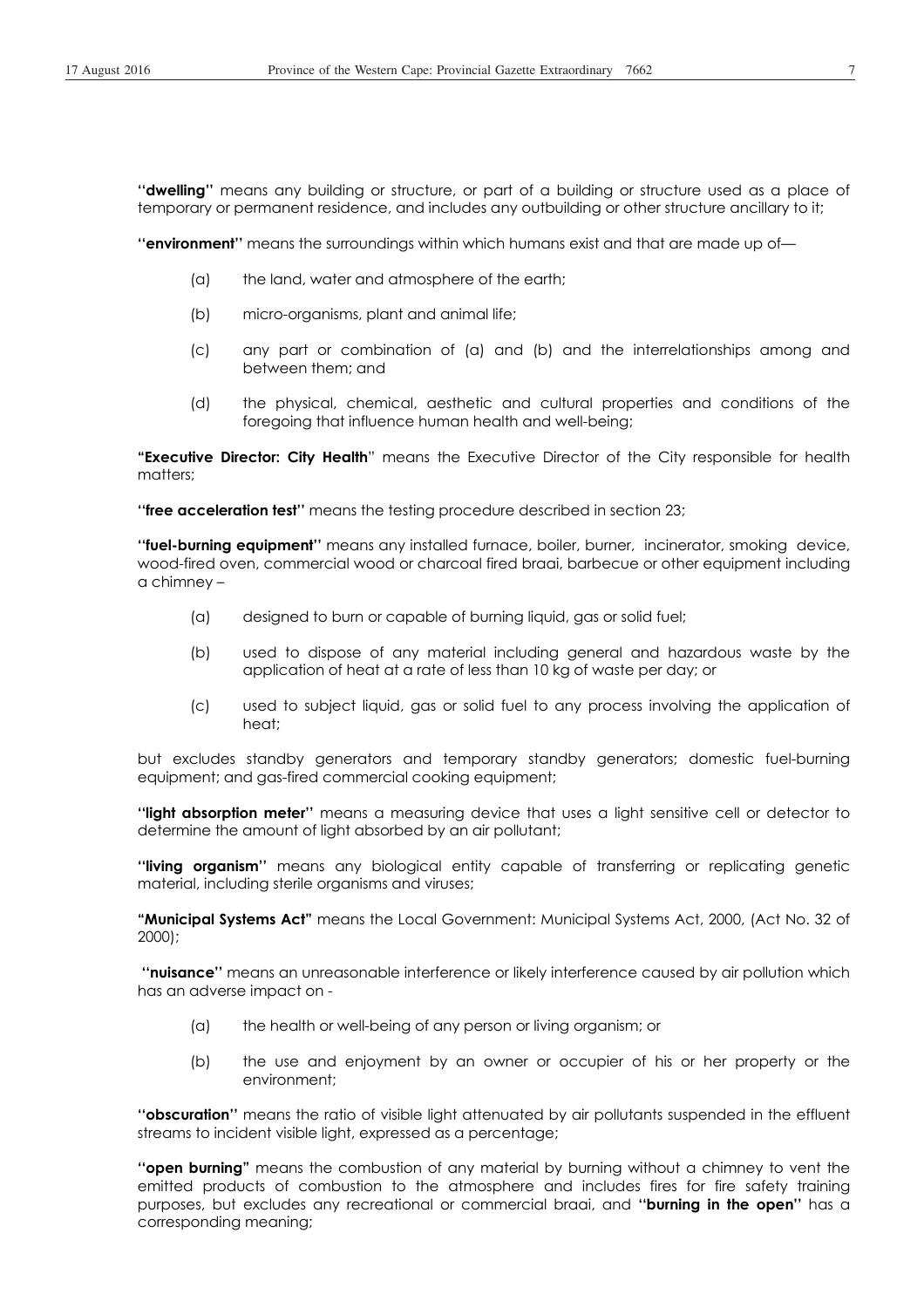**"dwelling"** means any building or structure, or part of a building or structure used as a place of temporary or permanent residence, and includes any outbuilding or other structure ancillary to it;

**"environment"** means the surroundings within which humans exist and that are made up of—

- (a) the land, water and atmosphere of the earth;
- (b) micro-organisms, plant and animal life;
- (c) any part or combination of (a) and (b) and the interrelationships among and between them; and
- (d) the physical, chemical, aesthetic and cultural properties and conditions of the foregoing that influence human health and well-being;

**"Executive Director: City Health"** means the Executive Director of the City responsible for health matters;

**"free acceleration test"** means the testing procedure described in section 23;

**"fuel-burning equipment"** means any installed furnace, boiler, burner, incinerator, smoking device, wood-fired oven, commercial wood or charcoal fired braai, barbecue or other equipment including a chimney –

- (a) designed to burn or capable of burning liquid, gas or solid fuel;
- (b) used to dispose of any material including general and hazardous waste by the application of heat at a rate of less than 10 kg of waste per day; or
- (c) used to subject liquid, gas or solid fuel to any process involving the application of heat;

but excludes standby generators and temporary standby generators; domestic fuel-burning equipment; and gas-fired commercial cooking equipment;

**"light absorption meter"** means a measuring device that uses a light sensitive cell or detector to determine the amount of light absorbed by an air pollutant;

**"living organism"** means any biological entity capable of transferring or replicating genetic material, including sterile organisms and viruses;

**"Municipal Systems Act"** means the Local Government: Municipal Systems Act, 2000, (Act No. 32 of 2000);

**"nuisance"** means an unreasonable interference or likely interference caused by air pollution which has an adverse impact on -

- (a) the health or well-being of any person or living organism; or
- (b) the use and enjoyment by an owner or occupier of his or her property or the environment;

**"obscuration"** means the ratio of visible light attenuated by air pollutants suspended in the effluent streams to incident visible light, expressed as a percentage;

**"open burning"** means the combustion of any material by burning without a chimney to vent the emitted products of combustion to the atmosphere and includes fires for fire safety training purposes, but excludes any recreational or commercial braai, and **"burning in the open"** has a corresponding meaning;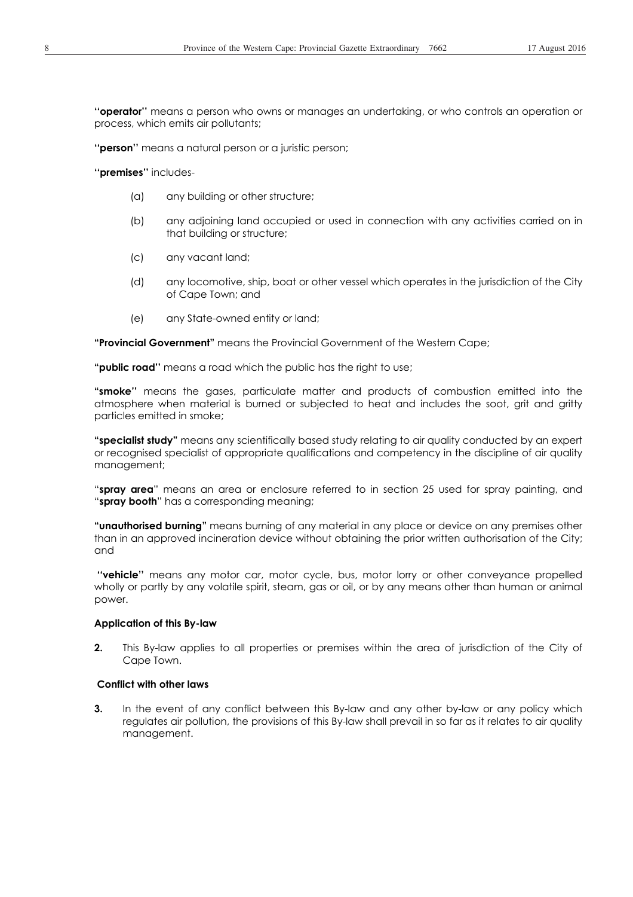**"operator"** means a person who owns or manages an undertaking, or who controls an operation or process, which emits air pollutants;

**"person"** means a natural person or a juristic person;

**"premises"** includes-

(a) any building or other structure;

(b) any adjoining land occupied or used in connection with any activities carried on in that building or structure;

(c) any vacant land;

(d) any locomotive, ship, boat or other vessel which operates in the jurisdiction of the City of Cape Town; and

(e) any State-owned entity or land;

**"Provincial Government"** means the Provincial Government of the Western Cape;

**"public road"** means a road which the public has the right to use;

**"smoke"** means the gases, particulate matter and products of combustion emitted into the atmosphere when material is burned or subjected to heat and includes the soot, grit and gritty particles emitted in smoke;

**"specialist study"** means any scientifically based study relating to air quality conducted by an expert or recognised specialist of appropriate qualifications and competency in the discipline of air quality management;

"**spray area**" means an area or enclosure referred to in section 25 used for spray painting, and "**spray booth**" has a corresponding meaning;

**"unauthorised burning"** means burning of any material in any place or device on any premises other than in an approved incineration device without obtaining the prior written authorisation of the City; and

**"vehicle"** means any motor car, motor cycle, bus, motor lorry or other conveyance propelled wholly or partly by any volatile spirit, steam, gas or oil, or by any means other than human or animal power.

**Application of this By-law**

**2.** This By-law applies to all properties or premises within the area of jurisdiction of the City of Cape Town.

**Conflict with other laws**

**3.** In the event of any conflict between this By-law and any other by-law or any policy which regulates air pollution, the provisions of this By-law shall prevail in so far as it relates to air quality management.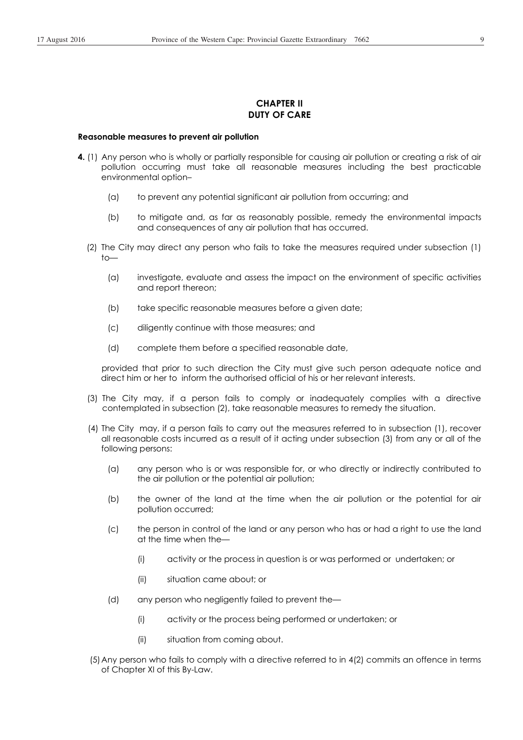## CHAPTER II
## DUTY OF CARE

**Reasonable measures to prevent air pollution**

**4.** (1) Any person who is wholly or partially responsible for causing air pollution or creating a risk of air pollution occurring must take all reasonable measures including the best practicable environmental option–

(a) to prevent any potential significant air pollution from occurring; and

(b) to mitigate and, as far as reasonably possible, remedy the environmental impacts and consequences of any air pollution that has occurred.

(2) The City may direct any person who fails to take the measures required under subsection (1) to—

(a) investigate, evaluate and assess the impact on the environment of specific activities and report thereon;

(b) take specific reasonable measures before a given date;

(c) diligently continue with those measures; and

(d) complete them before a specified reasonable date,

provided that prior to such direction the City must give such person adequate notice and direct him or her to inform the authorised official of his or her relevant interests.

(3) The City may, if a person fails to comply or inadequately complies with a directive contemplated in subsection (2), take reasonable measures to remedy the situation.

(4) The City may, if a person fails to carry out the measures referred to in subsection (1), recover all reasonable costs incurred as a result of it acting under subsection (3) from any or all of the following persons:

(a) any person who is or was responsible for, or who directly or indirectly contributed to the air pollution or the potential air pollution;

(b) the owner of the land at the time when the air pollution or the potential for air pollution occurred;

(c) the person in control of the land or any person who has or had a right to use the land at the time when the—

(i) activity or the process in question is or was performed or undertaken; or

(ii) situation came about; or

(d) any person who negligently failed to prevent the—

(i) activity or the process being performed or undertaken; or

(ii) situation from coming about.

(5) Any person who fails to comply with a directive referred to in 4(2) commits an offence in terms of Chapter XI of this By-Law.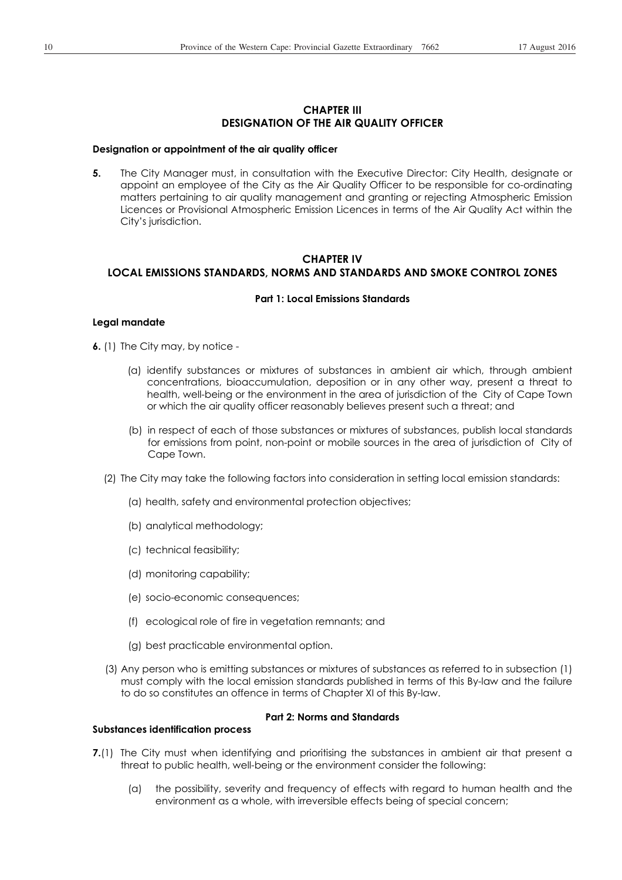## CHAPTER III
## DESIGNATION OF THE AIR QUALITY OFFICER

**Designation or appointment of the air quality officer**

**5.** The City Manager must, in consultation with the Executive Director: City Health, designate or appoint an employee of the City as the Air Quality Officer to be responsible for co-ordinating matters pertaining to air quality management and granting or rejecting Atmospheric Emission Licences or Provisional Atmospheric Emission Licences in terms of the Air Quality Act within the City's jurisdiction.

## CHAPTER IV
## LOCAL EMISSIONS STANDARDS, NORMS AND STANDARDS AND SMOKE CONTROL ZONES

### Part 1: Local Emissions Standards

**Legal mandate**

**6.** (1) The City may, by notice -

(a) identify substances or mixtures of substances in ambient air which, through ambient concentrations, bioaccumulation, deposition or in any other way, present a threat to health, well-being or the environment in the area of jurisdiction of the City of Cape Town or which the air quality officer reasonably believes present such a threat; and

(b) in respect of each of those substances or mixtures of substances, publish local standards for emissions from point, non-point or mobile sources in the area of jurisdiction of City of Cape Town.

(2) The City may take the following factors into consideration in setting local emission standards:

(a) health, safety and environmental protection objectives;

(b) analytical methodology;

(c) technical feasibility;

(d) monitoring capability;

(e) socio-economic consequences;

(f) ecological role of fire in vegetation remnants; and

(g) best practicable environmental option.

(3) Any person who is emitting substances or mixtures of substances as referred to in subsection (1) must comply with the local emission standards published in terms of this By-law and the failure to do so constitutes an offence in terms of Chapter XI of this By-law.

### Part 2: Norms and Standards

**Substances identification process**

**7.**(1) The City must when identifying and prioritising the substances in ambient air that present a threat to public health, well-being or the environment consider the following:

(a) the possibility, severity and frequency of effects with regard to human health and the environment as a whole, with irreversible effects being of special concern;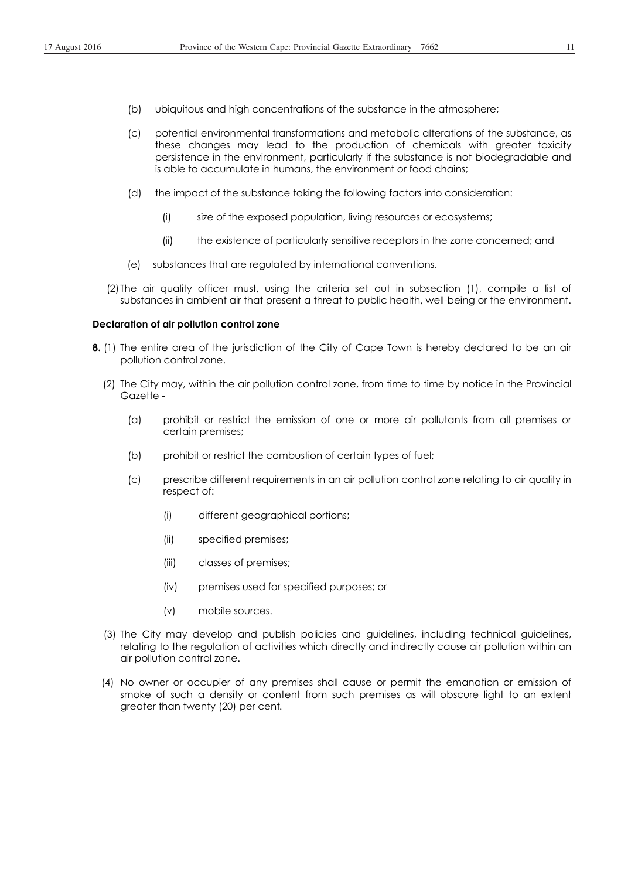(b) ubiquitous and high concentrations of the substance in the atmosphere;

(c) potential environmental transformations and metabolic alterations of the substance, as these changes may lead to the production of chemicals with greater toxicity persistence in the environment, particularly if the substance is not biodegradable and is able to accumulate in humans, the environment or food chains;

(d) the impact of the substance taking the following factors into consideration:

   (i) size of the exposed population, living resources or ecosystems;

   (ii) the existence of particularly sensitive receptors in the zone concerned; and

(e) substances that are regulated by international conventions.

(2) The air quality officer must, using the criteria set out in subsection (1), compile a list of substances in ambient air that present a threat to public health, well-being or the environment.

**Declaration of air pollution control zone**

**8.** (1) The entire area of the jurisdiction of the City of Cape Town is hereby declared to be an air pollution control zone.

(2) The City may, within the air pollution control zone, from time to time by notice in the Provincial Gazette -

   (a) prohibit or restrict the emission of one or more air pollutants from all premises or certain premises;

   (b) prohibit or restrict the combustion of certain types of fuel;

   (c) prescribe different requirements in an air pollution control zone relating to air quality in respect of:

      (i) different geographical portions;

      (ii) specified premises;

      (iii) classes of premises;

      (iv) premises used for specified purposes; or

      (v) mobile sources.

(3) The City may develop and publish policies and guidelines, including technical guidelines, relating to the regulation of activities which directly and indirectly cause air pollution within an air pollution control zone.

(4) No owner or occupier of any premises shall cause or permit the emanation or emission of smoke of such a density or content from such premises as will obscure light to an extent greater than twenty (20) per cent.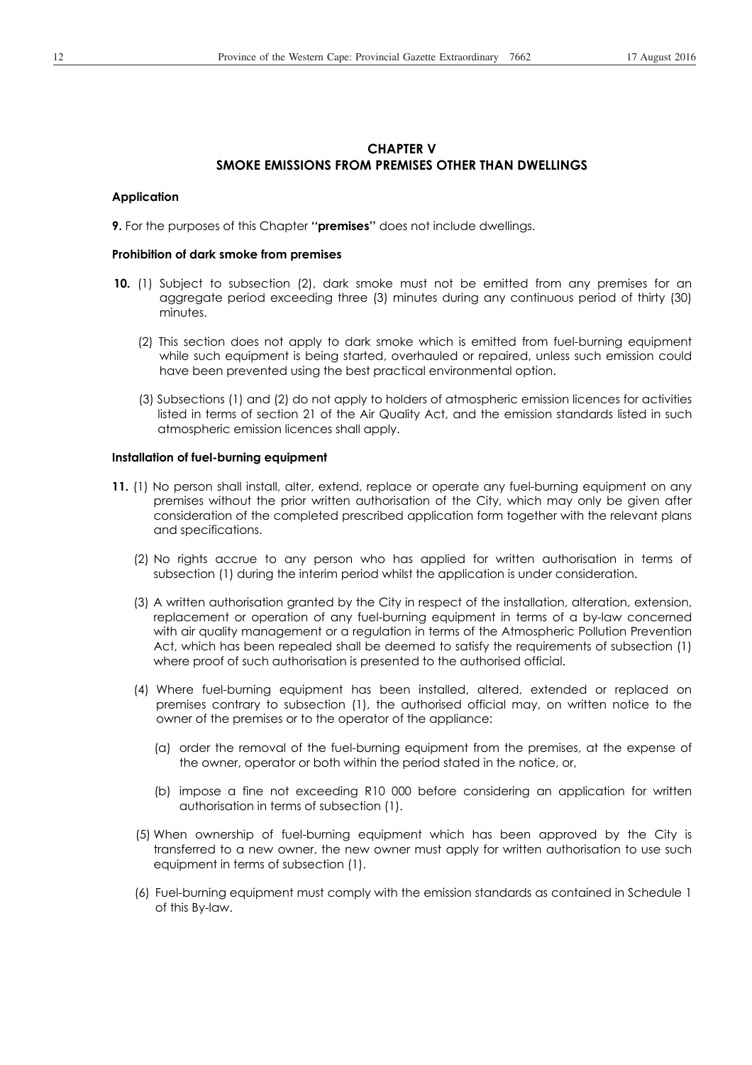## CHAPTER V
## SMOKE EMISSIONS FROM PREMISES OTHER THAN DWELLINGS

### Application

**9.** For the purposes of this Chapter **"premises"** does not include dwellings.

### Prohibition of dark smoke from premises

**10.** (1) Subject to subsection (2), dark smoke must not be emitted from any premises for an aggregate period exceeding three (3) minutes during any continuous period of thirty (30) minutes.

(2) This section does not apply to dark smoke which is emitted from fuel-burning equipment while such equipment is being started, overhauled or repaired, unless such emission could have been prevented using the best practical environmental option.

(3) Subsections (1) and (2) do not apply to holders of atmospheric emission licences for activities listed in terms of section 21 of the Air Quality Act, and the emission standards listed in such atmospheric emission licences shall apply.

### Installation of fuel-burning equipment

**11.** (1) No person shall install, alter, extend, replace or operate any fuel-burning equipment on any premises without the prior written authorisation of the City, which may only be given after consideration of the completed prescribed application form together with the relevant plans and specifications.

(2) No rights accrue to any person who has applied for written authorisation in terms of subsection (1) during the interim period whilst the application is under consideration.

(3) A written authorisation granted by the City in respect of the installation, alteration, extension, replacement or operation of any fuel-burning equipment in terms of a by-law concerned with air quality management or a regulation in terms of the Atmospheric Pollution Prevention Act, which has been repealed shall be deemed to satisfy the requirements of subsection (1) where proof of such authorisation is presented to the authorised official.

(4) Where fuel-burning equipment has been installed, altered, extended or replaced on premises contrary to subsection (1), the authorised official may, on written notice to the owner of the premises or to the operator of the appliance:

(a) order the removal of the fuel-burning equipment from the premises, at the expense of the owner, operator or both within the period stated in the notice, or,

(b) impose a fine not exceeding R10 000 before considering an application for written authorisation in terms of subsection (1).

(5) When ownership of fuel-burning equipment which has been approved by the City is transferred to a new owner, the new owner must apply for written authorisation to use such equipment in terms of subsection (1).

(6) Fuel-burning equipment must comply with the emission standards as contained in Schedule 1 of this By-law.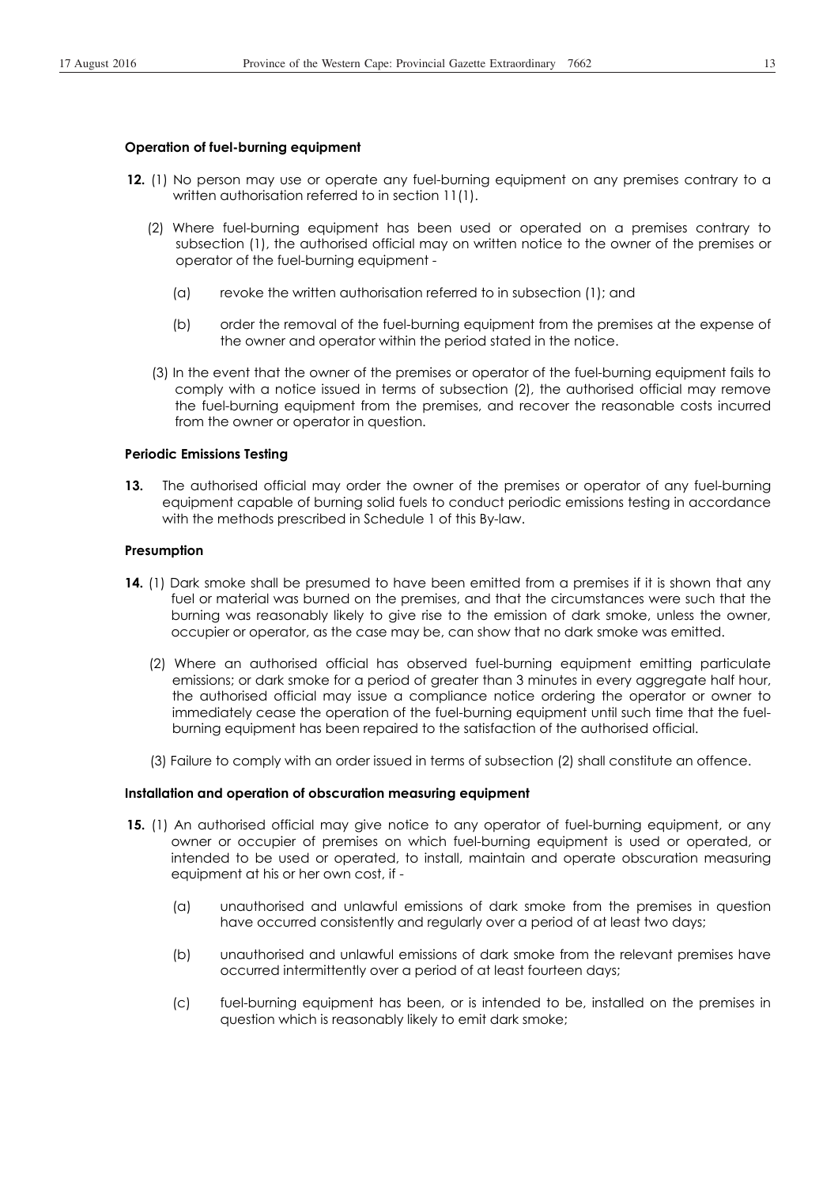**Operation of fuel-burning equipment**

**12.** (1) No person may use or operate any fuel-burning equipment on any premises contrary to a written authorisation referred to in section 11(1).

(2) Where fuel-burning equipment has been used or operated on a premises contrary to subsection (1), the authorised official may on written notice to the owner of the premises or operator of the fuel-burning equipment -

(a) revoke the written authorisation referred to in subsection (1); and

(b) order the removal of the fuel-burning equipment from the premises at the expense of the owner and operator within the period stated in the notice.

(3) In the event that the owner of the premises or operator of the fuel-burning equipment fails to comply with a notice issued in terms of subsection (2), the authorised official may remove the fuel-burning equipment from the premises, and recover the reasonable costs incurred from the owner or operator in question.

**Periodic Emissions Testing**

**13.** The authorised official may order the owner of the premises or operator of any fuel-burning equipment capable of burning solid fuels to conduct periodic emissions testing in accordance with the methods prescribed in Schedule 1 of this By-law.

**Presumption**

**14.** (1) Dark smoke shall be presumed to have been emitted from a premises if it is shown that any fuel or material was burned on the premises, and that the circumstances were such that the burning was reasonably likely to give rise to the emission of dark smoke, unless the owner, occupier or operator, as the case may be, can show that no dark smoke was emitted.

(2) Where an authorised official has observed fuel-burning equipment emitting particulate emissions; or dark smoke for a period of greater than 3 minutes in every aggregate half hour, the authorised official may issue a compliance notice ordering the operator or owner to immediately cease the operation of the fuel-burning equipment until such time that the fuel-burning equipment has been repaired to the satisfaction of the authorised official.

(3) Failure to comply with an order issued in terms of subsection (2) shall constitute an offence.

**Installation and operation of obscuration measuring equipment**

**15.** (1) An authorised official may give notice to any operator of fuel-burning equipment, or any owner or occupier of premises on which fuel-burning equipment is used or operated, or intended to be used or operated, to install, maintain and operate obscuration measuring equipment at his or her own cost, if -

(a) unauthorised and unlawful emissions of dark smoke from the premises in question have occurred consistently and regularly over a period of at least two days;

(b) unauthorised and unlawful emissions of dark smoke from the relevant premises have occurred intermittently over a period of at least fourteen days;

(c) fuel-burning equipment has been, or is intended to be, installed on the premises in question which is reasonably likely to emit dark smoke;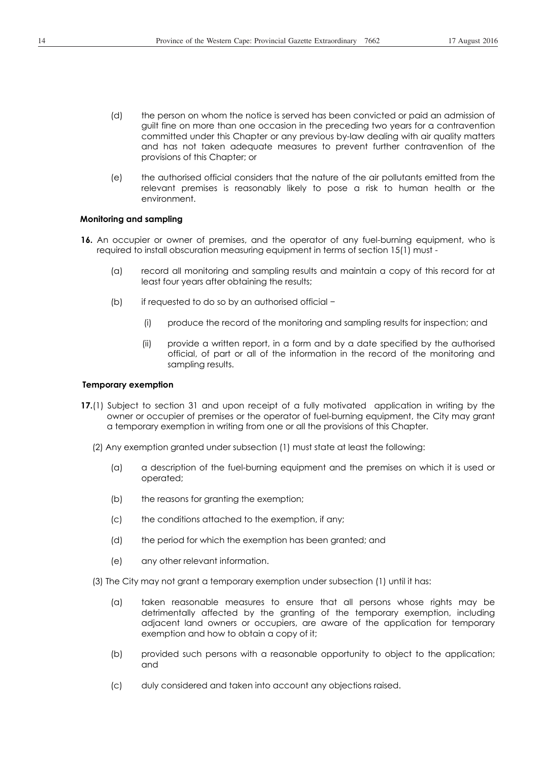(d) the person on whom the notice is served has been convicted or paid an admission of guilt fine on more than one occasion in the preceding two years for a contravention committed under this Chapter or any previous by-law dealing with air quality matters and has not taken adequate measures to prevent further contravention of the provisions of this Chapter; or

(e) the authorised official considers that the nature of the air pollutants emitted from the relevant premises is reasonably likely to pose a risk to human health or the environment.

**Monitoring and sampling**

**16.** An occupier or owner of premises, and the operator of any fuel-burning equipment, who is required to install obscuration measuring equipment in terms of section 15(1) must -

(a) record all monitoring and sampling results and maintain a copy of this record for at least four years after obtaining the results;

(b) if requested to do so by an authorised official −

(i) produce the record of the monitoring and sampling results for inspection; and

(ii) provide a written report, in a form and by a date specified by the authorised official, of part or all of the information in the record of the monitoring and sampling results.

**Temporary exemption**

**17.**(1) Subject to section 31 and upon receipt of a fully motivated application in writing by the owner or occupier of premises or the operator of fuel-burning equipment, the City may grant a temporary exemption in writing from one or all the provisions of this Chapter.

(2) Any exemption granted under subsection (1) must state at least the following:

(a) a description of the fuel-burning equipment and the premises on which it is used or operated;

(b) the reasons for granting the exemption;

(c) the conditions attached to the exemption, if any;

(d) the period for which the exemption has been granted; and

(e) any other relevant information.

(3) The City may not grant a temporary exemption under subsection (1) until it has:

(a) taken reasonable measures to ensure that all persons whose rights may be detrimentally affected by the granting of the temporary exemption, including adjacent land owners or occupiers, are aware of the application for temporary exemption and how to obtain a copy of it;

(b) provided such persons with a reasonable opportunity to object to the application; and

(c) duly considered and taken into account any objections raised.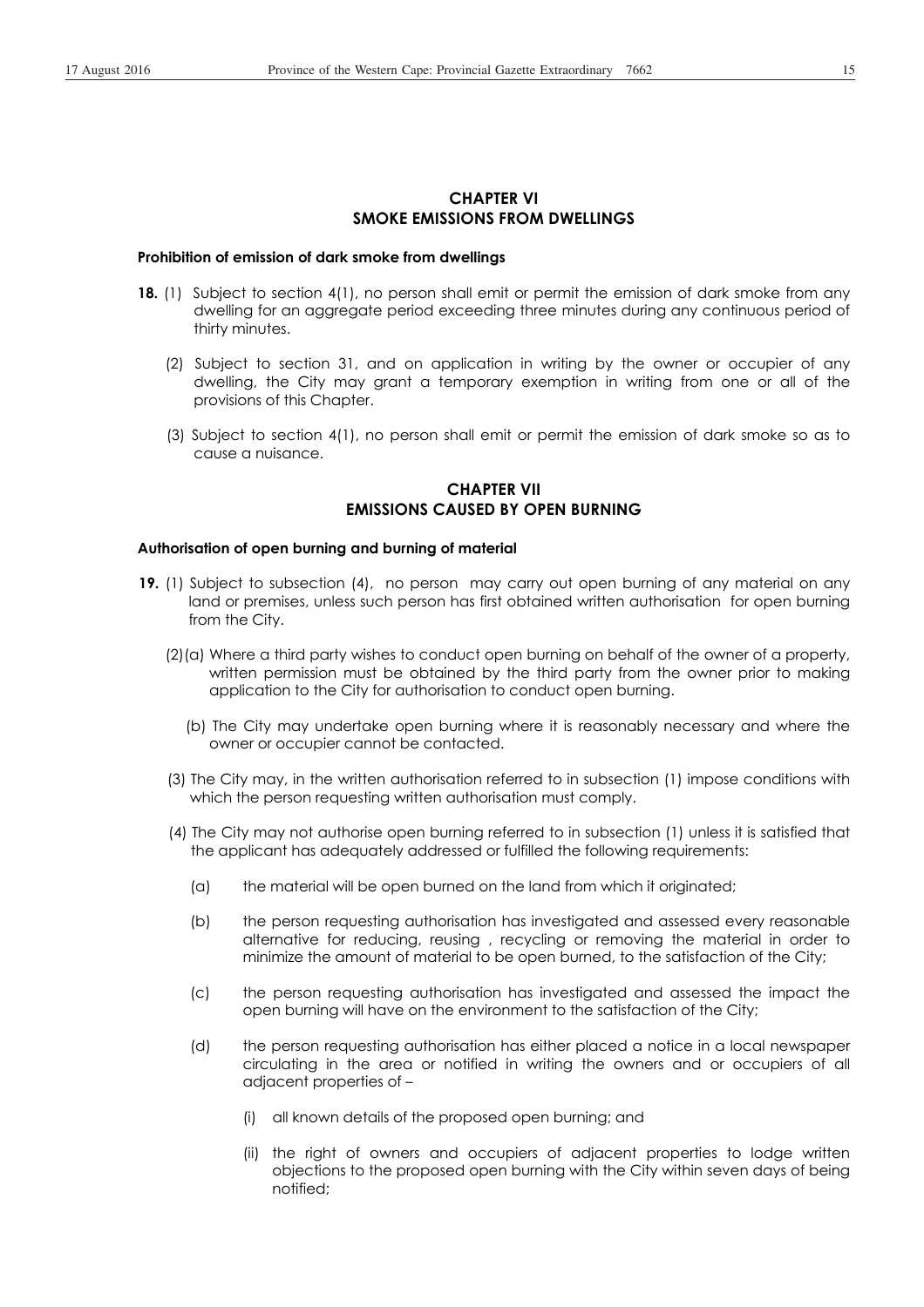## CHAPTER VI
## SMOKE EMISSIONS FROM DWELLINGS

### Prohibition of emission of dark smoke from dwellings

**18.** (1) Subject to section 4(1), no person shall emit or permit the emission of dark smoke from any dwelling for an aggregate period exceeding three minutes during any continuous period of thirty minutes.

(2) Subject to section 31, and on application in writing by the owner or occupier of any dwelling, the City may grant a temporary exemption in writing from one or all of the provisions of this Chapter.

(3) Subject to section 4(1), no person shall emit or permit the emission of dark smoke so as to cause a nuisance.

## CHAPTER VII
## EMISSIONS CAUSED BY OPEN BURNING

### Authorisation of open burning and burning of material

**19.** (1) Subject to subsection (4), no person may carry out open burning of any material on any land or premises, unless such person has first obtained written authorisation for open burning from the City.

(2)(a) Where a third party wishes to conduct open burning on behalf of the owner of a property, written permission must be obtained by the third party from the owner prior to making application to the City for authorisation to conduct open burning.

(b) The City may undertake open burning where it is reasonably necessary and where the owner or occupier cannot be contacted.

(3) The City may, in the written authorisation referred to in subsection (1) impose conditions with which the person requesting written authorisation must comply.

(4) The City may not authorise open burning referred to in subsection (1) unless it is satisfied that the applicant has adequately addressed or fulfilled the following requirements:

(a) the material will be open burned on the land from which it originated;

(b) the person requesting authorisation has investigated and assessed every reasonable alternative for reducing, reusing , recycling or removing the material in order to minimize the amount of material to be open burned, to the satisfaction of the City;

(c) the person requesting authorisation has investigated and assessed the impact the open burning will have on the environment to the satisfaction of the City;

(d) the person requesting authorisation has either placed a notice in a local newspaper circulating in the area or notified in writing the owners and or occupiers of all adjacent properties of –

(i) all known details of the proposed open burning; and

(ii) the right of owners and occupiers of adjacent properties to lodge written objections to the proposed open burning with the City within seven days of being notified;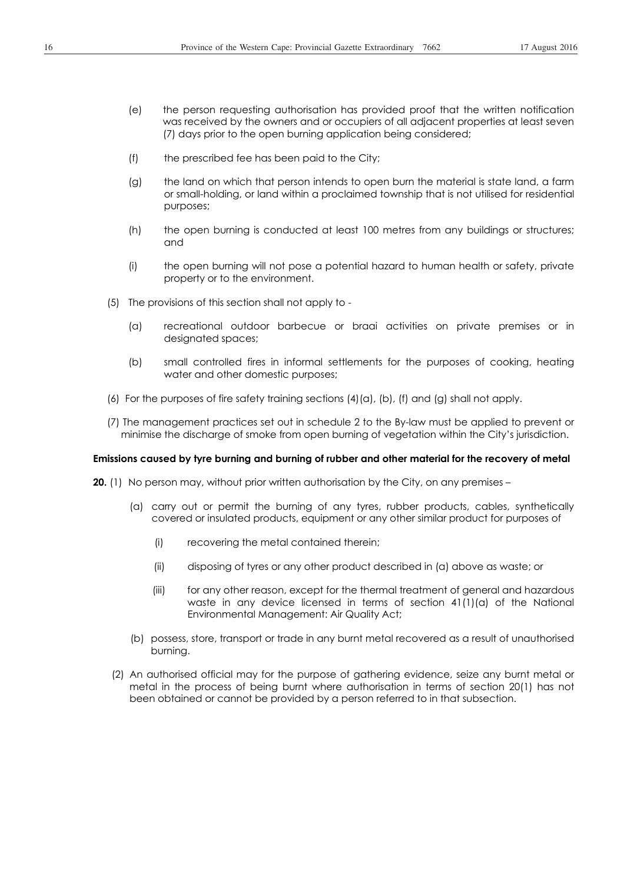(e) the person requesting authorisation has provided proof that the written notification was received by the owners and or occupiers of all adjacent properties at least seven (7) days prior to the open burning application being considered;

(f) the prescribed fee has been paid to the City;

(g) the land on which that person intends to open burn the material is state land, a farm or small-holding, or land within a proclaimed township that is not utilised for residential purposes;

(h) the open burning is conducted at least 100 metres from any buildings or structures; and

(i) the open burning will not pose a potential hazard to human health or safety, private property or to the environment.

(5) The provisions of this section shall not apply to -

(a) recreational outdoor barbecue or braai activities on private premises or in designated spaces;

(b) small controlled fires in informal settlements for the purposes of cooking, heating water and other domestic purposes;

(6) For the purposes of fire safety training sections (4)(a), (b), (f) and (g) shall not apply.

(7) The management practices set out in schedule 2 to the By-law must be applied to prevent or minimise the discharge of smoke from open burning of vegetation within the City's jurisdiction.

**Emissions caused by tyre burning and burning of rubber and other material for the recovery of metal**

**20.** (1) No person may, without prior written authorisation by the City, on any premises –

(a) carry out or permit the burning of any tyres, rubber products, cables, synthetically covered or insulated products, equipment or any other similar product for purposes of

(i) recovering the metal contained therein;

(ii) disposing of tyres or any other product described in (a) above as waste; or

(iii) for any other reason, except for the thermal treatment of general and hazardous waste in any device licensed in terms of section 41(1)(a) of the National Environmental Management: Air Quality Act;

(b) possess, store, transport or trade in any burnt metal recovered as a result of unauthorised burning.

(2) An authorised official may for the purpose of gathering evidence, seize any burnt metal or metal in the process of being burnt where authorisation in terms of section 20(1) has not been obtained or cannot be provided by a person referred to in that subsection.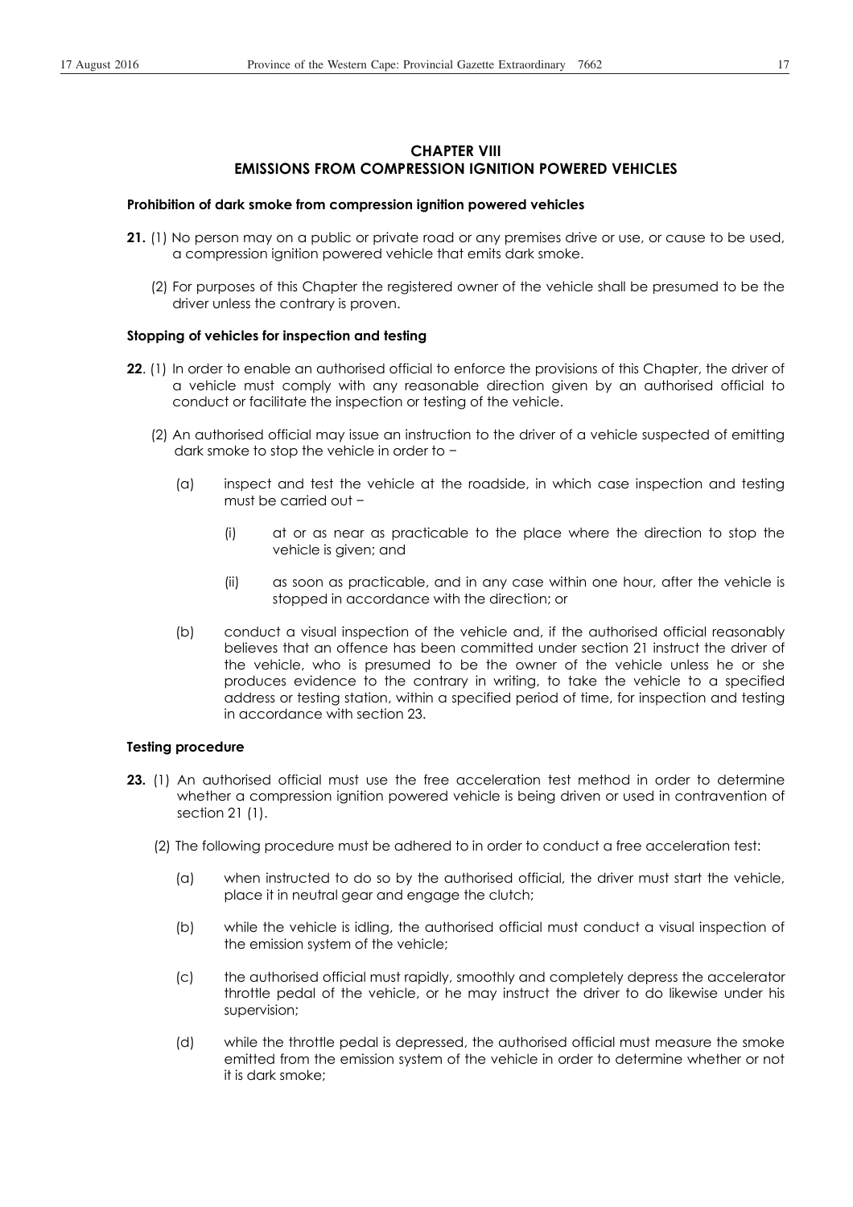## CHAPTER VIII
## EMISSIONS FROM COMPRESSION IGNITION POWERED VEHICLES

**Prohibition of dark smoke from compression ignition powered vehicles**

**21.** (1) No person may on a public or private road or any premises drive or use, or cause to be used, a compression ignition powered vehicle that emits dark smoke.

(2) For purposes of this Chapter the registered owner of the vehicle shall be presumed to be the driver unless the contrary is proven.

**Stopping of vehicles for inspection and testing**

**22**. (1) In order to enable an authorised official to enforce the provisions of this Chapter, the driver of a vehicle must comply with any reasonable direction given by an authorised official to conduct or facilitate the inspection or testing of the vehicle.

(2) An authorised official may issue an instruction to the driver of a vehicle suspected of emitting dark smoke to stop the vehicle in order to −

(a) inspect and test the vehicle at the roadside, in which case inspection and testing must be carried out −

(i) at or as near as practicable to the place where the direction to stop the vehicle is given; and

(ii) as soon as practicable, and in any case within one hour, after the vehicle is stopped in accordance with the direction; or

(b) conduct a visual inspection of the vehicle and, if the authorised official reasonably believes that an offence has been committed under section 21 instruct the driver of the vehicle, who is presumed to be the owner of the vehicle unless he or she produces evidence to the contrary in writing, to take the vehicle to a specified address or testing station, within a specified period of time, for inspection and testing in accordance with section 23.

**Testing procedure**

**23.** (1) An authorised official must use the free acceleration test method in order to determine whether a compression ignition powered vehicle is being driven or used in contravention of section 21 (1).

(2) The following procedure must be adhered to in order to conduct a free acceleration test:

(a) when instructed to do so by the authorised official, the driver must start the vehicle, place it in neutral gear and engage the clutch;

(b) while the vehicle is idling, the authorised official must conduct a visual inspection of the emission system of the vehicle;

(c) the authorised official must rapidly, smoothly and completely depress the accelerator throttle pedal of the vehicle, or he may instruct the driver to do likewise under his supervision;

(d) while the throttle pedal is depressed, the authorised official must measure the smoke emitted from the emission system of the vehicle in order to determine whether or not it is dark smoke;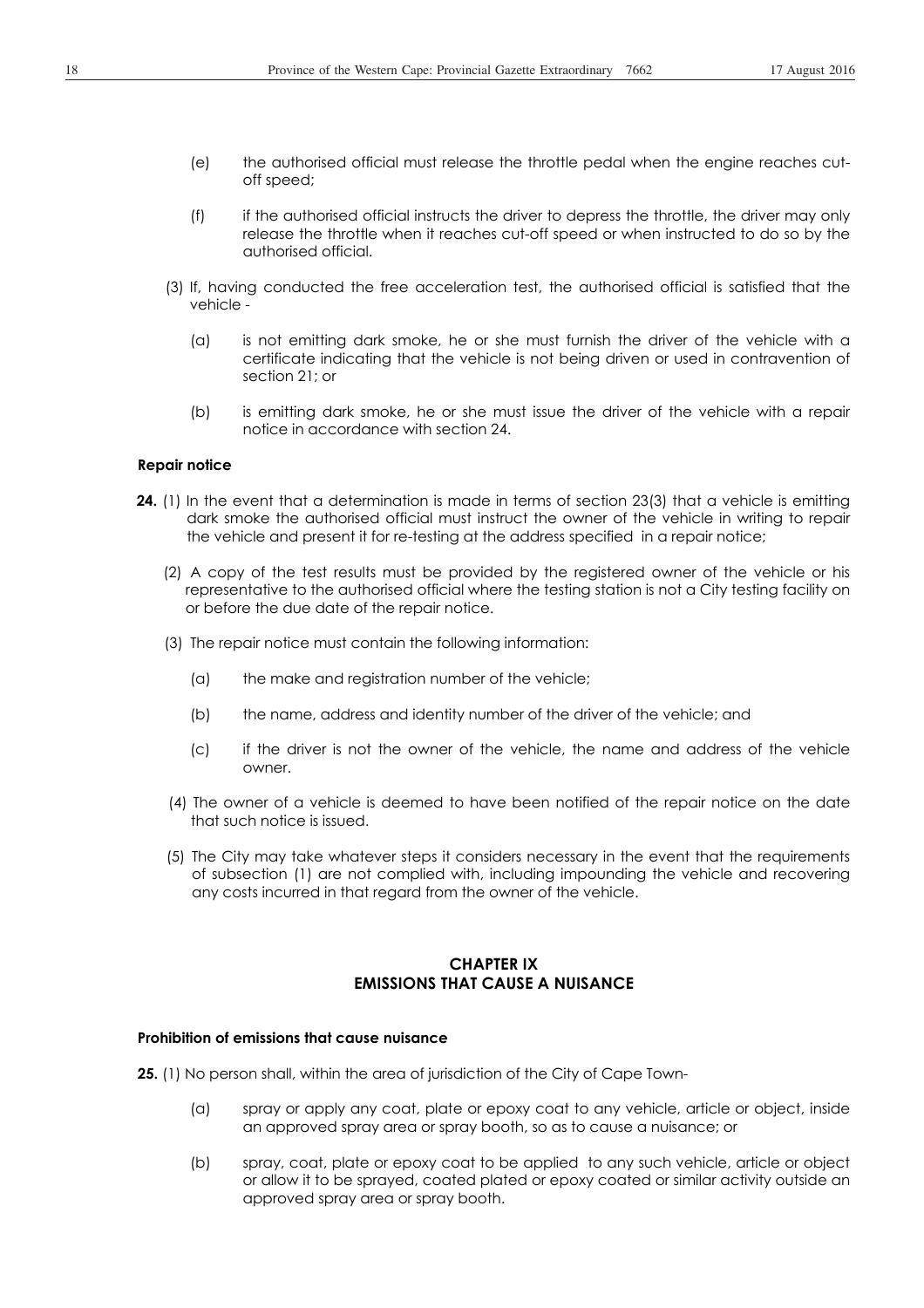(e) the authorised official must release the throttle pedal when the engine reaches cut-off speed;

(f) if the authorised official instructs the driver to depress the throttle, the driver may only release the throttle when it reaches cut-off speed or when instructed to do so by the authorised official.

(3) If, having conducted the free acceleration test, the authorised official is satisfied that the vehicle -

(a) is not emitting dark smoke, he or she must furnish the driver of the vehicle with a certificate indicating that the vehicle is not being driven or used in contravention of section 21; or

(b) is emitting dark smoke, he or she must issue the driver of the vehicle with a repair notice in accordance with section 24.

**Repair notice**

**24.** (1) In the event that a determination is made in terms of section 23(3) that a vehicle is emitting dark smoke the authorised official must instruct the owner of the vehicle in writing to repair the vehicle and present it for re-testing at the address specified in a repair notice;

(2) A copy of the test results must be provided by the registered owner of the vehicle or his representative to the authorised official where the testing station is not a City testing facility on or before the due date of the repair notice.

(3) The repair notice must contain the following information:

(a) the make and registration number of the vehicle;

(b) the name, address and identity number of the driver of the vehicle; and

(c) if the driver is not the owner of the vehicle, the name and address of the vehicle owner.

(4) The owner of a vehicle is deemed to have been notified of the repair notice on the date that such notice is issued.

(5) The City may take whatever steps it considers necessary in the event that the requirements of subsection (1) are not complied with, including impounding the vehicle and recovering any costs incurred in that regard from the owner of the vehicle.

## CHAPTER IX
## EMISSIONS THAT CAUSE A NUISANCE

**Prohibition of emissions that cause nuisance**

**25.** (1) No person shall, within the area of jurisdiction of the City of Cape Town-

(a) spray or apply any coat, plate or epoxy coat to any vehicle, article or object, inside an approved spray area or spray booth, so as to cause a nuisance; or

(b) spray, coat, plate or epoxy coat to be applied to any such vehicle, article or object or allow it to be sprayed, coated plated or epoxy coated or similar activity outside an approved spray area or spray booth.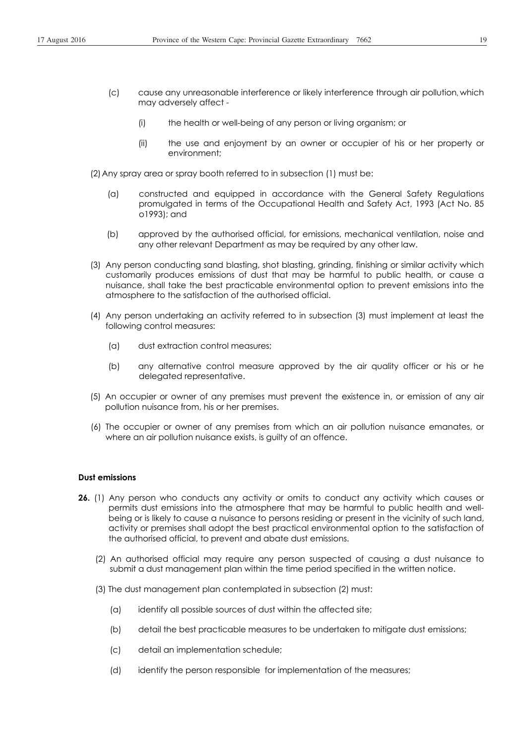(c) cause any unreasonable interference or likely interference through air pollution, which may adversely affect -

(i) the health or well-being of any person or living organism; or

(ii) the use and enjoyment by an owner or occupier of his or her property or environment;

(2) Any spray area or spray booth referred to in subsection (1) must be:

(a) constructed and equipped in accordance with the General Safety Regulations promulgated in terms of the Occupational Health and Safety Act, 1993 (Act No. 85 o1993); and

(b) approved by the authorised official, for emissions, mechanical ventilation, noise and any other relevant Department as may be required by any other law.

(3) Any person conducting sand blasting, shot blasting, grinding, finishing or similar activity which customarily produces emissions of dust that may be harmful to public health, or cause a nuisance, shall take the best practicable environmental option to prevent emissions into the atmosphere to the satisfaction of the authorised official.

(4) Any person undertaking an activity referred to in subsection (3) must implement at least the following control measures:

(a) dust extraction control measures;

(b) any alternative control measure approved by the air quality officer or his or he delegated representative.

(5) An occupier or owner of any premises must prevent the existence in, or emission of any air pollution nuisance from, his or her premises.

(6) The occupier or owner of any premises from which an air pollution nuisance emanates, or where an air pollution nuisance exists, is guilty of an offence.

**Dust emissions**

**26.** (1) Any person who conducts any activity or omits to conduct any activity which causes or permits dust emissions into the atmosphere that may be harmful to public health and well-being or is likely to cause a nuisance to persons residing or present in the vicinity of such land, activity or premises shall adopt the best practical environmental option to the satisfaction of the authorised official, to prevent and abate dust emissions.

(2) An authorised official may require any person suspected of causing a dust nuisance to submit a dust management plan within the time period specified in the written notice.

(3) The dust management plan contemplated in subsection (2) must:

(a) identify all possible sources of dust within the affected site;

(b) detail the best practicable measures to be undertaken to mitigate dust emissions;

(c) detail an implementation schedule;

(d) identify the person responsible for implementation of the measures;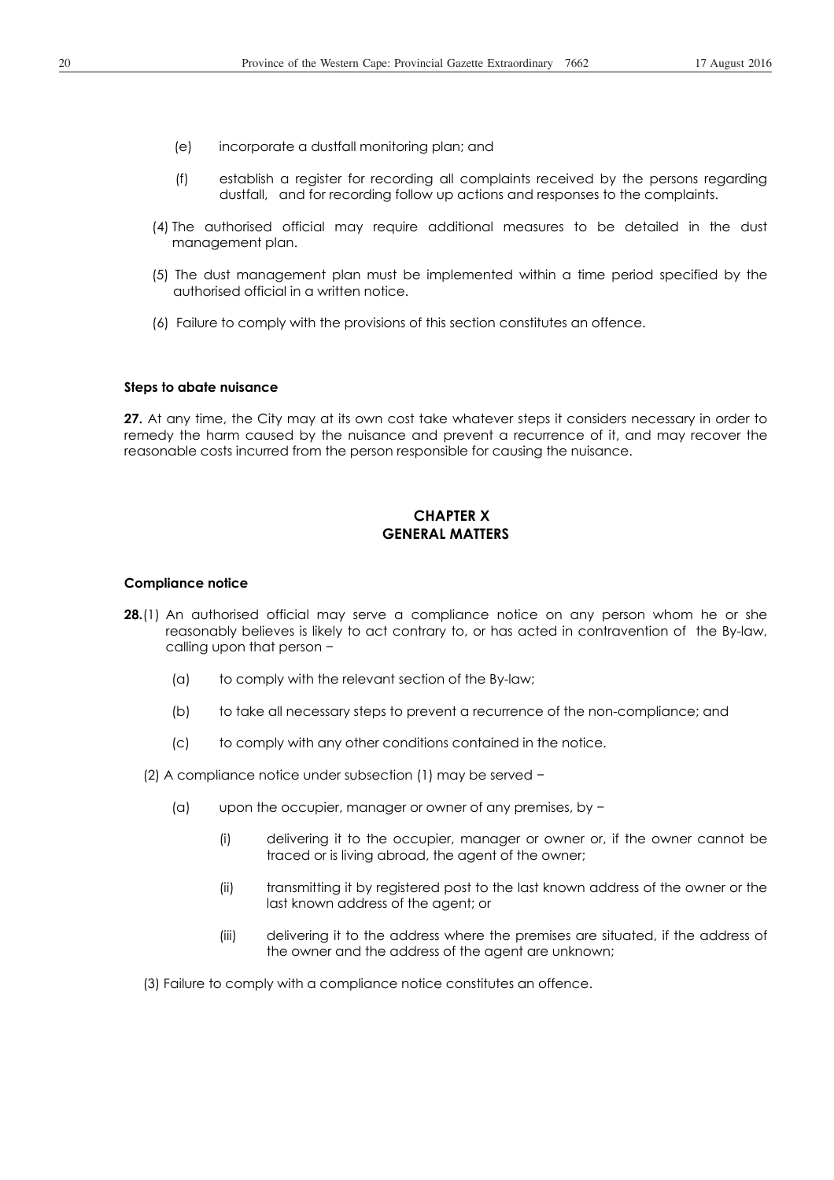(e) incorporate a dustfall monitoring plan; and

(f) establish a register for recording all complaints received by the persons regarding dustfall, and for recording follow up actions and responses to the complaints.

(4) The authorised official may require additional measures to be detailed in the dust management plan.

(5) The dust management plan must be implemented within a time period specified by the authorised official in a written notice.

(6) Failure to comply with the provisions of this section constitutes an offence.

**Steps to abate nuisance**

**27.** At any time, the City may at its own cost take whatever steps it considers necessary in order to remedy the harm caused by the nuisance and prevent a recurrence of it, and may recover the reasonable costs incurred from the person responsible for causing the nuisance.

## CHAPTER X
## GENERAL MATTERS

**Compliance notice**

**28.**(1) An authorised official may serve a compliance notice on any person whom he or she reasonably believes is likely to act contrary to, or has acted in contravention of the By-law, calling upon that person −

(a) to comply with the relevant section of the By-law;

(b) to take all necessary steps to prevent a recurrence of the non-compliance; and

(c) to comply with any other conditions contained in the notice.

(2) A compliance notice under subsection (1) may be served −

(a) upon the occupier, manager or owner of any premises, by −

(i) delivering it to the occupier, manager or owner or, if the owner cannot be traced or is living abroad, the agent of the owner;

(ii) transmitting it by registered post to the last known address of the owner or the last known address of the agent; or

(iii) delivering it to the address where the premises are situated, if the address of the owner and the address of the agent are unknown;

(3) Failure to comply with a compliance notice constitutes an offence.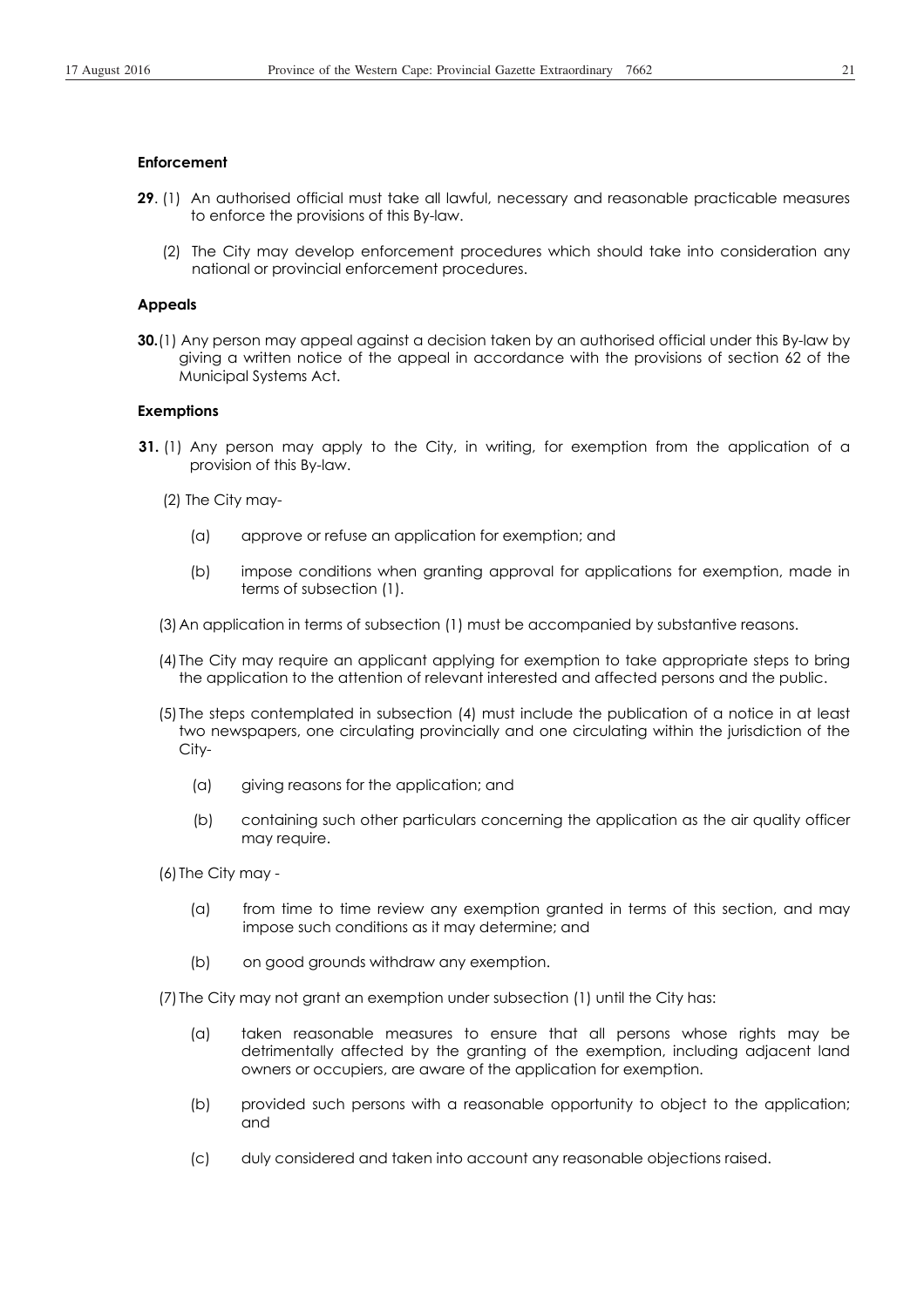**Enforcement**

**29**. (1) An authorised official must take all lawful, necessary and reasonable practicable measures to enforce the provisions of this By-law.

(2) The City may develop enforcement procedures which should take into consideration any national or provincial enforcement procedures.

**Appeals**

**30.**(1) Any person may appeal against a decision taken by an authorised official under this By-law by giving a written notice of the appeal in accordance with the provisions of section 62 of the Municipal Systems Act.

**Exemptions**

**31.** (1) Any person may apply to the City, in writing, for exemption from the application of a provision of this By-law.

(2) The City may-

(a) approve or refuse an application for exemption; and

(b) impose conditions when granting approval for applications for exemption, made in terms of subsection (1).

(3) An application in terms of subsection (1) must be accompanied by substantive reasons.

(4) The City may require an applicant applying for exemption to take appropriate steps to bring the application to the attention of relevant interested and affected persons and the public.

(5) The steps contemplated in subsection (4) must include the publication of a notice in at least two newspapers, one circulating provincially and one circulating within the jurisdiction of the City-

(a) giving reasons for the application; and

(b) containing such other particulars concerning the application as the air quality officer may require.

(6) The City may -

(a) from time to time review any exemption granted in terms of this section, and may impose such conditions as it may determine; and

(b) on good grounds withdraw any exemption.

(7) The City may not grant an exemption under subsection (1) until the City has:

(a) taken reasonable measures to ensure that all persons whose rights may be detrimentally affected by the granting of the exemption, including adjacent land owners or occupiers, are aware of the application for exemption.

(b) provided such persons with a reasonable opportunity to object to the application; and

(c) duly considered and taken into account any reasonable objections raised.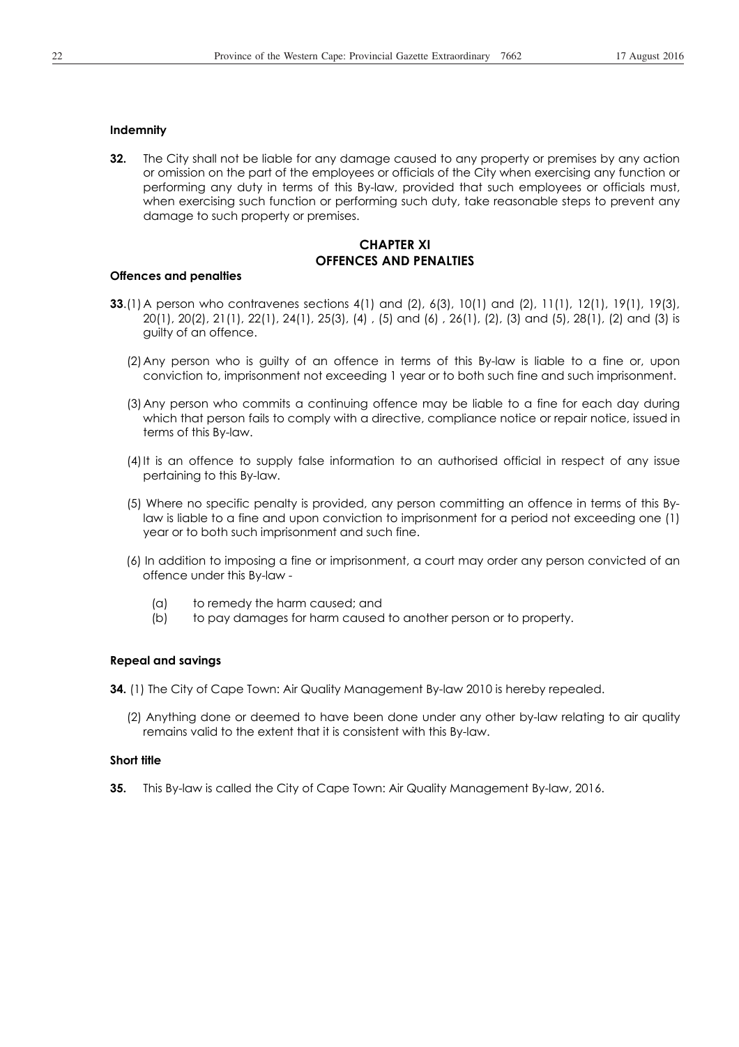#### Indemnity

**32.** The City shall not be liable for any damage caused to any property or premises by any action or omission on the part of the employees or officials of the City when exercising any function or performing any duty in terms of this By-law, provided that such employees or officials must, when exercising such function or performing such duty, take reasonable steps to prevent any damage to such property or premises.

## CHAPTER XI
## OFFENCES AND PENALTIES

#### Offences and penalties

**33**.(1) A person who contravenes sections 4(1) and (2), 6(3), 10(1) and (2), 11(1), 12(1), 19(1), 19(3), 20(1), 20(2), 21(1), 22(1), 24(1), 25(3), (4) , (5) and (6) , 26(1), (2), (3) and (5), 28(1), (2) and (3) is guilty of an offence.

(2) Any person who is guilty of an offence in terms of this By-law is liable to a fine or, upon conviction to, imprisonment not exceeding 1 year or to both such fine and such imprisonment.

(3) Any person who commits a continuing offence may be liable to a fine for each day during which that person fails to comply with a directive, compliance notice or repair notice, issued in terms of this By-law.

(4) It is an offence to supply false information to an authorised official in respect of any issue pertaining to this By-law.

(5) Where no specific penalty is provided, any person committing an offence in terms of this By-law is liable to a fine and upon conviction to imprisonment for a period not exceeding one (1) year or to both such imprisonment and such fine.

(6) In addition to imposing a fine or imprisonment, a court may order any person convicted of an offence under this By-law -

(a) to remedy the harm caused; and
(b) to pay damages for harm caused to another person or to property.

#### Repeal and savings

**34.** (1) The City of Cape Town: Air Quality Management By-law 2010 is hereby repealed.

(2) Anything done or deemed to have been done under any other by-law relating to air quality remains valid to the extent that it is consistent with this By-law.

#### Short title

**35.** This By-law is called the City of Cape Town: Air Quality Management By-law, 2016.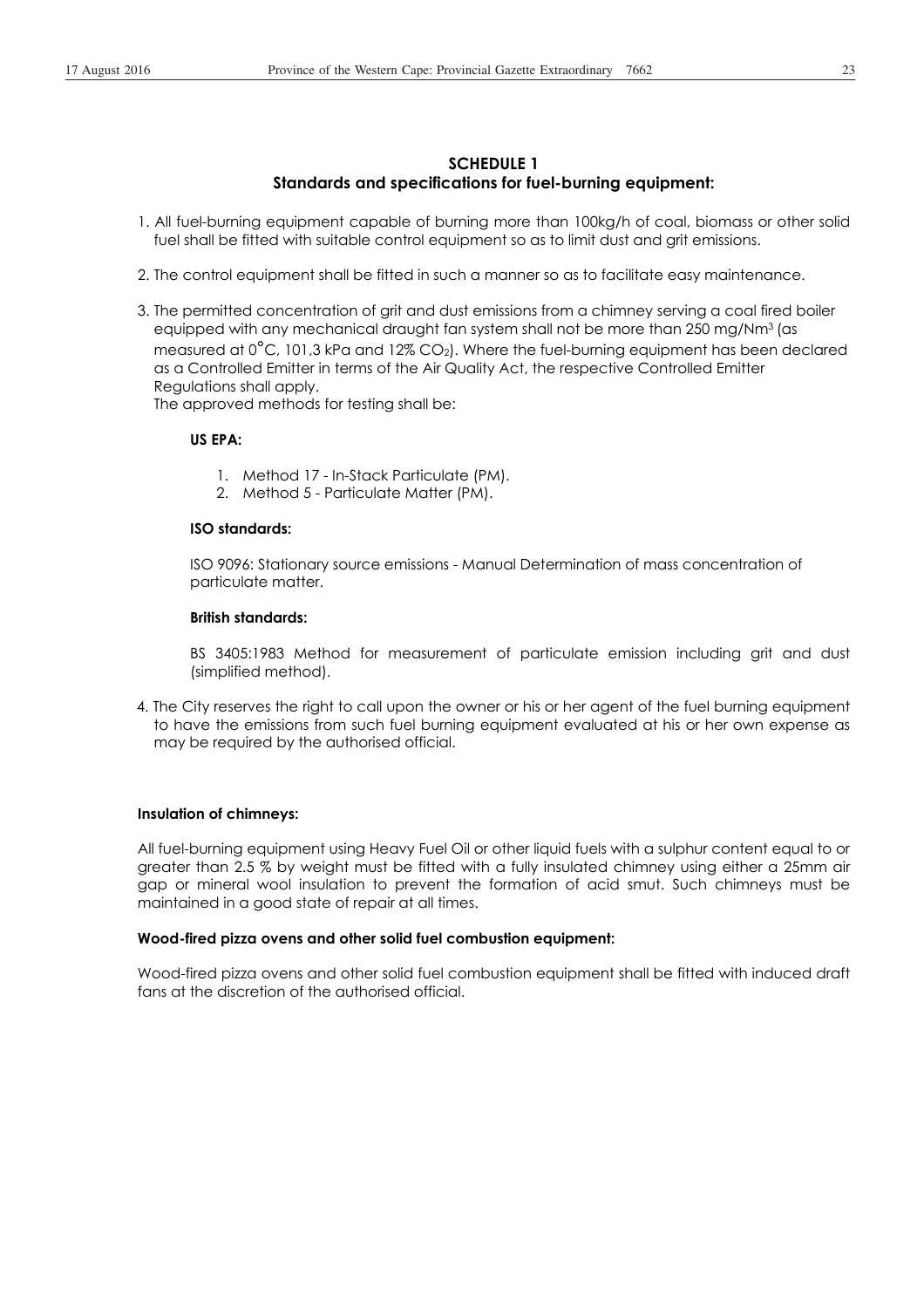## SCHEDULE 1
## Standards and specifications for fuel-burning equipment:

1. All fuel-burning equipment capable of burning more than 100kg/h of coal, biomass or other solid fuel shall be fitted with suitable control equipment so as to limit dust and grit emissions.

2. The control equipment shall be fitted in such a manner so as to facilitate easy maintenance.

3. The permitted concentration of grit and dust emissions from a chimney serving a coal fired boiler equipped with any mechanical draught fan system shall not be more than 250 mg/Nm$^3$ (as measured at 0°C, 101,3 kPa and 12% $CO_2$). Where the fuel-burning equipment has been declared as a Controlled Emitter in terms of the Air Quality Act, the respective Controlled Emitter Regulations shall apply.
   The approved methods for testing shall be:

   **US EPA:**

   1. Method 17 - In-Stack Particulate (PM).
   2. Method 5 - Particulate Matter (PM).

   **ISO standards:**

   ISO 9096: Stationary source emissions - Manual Determination of mass concentration of particulate matter.

   **British standards:**

   BS 3405:1983 Method for measurement of particulate emission including grit and dust (simplified method).

4. The City reserves the right to call upon the owner or his or her agent of the fuel burning equipment to have the emissions from such fuel burning equipment evaluated at his or her own expense as may be required by the authorised official.

**Insulation of chimneys:**

All fuel-burning equipment using Heavy Fuel Oil or other liquid fuels with a sulphur content equal to or greater than 2.5 % by weight must be fitted with a fully insulated chimney using either a 25mm air gap or mineral wool insulation to prevent the formation of acid smut. Such chimneys must be maintained in a good state of repair at all times.

**Wood-fired pizza ovens and other solid fuel combustion equipment:**

Wood-fired pizza ovens and other solid fuel combustion equipment shall be fitted with induced draft fans at the discretion of the authorised official.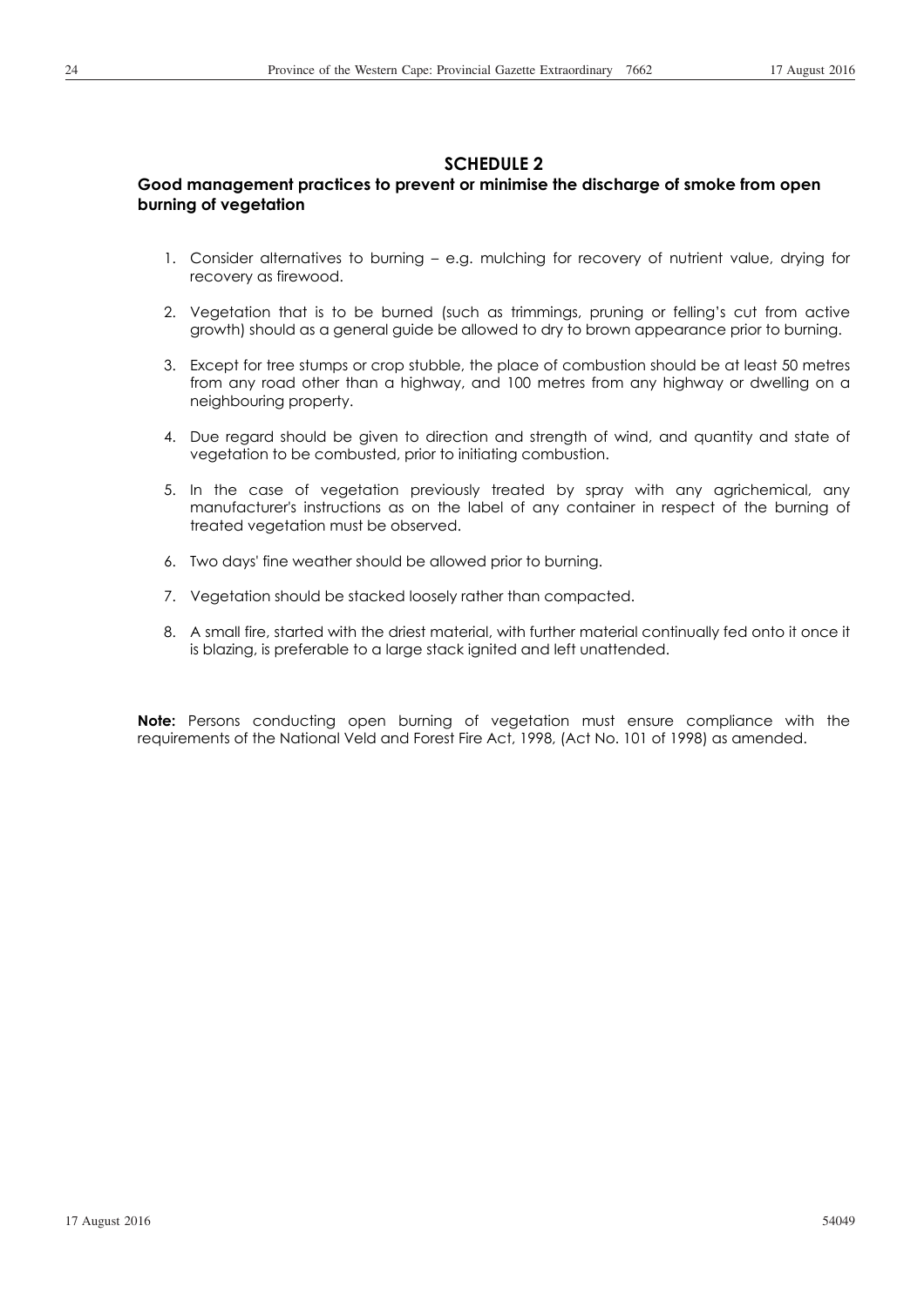## SCHEDULE 2

### Good management practices to prevent or minimise the discharge of smoke from open burning of vegetation

1. Consider alternatives to burning – e.g. mulching for recovery of nutrient value, drying for recovery as firewood.
2. Vegetation that is to be burned (such as trimmings, pruning or felling's cut from active growth) should as a general guide be allowed to dry to brown appearance prior to burning.
3. Except for tree stumps or crop stubble, the place of combustion should be at least 50 metres from any road other than a highway, and 100 metres from any highway or dwelling on a neighbouring property.
4. Due regard should be given to direction and strength of wind, and quantity and state of vegetation to be combusted, prior to initiating combustion.
5. In the case of vegetation previously treated by spray with any agrichemical, any manufacturer's instructions as on the label of any container in respect of the burning of treated vegetation must be observed.
6. Two days' fine weather should be allowed prior to burning.
7. Vegetation should be stacked loosely rather than compacted.
8. A small fire, started with the driest material, with further material continually fed onto it once it is blazing, is preferable to a large stack ignited and left unattended.

**Note:** Persons conducting open burning of vegetation must ensure compliance with the requirements of the National Veld and Forest Fire Act, 1998, (Act No. 101 of 1998) as amended.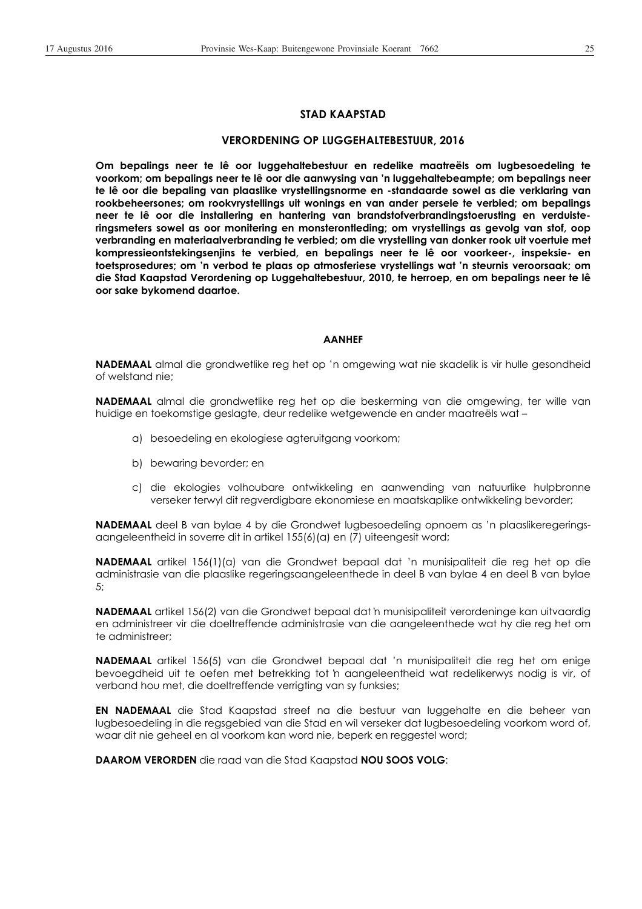## STAD KAAPSTAD

## VERORDENING OP LUGGEHALTEBESTUUR, 2016

**Om bepalings neer te lê oor luggehaltebestuur en redelike maatreëls om lugbesoedeling te voorkom; om bepalings neer te lê oor die aanwysing van 'n luggehaltebeampte; om bepalings neer te lê oor die bepaling van plaaslike vrystellingsnorme en -standaarde sowel as die verklaring van rookbeheersones; om rookvrystellings uit wonings en van ander persele te verbied; om bepalings neer te lê oor die installering en hantering van brandstofverbrandingstoerusting en verduisteringsmeters sowel as oor monitering en monsterontleding; om vrystellings as gevolg van stof, oop verbranding en materiaalverbranding te verbied; om die vrystelling van donker rook uit voertuie met kompressieontstekingsenjins te verbied, en bepalings neer te lê oor voorkeer-, inspeksie- en toetsprosedures; om 'n verbod te plaas op atmosferiese vrystellings wat 'n steurnis veroorsaak; om die Stad Kaapstad Verordening op Luggehaltebestuur, 2010, te herroep, en om bepalings neer te lê oor sake bykomend daartoe.**

### AANHEF

**NADEMAAL** almal die grondwetlike reg het op 'n omgewing wat nie skadelik is vir hulle gesondheid of welstand nie;

**NADEMAAL** almal die grondwetlike reg het op die beskerming van die omgewing, ter wille van huidige en toekomstige geslagte, deur redelike wetgewende en ander maatreëls wat –

a) besoedeling en ekologiese agteruitgang voorkom;

b) bewaring bevorder; en

c) die ekologies volhoubare ontwikkeling en aanwending van natuurlike hulpbronne verseker terwyl dit regverdigbare ekonomiese en maatskaplike ontwikkeling bevorder;

**NADEMAAL** deel B van bylae 4 by die Grondwet lugbesoedeling opnoem as 'n plaaslikeregeringsaangeleentheid in soverre dit in artikel 155(6)(a) en (7) uiteengesit word;

**NADEMAAL** artikel 156(1)(a) van die Grondwet bepaal dat 'n munisipaliteit die reg het op die administrasie van die plaaslike regeringsaangeleenthede in deel B van bylae 4 en deel B van bylae 5;

**NADEMAAL** artikel 156(2) van die Grondwet bepaal dat 'n munisipaliteit verordeninge kan uitvaardig en administreer vir die doeltreffende administrasie van die aangeleenthede wat hy die reg het om te administreer;

**NADEMAAL** artikel 156(5) van die Grondwet bepaal dat 'n munisipaliteit die reg het om enige bevoegdheid uit te oefen met betrekking tot 'n aangeleentheid wat redelikerwys nodig is vir, of verband hou met, die doeltreffende verrigting van sy funksies;

**EN NADEMAAL** die Stad Kaapstad streef na die bestuur van luggehalte en die beheer van lugbesoedeling in die regsgebied van die Stad en wil verseker dat lugbesoedeling voorkom word of, waar dit nie geheel en al voorkom kan word nie, beperk en gereguleer word;

**DAAROM VERORDEN** die raad van die Stad Kaapstad **NOU SOOS VOLG**: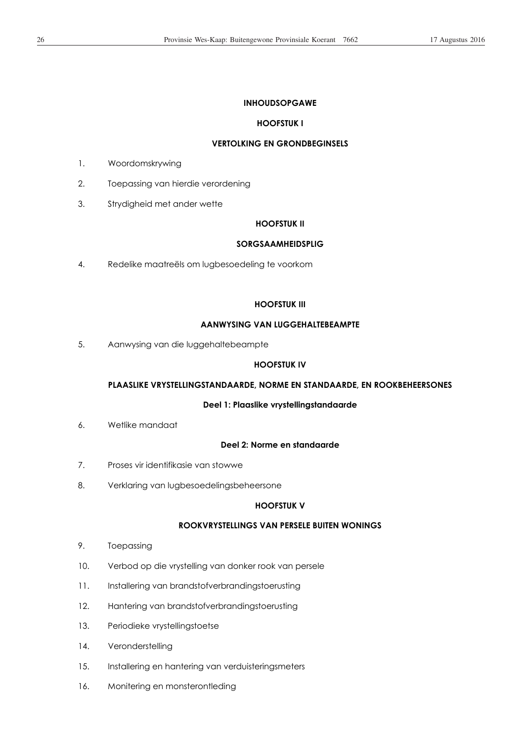## INHOUDSOPGAWE

### HOOFSTUK I

### VERTOLKING EN GRONDBEGINSELS

1. Woordomskrywing
2. Toepassing van hierdie verordening
3. Strydigheid met ander wette

### HOOFSTUK II

### SORGSAAMHEIDSPLIG

4. Redelike maatreëls om lugbesoedeling te voorkom

### HOOFSTUK III

### AANWYSING VAN LUGGEHALTEBEAMPTE

5. Aanwysing van die luggehaltebeampte

### HOOFSTUK IV

### PLAASLIKE VRYSTELLINGSTANDAARDE, NORME EN STANDAARDE, EN ROOKBEHEERSONES

#### Deel 1: Plaaslike vrystellingstandaarde

6. Wetlike mandaat

#### Deel 2: Norme en standaarde

7. Proses vir identifikasie van stowwe
8. Verklaring van lugbesoedelingsbeheersone

### HOOFSTUK V

### ROOKVRYSTELLINGS VAN PERSELE BUITEN WONINGS

9. Toepassing
10. Verbod op die vrystelling van donker rook van persele
11. Installering van brandstofverbrandingstoerusting
12. Hantering van brandstofverbrandingstoerusting
13. Periodieke vrystellingstoetse
14. Veronderstelling
15. Installering en hantering van verduisteringsmeters
16. Monitering en monsterontleding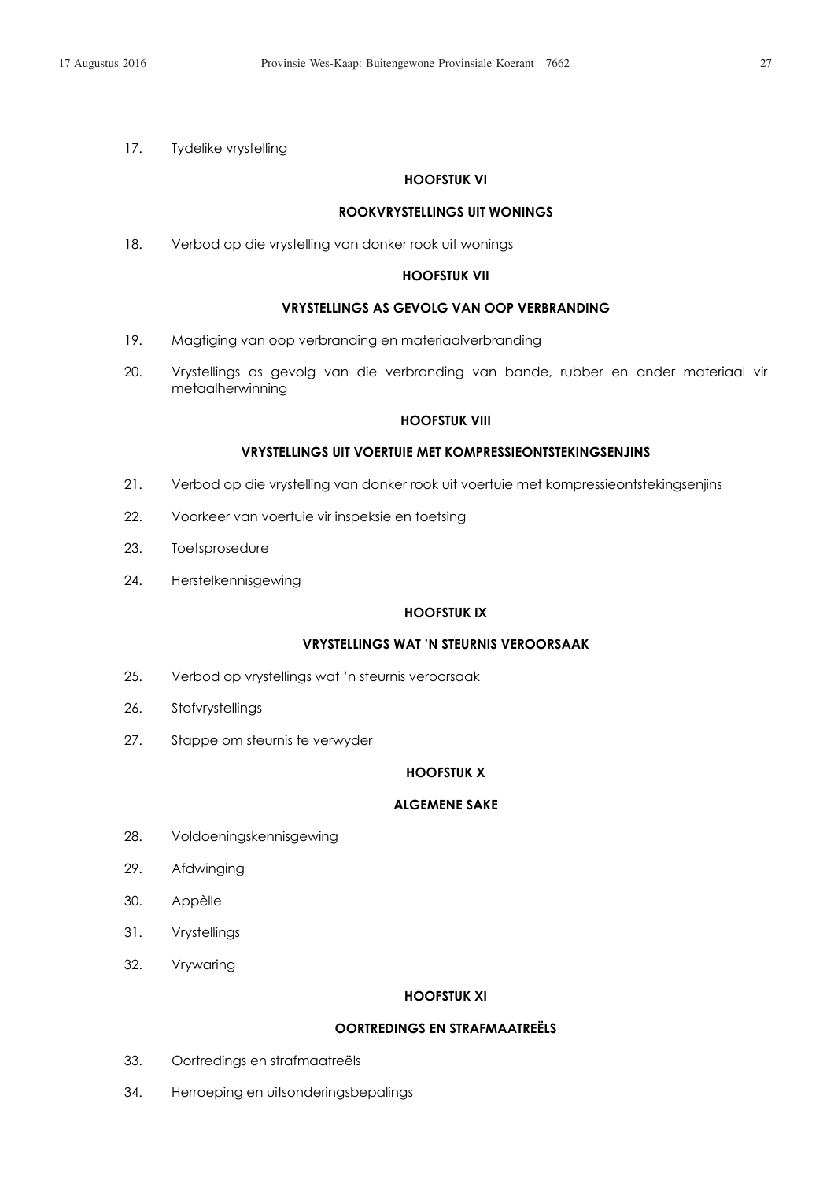17. Tydelike vrystelling

## HOOFSTUK VI

## ROOKVRYSTELLINGS UIT WONINGS

18. Verbod op die vrystelling van donker rook uit wonings

## HOOFSTUK VII

## VRYSTELLINGS AS GEVOLG VAN OOP VERBRANDING

19. Magtiging van oop verbranding en materiaalverbranding

20. Vrystellings as gevolg van die verbranding van bande, rubber en ander materiaal vir metaalherwinning

## HOOFSTUK VIII

## VRYSTELLINGS UIT VOERTUIE MET KOMPRESSIEONTSTEKINGSENJINS

21. Verbod op die vrystelling van donker rook uit voertuie met kompressieontstekingsenjins

22. Voorkeer van voertuie vir inspeksie en toetsing

23. Toetsprosedure

24. Herstelkennisgewing

## HOOFSTUK IX

## VRYSTELLINGS WAT 'N STEURNIS VEROORSAAK

25. Verbod op vrystellings wat 'n steurnis veroorsaak

26. Stofvrystellings

27. Stappe om steurnis te verwyder

## HOOFSTUK X

## ALGEMENE SAKE

28. Voldoeningskennisgewing

29. Afdwinging

30. Appèlle

31. Vrystellings

32. Vrywaring

## HOOFSTUK XI

## OORTREDINGS EN STRAFMAATREËLS

33. Oortredings en strafmaatreëls

34. Herroeping en uitsonderingsbepalings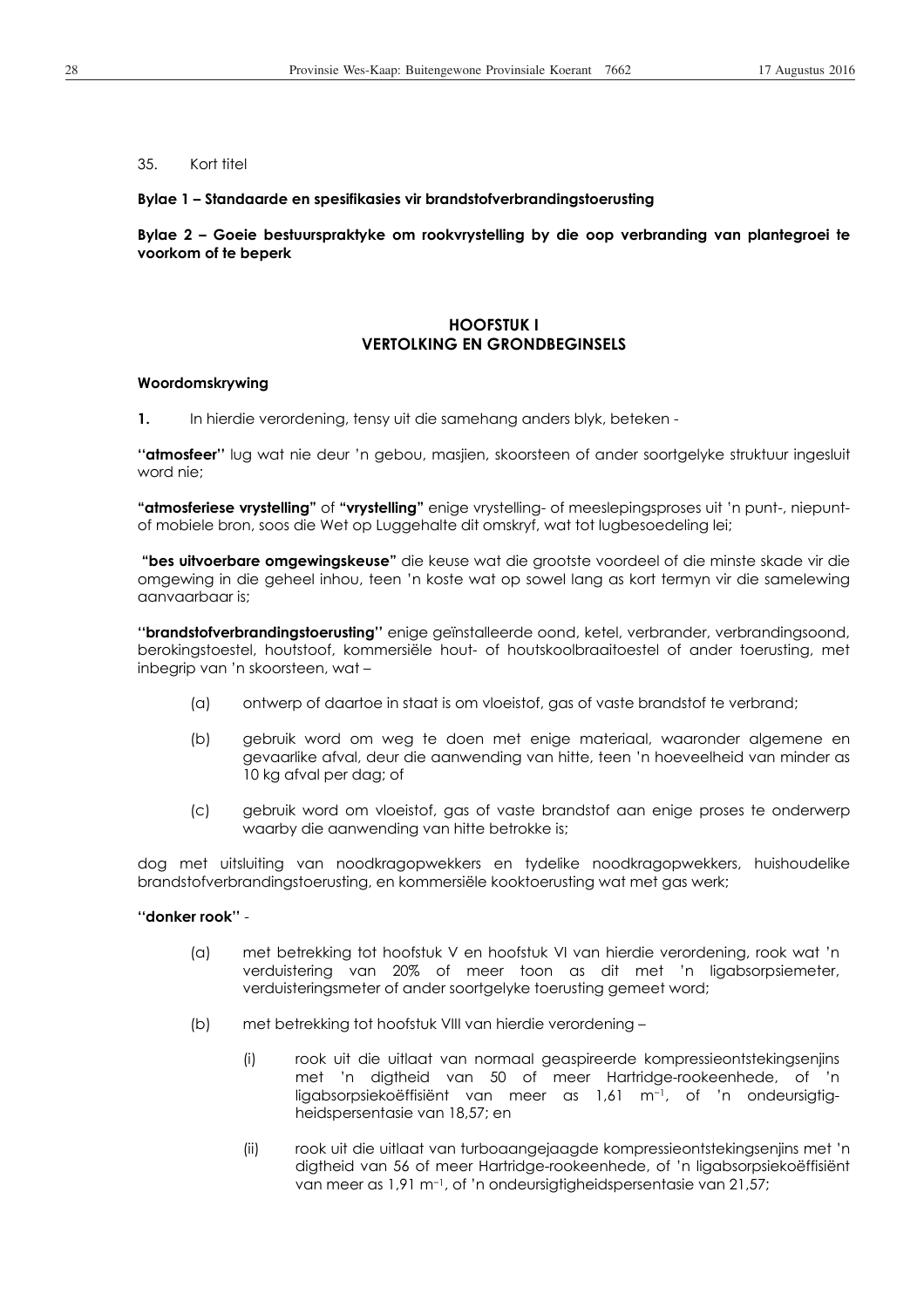35. Kort titel

**Bylae 1 – Standaarde en spesifikasies vir brandstofverbrandingstoerusting**

**Bylae 2 – Goeie bestuurspraktyke om rookvrystelling by die oop verbranding van plantegroei te voorkom of te beperk**

## HOOFSTUK I
## VERTOLKING EN GRONDBEGINSELS

**Woordomskrywing**

**1.** In hierdie verordening, tensy uit die samehang anders blyk, beteken -

**"atmosfeer"** lug wat nie deur 'n gebou, masjien, skoorsteen of ander soortgelyke struktuur ingesluit word nie;

**"atmosferiese vrystelling"** of **"vrystelling"** enige vrystelling- of meeslepingsproses uit 'n punt-, niepunt- of mobiele bron, soos die Wet op Luggehalte dit omskryf, wat tot lugbesoedeling lei;

**"bes uitvoerbare omgewingskeuse"** die keuse wat die grootste voordeel of die minste skade vir die omgewing in die geheel inhou, teen 'n koste wat op sowel lang as kort termyn vir die samelewing aanvaarbaar is;

**"brandstofverbrandingstoerusting"** enige geïnstalleerde oond, ketel, verbrander, verbrandingsoond, berokingstoestel, houtstoof, kommersiële hout- of houtskoolbraaitoestel of ander toerusting, met inbegrip van 'n skoorsteen, wat –

(a) ontwerp of daartoe in staat is om vloeistof, gas of vaste brandstof te verbrand;

(b) gebruik word om weg te doen met enige materiaal, waaronder algemene en gevaarlike afval, deur die aanwending van hitte, teen 'n hoeveelheid van minder as 10 kg afval per dag; of

(c) gebruik word om vloeistof, gas of vaste brandstof aan enige proses te onderwerp waarby die aanwending van hitte betrokke is;

dog met uitsluiting van noodkragopwekkers en tydelike noodkragopwekkers, huishoudelike brandstofverbrandingstoerusting, en kommersiële kooktoerusting wat met gas werk;

**"donker rook"** -

(a) met betrekking tot hoofstuk V en hoofstuk VI van hierdie verordening, rook wat 'n verduistering van 20% of meer toon as dit met 'n ligabsorpsiemeter, verduisteringsmeter of ander soortgelyke toerusting gemeet word;

(b) met betrekking tot hoofstuk VIII van hierdie verordening –

(i) rook uit die uitlaat van normaal geaspireerde kompressieontstekingsenjins met 'n digtheid van 50 of meer Hartridge-rookeenhede, of 'n ligabsorpsiekoëffisiënt van meer as 1,61 $m^{-1}$, of 'n ondeursigtigheidspersentasie van 18,57; en

(ii) rook uit die uitlaat van turboaangejaagde kompressieontstekingsenjins met 'n digtheid van 56 of meer Hartridge-rookeenhede, of 'n ligabsorpsiekoëffisiënt van meer as 1,91 $m^{-1}$, of 'n ondeursigtigheidspersentasie van 21,57;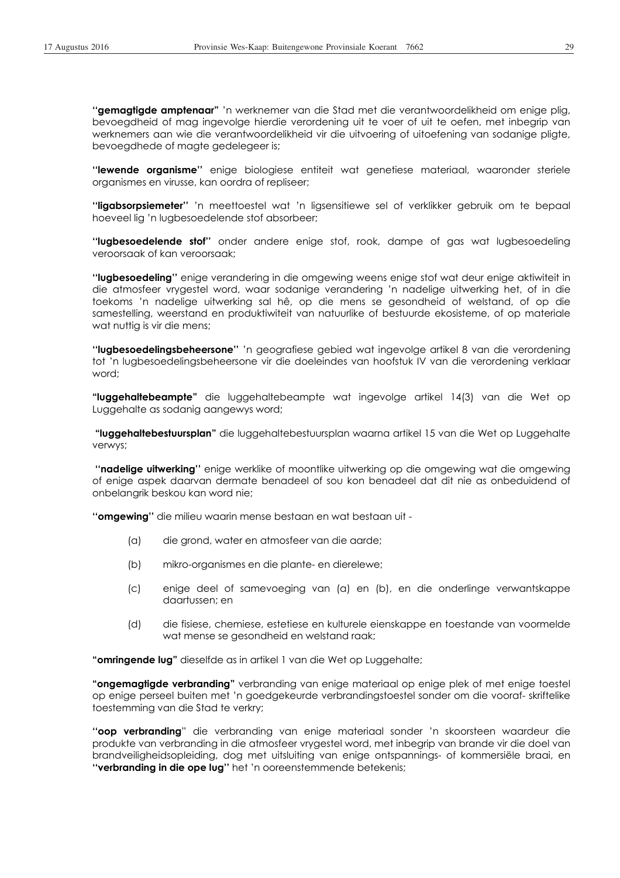**"gemagtigde amptenaar"** 'n werknemer van die Stad met die verantwoordelikheid om enige plig, bevoegdheid of mag ingevolge hierdie verordening uit te voer of uit te oefen, met inbegrip van werknemers aan wie die verantwoordelikheid vir die uitvoering of uitoefening van sodanige pligte, bevoegdhede of magte gedelegeer is;

**"lewende organisme"** enige biologiese entiteit wat genetiese materiaal, waaronder steriele organismes en virusse, kan oordra of repliseer;

**"ligabsorpsiemeter"** 'n meettoestel wat 'n ligsensitiewe sel of verklikker gebruik om te bepaal hoeveel lig 'n lugbesoedelende stof absorbeer;

**"lugbesoedelende stof"** onder andere enige stof, rook, dampe of gas wat lugbesoedeling veroorsaak of kan veroorsaak;

**"lugbesoedeling"** enige verandering in die omgewing weens enige stof wat deur enige aktiwiteit in die atmosfeer vrygestel word, waar sodanige verandering 'n nadelige uitwerking het, of in die toekoms 'n nadelige uitwerking sal hê, op die mens se gesondheid of welstand, of op die samestelling, weerstand en produktiwiteit van natuurlike of bestuurde ekosisteme, of op materiale wat nuttig is vir die mens;

**"lugbesoedelingsbeheersone"** 'n geografiese gebied wat ingevolge artikel 8 van die verordening tot 'n lugbesoedelingsbeheersone vir die doeleindes van hoofstuk IV van die verordening verklaar word;

**"luggehaltebeampte"** die luggehaltebeampte wat ingevolge artikel 14(3) van die Wet op Luggehalte as sodanig aangewys word;

**"luggehaltebestuursplan"** die luggehaltebestuursplan waarna artikel 15 van die Wet op Luggehalte verwys;

**"nadelige uitwerking"** enige werklike of moontlike uitwerking op die omgewing wat die omgewing of enige aspek daarvan dermate benadeel of sou kon benadeel dat dit nie as onbeduidend of onbelangrik beskou kan word nie;

**"omgewing"** die milieu waarin mense bestaan en wat bestaan uit -

(a) die grond, water en atmosfeer van die aarde;

(b) mikro-organismes en die plante- en dierelewe;

(c) enige deel of samevoeging van (a) en (b), en die onderlinge verwantskappe daartussen; en

(d) die fisiese, chemiese, estetiese en kulturele eienskappe en toestande van voormelde wat mense se gesondheid en welstand raak;

**"omringende lug"** dieselfde as in artikel 1 van die Wet op Luggehalte;

**"ongemagtigde verbranding"** verbranding van enige materiaal op enige plek of met enige toestel op enige perseel buiten met 'n goedgekeurde verbrandingstoestel sonder om die vooraf- skriftelike toestemming van die Stad te verkry;

**"oop verbranding"** die verbranding van enige materiaal sonder 'n skoorsteen waardeur die produkte van verbranding in die atmosfeer vrygestel word, met inbegrip van brande vir die doel van brandveiligheidsopleiding, dog met uitsluiting van enige ontspannings- of kommersiële braai, en **"verbranding in die ope lug"** het 'n ooreenstemmende betekenis;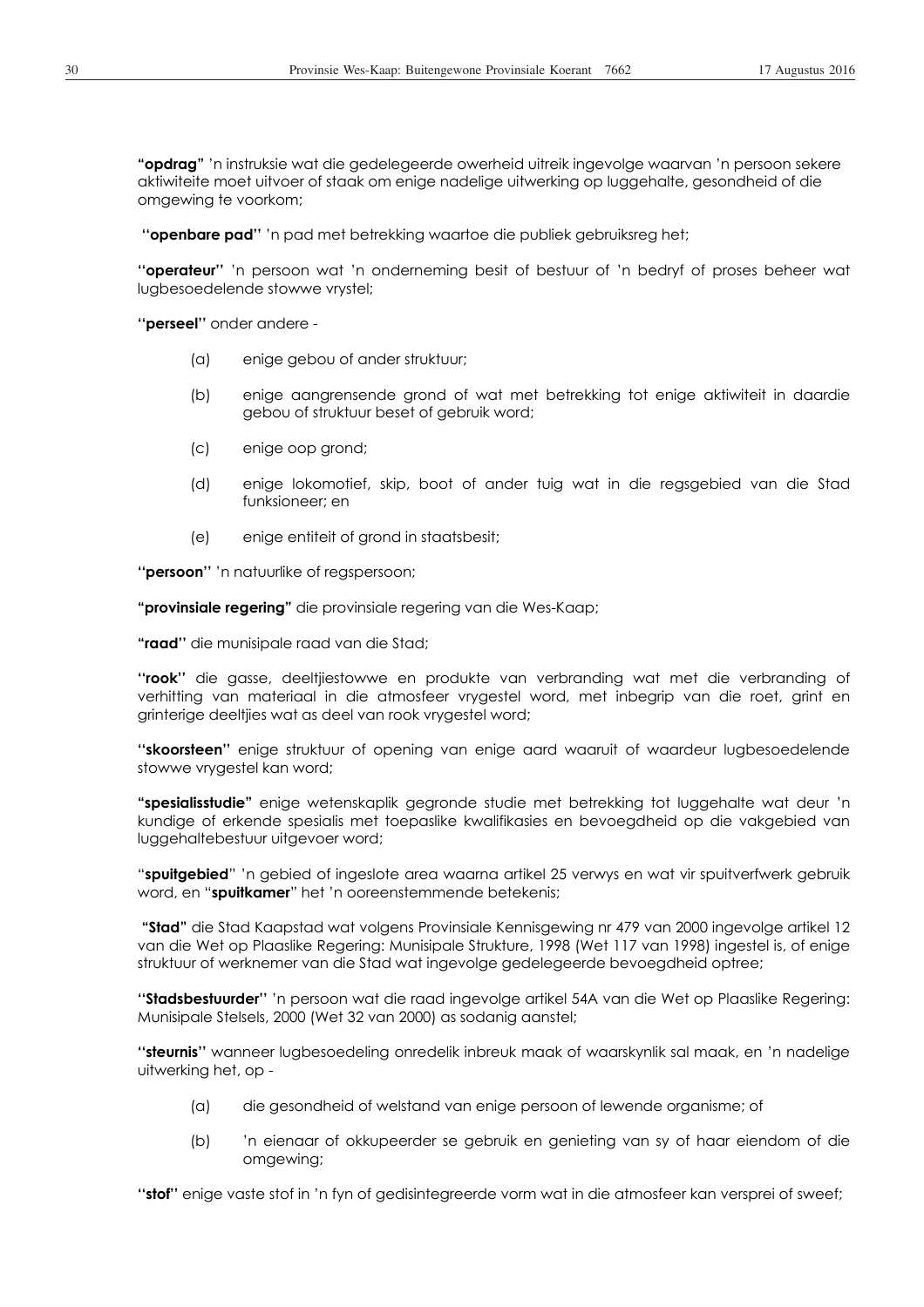**"opdrag"** 'n instruksie wat die gedelegeerde owerheid uitreik ingevolge waarvan 'n persoon sekere aktiwiteite moet uitvoer of staak om enige nadelige uitwerking op luggehalte, gesondheid of die omgewing te voorkom;

**"openbare pad"** 'n pad met betrekking waartoe die publiek gebruiksreg het;

**"operateur"** 'n persoon wat 'n onderneming besit of bestuur of 'n bedryf of proses beheer wat lugbesoedelende stowwe vrystel;

**"perseel"** onder andere -

(a) enige gebou of ander struktuur;

(b) enige aangrensende grond of wat met betrekking tot enige aktiwiteit in daardie gebou of struktuur beset of gebruik word;

(c) enige oop grond;

(d) enige lokomotief, skip, boot of ander tuig wat in die regsgebied van die Stad funksioneer; en

(e) enige entiteit of grond in staatsbesit;

**"persoon"** 'n natuurlike of regspersoon;

**"provinsiale regering"** die provinsiale regering van die Wes-Kaap;

**"raad"** die munisipale raad van die Stad;

**"rook"** die gasse, deeltjiestowwe en produkte van verbranding wat met die verbranding of verhitting van materiaal in die atmosfeer vrygestel word, met inbegrip van die roet, grint en grinterige deeltjies wat as deel van rook vrygestel word;

**"skoorsteen"** enige struktuur of opening van enige aard waaruit of waardeur lugbesoedelende stowwe vrygestel kan word;

**"spesialisstudie"** enige wetenskaplik gegronde studie met betrekking tot luggehalte wat deur 'n kundige of erkende spesialis met toepaslike kwalifikasies en bevoegdheid op die vakgebied van luggehaltebestuur uitgevoer word;

"**spuitgebied**" 'n gebied of ingeslote area waarna artikel 25 verwys en wat vir spuitverfwerk gebruik word, en "**spuitkamer**" het 'n ooreenstemmende betekenis;

**"Stad"** die Stad Kaapstad wat volgens Provinsiale Kennisgewing nr 479 van 2000 ingevolge artikel 12 van die Wet op Plaaslike Regering: Munisipale Strukture, 1998 (Wet 117 van 1998) ingestel is, of enige struktuur of werknemer van die Stad wat ingevolge gedelegeerde bevoegdheid optree;

**"Stadsbestuurder"** 'n persoon wat die raad ingevolge artikel 54A van die Wet op Plaaslike Regering: Munisipale Stelsels, 2000 (Wet 32 van 2000) as sodanig aanstel;

**"steurnis"** wanneer lugbesoedeling onredelik inbreuk maak of waarskynlik sal maak, en 'n nadelige uitwerking het, op -

(a) die gesondheid of welstand van enige persoon of lewende organisme; of

(b) 'n eienaar of okkupeerder se gebruik en genieting van sy of haar eiendom of die omgewing;

**"stof"** enige vaste stof in 'n fyn of gedisintegreerde vorm wat in die atmosfeer kan versprei of sweef;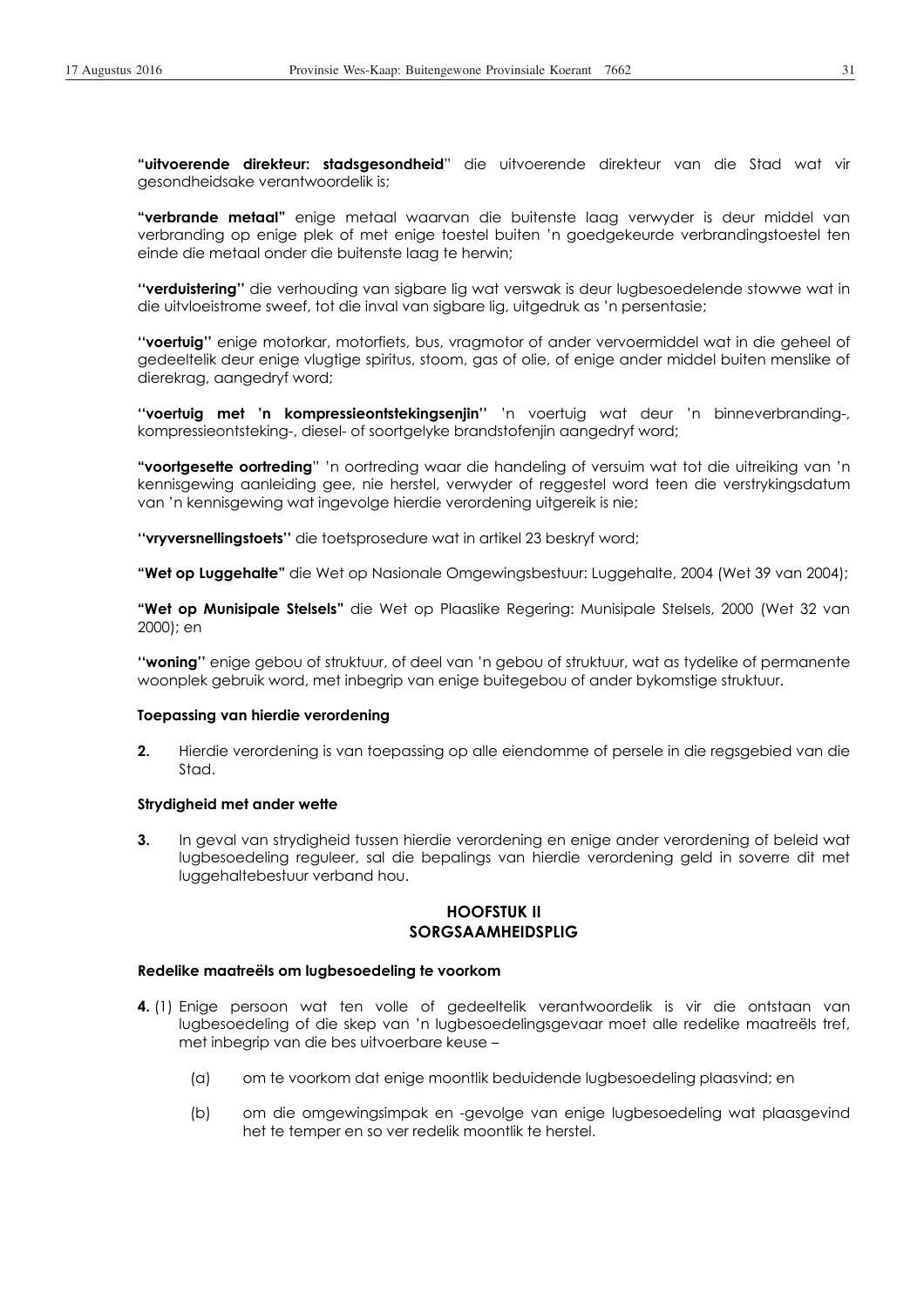**"uitvoerende direkteur: stadsgesondheid"** die uitvoerende direkteur van die Stad wat vir gesondheidsake verantwoordelik is;

**"verbrande metaal"** enige metaal waarvan die buitenste laag verwyder is deur middel van verbranding op enige plek of met enige toestel buiten 'n goedgekeurde verbrandingstoestel ten einde die metaal onder die buitenste laag te herwin;

**"verduistering"** die verhouding van sigbare lig wat verswak is deur lugbesoedelende stowwe wat in die uitvloeistrome sweef, tot die inval van sigbare lig, uitgedruk as 'n persentasie;

**"voertuig"** enige motorkar, motorfiets, bus, vragmotor of ander vervoermiddel wat in die geheel of gedeeltelik deur enige vlugtige spiritus, stoom, gas of olie, of enige ander middel buiten menslike of dierekrag, aangedryf word;

**"voertuig met 'n kompressieontstekingsenjin"** 'n voertuig wat deur 'n binneverbranding-, kompressieontsteking-, diesel- of soortgelyke brandstofenjin aangedryf word;

**"voortgesette oortreding"** 'n oortreding waar die handeling of versuim wat tot die uitreiking van 'n kennisgewing aanleiding gee, nie herstel, verwyder of reggestel word teen die verstrykingsdatum van 'n kennisgewing wat ingevolge hierdie verordening uitgereik is nie;

**"vryversnellingstoets"** die toetsprosedure wat in artikel 23 beskryf word;

**"Wet op Luggehalte"** die Wet op Nasionale Omgewingsbestuur: Luggehalte, 2004 (Wet 39 van 2004);

**"Wet op Munisipale Stelsels"** die Wet op Plaaslike Regering: Munisipale Stelsels, 2000 (Wet 32 van 2000); en

**"woning"** enige gebou of struktuur, of deel van 'n gebou of struktuur, wat as tydelike of permanente woonplek gebruik word, met inbegrip van enige buitegebou of ander bykomstige struktuur.

**Toepassing van hierdie verordening**

**2.** Hierdie verordening is van toepassing op alle eiendomme of persele in die regsgebied van die Stad.

**Strydigheid met ander wette**

**3.** In geval van strydigheid tussen hierdie verordening en enige ander verordening of beleid wat lugbesoedeling reguleer, sal die bepalings van hierdie verordening geld in soverre dit met luggehaltebestuur verband hou.

## HOOFSTUK II
## SORGSAAMHEIDSPLIG

**Redelike maatreëls om lugbesoedeling te voorkom**

**4.** (1) Enige persoon wat ten volle of gedeeltelik verantwoordelik is vir die ontstaan van lugbesoedeling of die skep van 'n lugbesoedelingsgevaar moet alle redelike maatreëls tref, met inbegrip van die bes uitvoerbare keuse –

(a) om te voorkom dat enige moontlik beduidende lugbesoedeling plaasvind; en

(b) om die omgewingsimpak en -gevolge van enige lugbesoedeling wat plaasgevind het te temper en so ver redelik moontlik te herstel.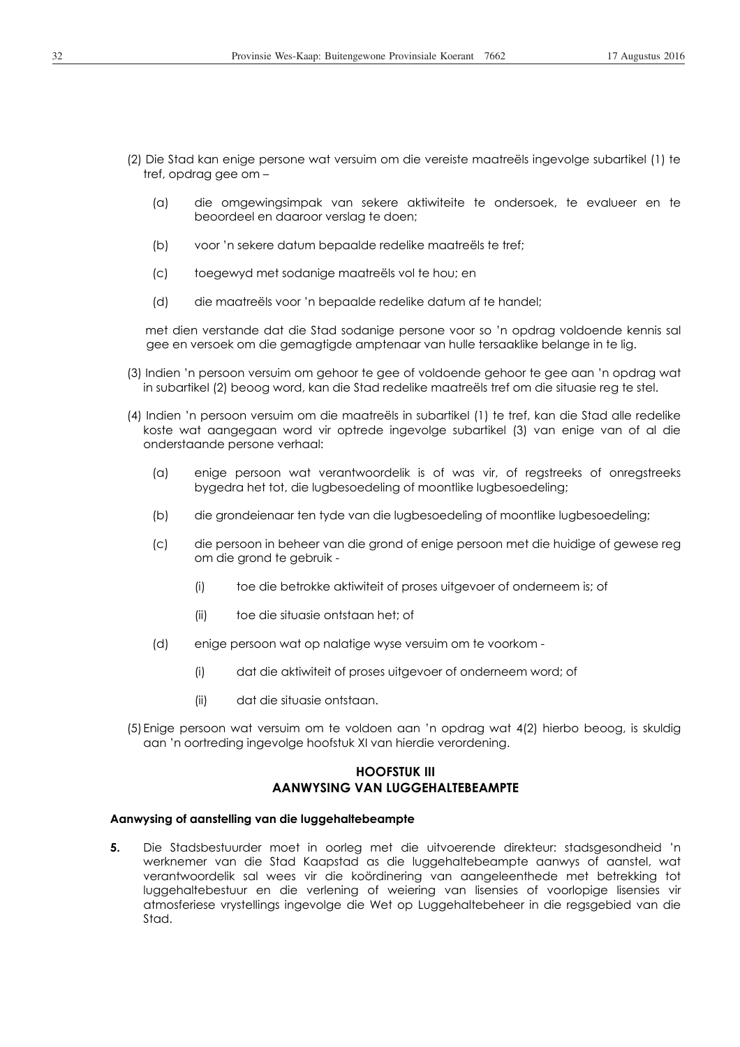(2) Die Stad kan enige persone wat versuim om die vereiste maatreëls ingevolge subartikel (1) te tref, opdrag gee om –

   (a) die omgewingsimpak van sekere aktiwiteite te ondersoek, te evalueer en te beoordeel en daaroor verslag te doen;

   (b) voor 'n sekere datum bepaalde redelike maatreëls te tref;

   (c) toegewyd met sodanige maatreëls vol te hou; en

   (d) die maatreëls voor 'n bepaalde redelike datum af te handel;

   met dien verstande dat die Stad sodanige persone voor so 'n opdrag voldoende kennis sal gee en versoek om die gemagtigde amptenaar van hulle tersaaklike belange in te lig.

(3) Indien 'n persoon versuim om gehoor te gee of voldoende gehoor te gee aan 'n opdrag wat in subartikel (2) beoog word, kan die Stad redelike maatreëls tref om die situasie reg te stel.

(4) Indien 'n persoon versuim om die maatreëls in subartikel (1) te tref, kan die Stad alle redelike koste wat aangegaan word vir optrede ingevolge subartikel (3) van enige van of al die onderstaande persone verhaal:

   (a) enige persoon wat verantwoordelik is of was vir, of regstreeks of onregstreeks bygedra het tot, die lugbesoedeling of moontlike lugbesoedeling;

   (b) die grondeienaar ten tyde van die lugbesoedeling of moontlike lugbesoedeling;

   (c) die persoon in beheer van die grond of enige persoon met die huidige of gewese reg om die grond te gebruik -

      (i) toe die betrokke aktiwiteit of proses uitgevoer of onderneem is; of

      (ii) toe die situasie ontstaan het; of

   (d) enige persoon wat op nalatige wyse versuim om te voorkom -

      (i) dat die aktiwiteit of proses uitgevoer of onderneem word; of

      (ii) dat die situasie ontstaan.

(5) Enige persoon wat versuim om te voldoen aan 'n opdrag wat 4(2) hierbo beoog, is skuldig aan 'n oortreding ingevolge hoofstuk XI van hierdie verordening.

## HOOFSTUK III
## AANWYSING VAN LUGGEHALTEBEAMPTE

**Aanwysing of aanstelling van die luggehaltebeampte**

**5.** Die Stadsbestuurder moet in oorleg met die uitvoerende direkteur: stadsgesondheid 'n werknemer van die Stad Kaapstad as die luggehaltebeampte aanwys of aanstel, wat verantwoordelik sal wees vir die koördinering van aangeleenthede met betrekking tot luggehaltebestuur en die verlening of weiering van lisensies of voorlopige lisensies vir atmosferiese vrystellings ingevolge die Wet op Luggehaltebeheer in die regsgebied van die Stad.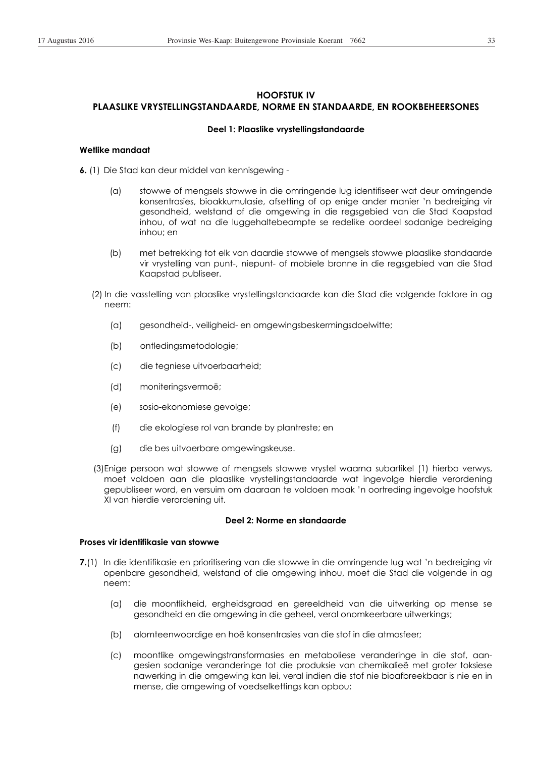## HOOFSTUK IV
## PLAASLIKE VRYSTELLINGSTANDAARDE, NORME EN STANDAARDE, EN ROOKBEHEERSONES

### Deel 1: Plaaslike vrystellingstandaarde

**Wetlike mandaat**

**6.** (1) Die Stad kan deur middel van kennisgewing -

(a) stowwe of mengsels stowwe in die omringende lug identifiseer wat deur omringende konsentrasies, bioakkumulasie, afsetting of op enige ander manier 'n bedreiging vir gesondheid, welstand of die omgewing in die regsgebied van die Stad Kaapstad inhou, of wat na die luggehaltebeampte se redelike oordeel sodanige bedreiging inhou; en

(b) met betrekking tot elk van daardie stowwe of mengsels stowwe plaaslike standaarde vir vrystelling van punt-, niepunt- of mobiele bronne in die regsgebied van die Stad Kaapstad publiseer.

(2) In die vasstelling van plaaslike vrystellingstandaarde kan die Stad die volgende faktore in ag neem:

(a) gesondheid-, veiligheid- en omgewingsbeskermingsdoelwitte;

(b) ontledingsmetodologie;

(c) die tegniese uitvoerbaarheid;

(d) moniteringsvermoë;

(e) sosio-ekonomiese gevolge;

(f) die ekologiese rol van brande by plantreste; en

(g) die bes uitvoerbare omgewingskeuse.

(3) Enige persoon wat stowwe of mengsels stowwe vrystel waarna subartikel (1) hierbo verwys, moet voldoen aan die plaaslike vrystellingstandaarde wat ingevolge hierdie verordening gepubliseer word, en versuim om daaraan te voldoen maak 'n oortreding ingevolge hoofstuk XI van hierdie verordening uit.

### Deel 2: Norme en standaarde

**Proses vir identifikasie van stowwe**

**7.** (1) In die identifikasie en prioritisering van die stowwe in die omringende lug wat 'n bedreiging vir openbare gesondheid, welstand of die omgewing inhou, moet die Stad die volgende in ag neem:

(a) die moontlikheid, ergheidsgraad en gereeldheid van die uitwerking op mense se gesondheid en die omgewing in die geheel, veral onomkeerbare uitwerkings;

(b) alomteenwoordige en hoë konsentrasies van die stof in die atmosfeer;

(c) moontlike omgewingstransformasies en metaboliese veranderinge in die stof, aangesien sodanige veranderinge tot die produksie van chemikalieë met groter toksiese nawerking in die omgewing kan lei, veral indien die stof nie bioafbreekbaar is nie en in mense, die omgewing of voedselkettings kan opbou;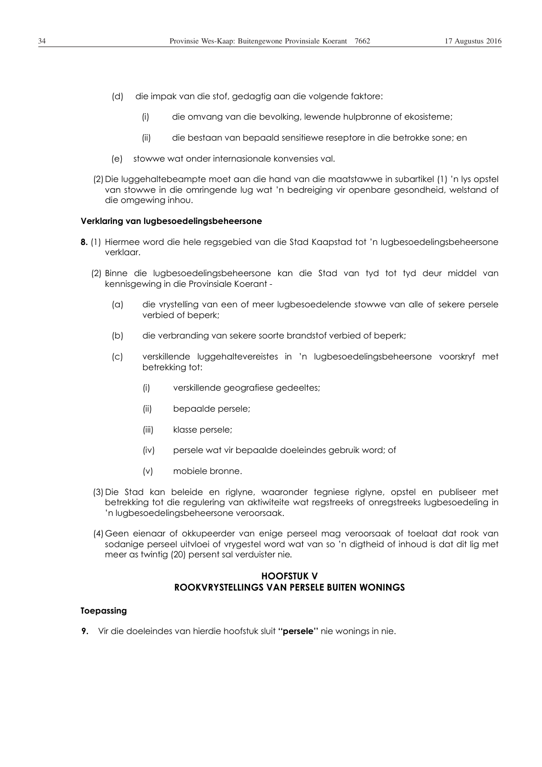(d) die impak van die stof, gedagtig aan die volgende faktore:

(i) die omvang van die bevolking, lewende hulpbronne of ekosisteme;

(ii) die bestaan van bepaald sensitiewe reseptore in die betrokke sone; en

(e) stowwe wat onder internasionale konvensies val.

(2) Die luggehaltebeampte moet aan die hand van die maatstawwe in subartikel (1) 'n lys opstel van stowwe in die omringende lug wat 'n bedreiging vir openbare gesondheid, welstand of die omgewing inhou.

**Verklaring van lugbesoedelingsbeheersone**

**8.** (1) Hiermee word die hele regsgebied van die Stad Kaapstad tot 'n lugbesoedelingsbeheersone verklaar.

(2) Binne die lugbesoedelingsbeheersone kan die Stad van tyd tot tyd deur middel van kennisgewing in die Provinsiale Koerant -

(a) die vrystelling van een of meer lugbesoedelende stowwe van alle of sekere persele verbied of beperk;

(b) die verbranding van sekere soorte brandstof verbied of beperk;

(c) verskillende luggehaltevereistes in 'n lugbesoedelingsbeheersone voorskryf met betrekking tot:

(i) verskillende geografiese gedeeltes;

(ii) bepaalde persele;

(iii) klasse persele;

(iv) persele wat vir bepaalde doeleindes gebruik word; of

(v) mobiele bronne.

(3) Die Stad kan beleide en riglyne, waaronder tegniese riglyne, opstel en publiseer met betrekking tot die regulering van aktiwiteite wat regstreeks of onregstreeks lugbesoedeling in 'n lugbesoedelingsbeheersone veroorsaak.

(4) Geen eienaar of okkupeerder van enige perseel mag veroorsaak of toelaat dat rook van sodanige perseel uitvloei of vrygestel word wat van so 'n digtheid of inhoud is dat dit lig met meer as twintig (20) persent sal verduister nie.

## HOOFSTUK V
## ROOKVRYSTELLINGS VAN PERSELE BUITEN WONINGS

**Toepassing**

**9.** Vir die doeleindes van hierdie hoofstuk sluit **"persele"** nie wonings in nie.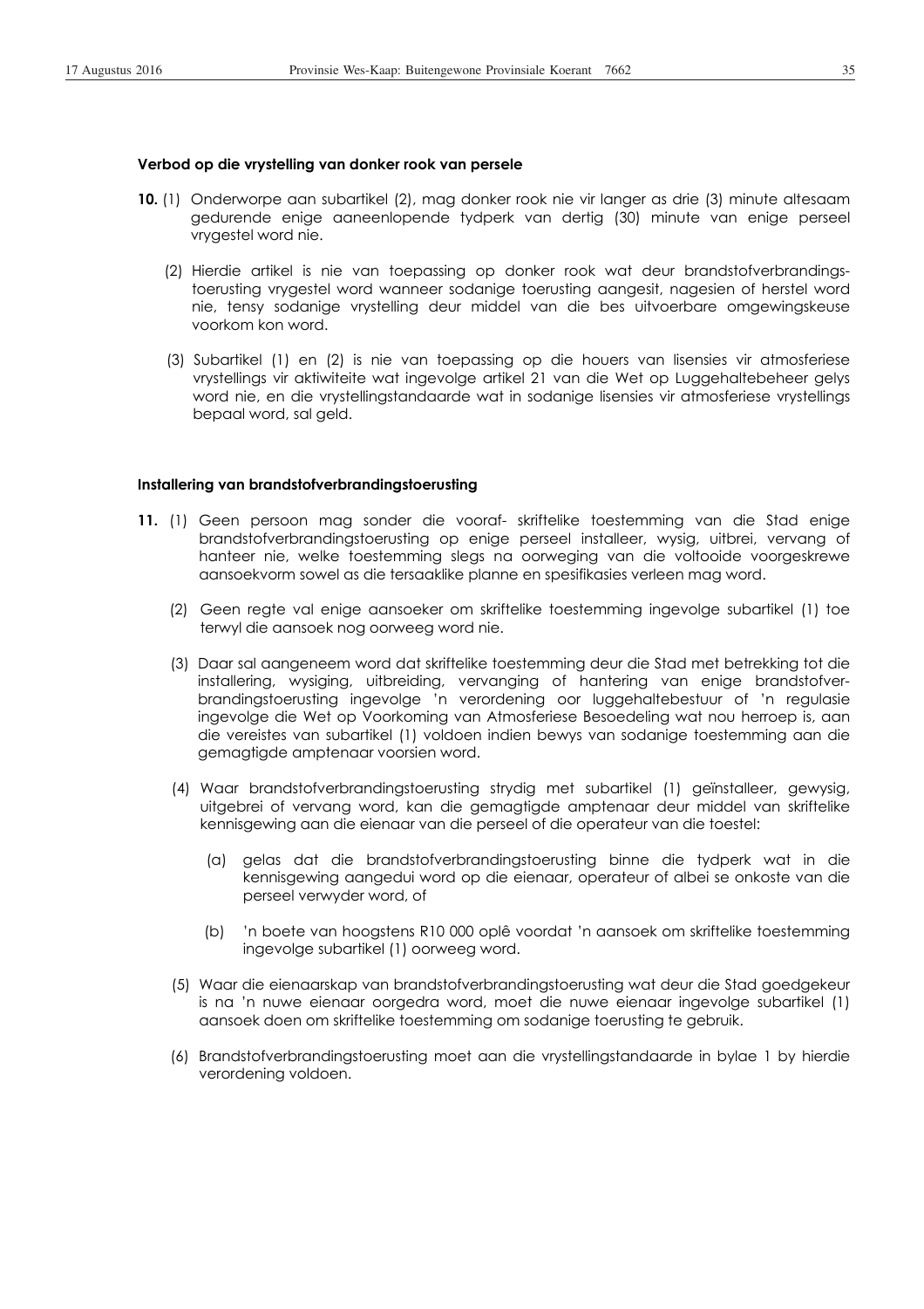**Verbod op die vrystelling van donker rook van persele**

**10.** (1) Onderworpe aan subartikel (2), mag donker rook nie vir langer as drie (3) minute altesaam gedurende enige aaneenlopende tydperk van dertig (30) minute van enige perseel vrygestel word nie.

(2) Hierdie artikel is nie van toepassing op donker rook wat deur brandstofverbrandingstoerusting vrygestel word wanneer sodanige toerusting aangesit, nagesien of herstel word nie, tensy sodanige vrystelling deur middel van die bes uitvoerbare omgewingskeuse voorkom kon word.

(3) Subartikel (1) en (2) is nie van toepassing op die houers van lisensies vir atmosferiese vrystellings vir aktiwiteite wat ingevolge artikel 21 van die Wet op Luggehaltebeheer gelys word nie, en die vrystellingstandaarde wat in sodanige lisensies vir atmosferiese vrystellings bepaal word, sal geld.

**Installering van brandstofverbrandingstoerusting**

**11.** (1) Geen persoon mag sonder die vooraf- skriftelike toestemming van die Stad enige brandstofverbrandingstoerusting op enige perseel installeer, wysig, uitbrei, vervang of hanteer nie, welke toestemming slegs na oorweging van die voltooide voorgeskrewe aansoekvorm sowel as die tersaaklike planne en spesifikasies verleen mag word.

(2) Geen regte val enige aansoeker om skriftelike toestemming ingevolge subartikel (1) toe terwyl die aansoek nog oorweeg word nie.

(3) Daar sal aangeneem word dat skriftelike toestemming deur die Stad met betrekking tot die installering, wysiging, uitbreiding, vervanging of hantering van enige brandstofverbrandingstoerusting ingevolge 'n verordening oor luggehaltebestuur of 'n regulasie ingevolge die Wet op Voorkoming van Atmosferiese Besoedeling wat nou herroep is, aan die vereistes van subartikel (1) voldoen indien bewys van sodanige toestemming aan die gemagtigde amptenaar voorsien word.

(4) Waar brandstofverbrandingstoerusting strydig met subartikel (1) geïnstalleer, gewysig, uitgebrei of vervang word, kan die gemagtigde amptenaar deur middel van skriftelike kennisgewing aan die eienaar van die perseel of die operateur van die toestel:

(a) gelas dat die brandstofverbrandingstoerusting binne die tydperk wat in die kennisgewing aangedui word op die eienaar, operateur of albei se onkoste van die perseel verwyder word, of

(b) 'n boete van hoogstens R10 000 oplê voordat 'n aansoek om skriftelike toestemming ingevolge subartikel (1) oorweeg word.

(5) Waar die eienaarskap van brandstofverbrandingstoerusting wat deur die Stad goedgekeur is na 'n nuwe eienaar oorgedra word, moet die nuwe eienaar ingevolge subartikel (1) aansoek doen om skriftelike toestemming om sodanige toerusting te gebruik.

(6) Brandstofverbrandingstoerusting moet aan die vrystellingstandaarde in bylae 1 by hierdie verordening voldoen.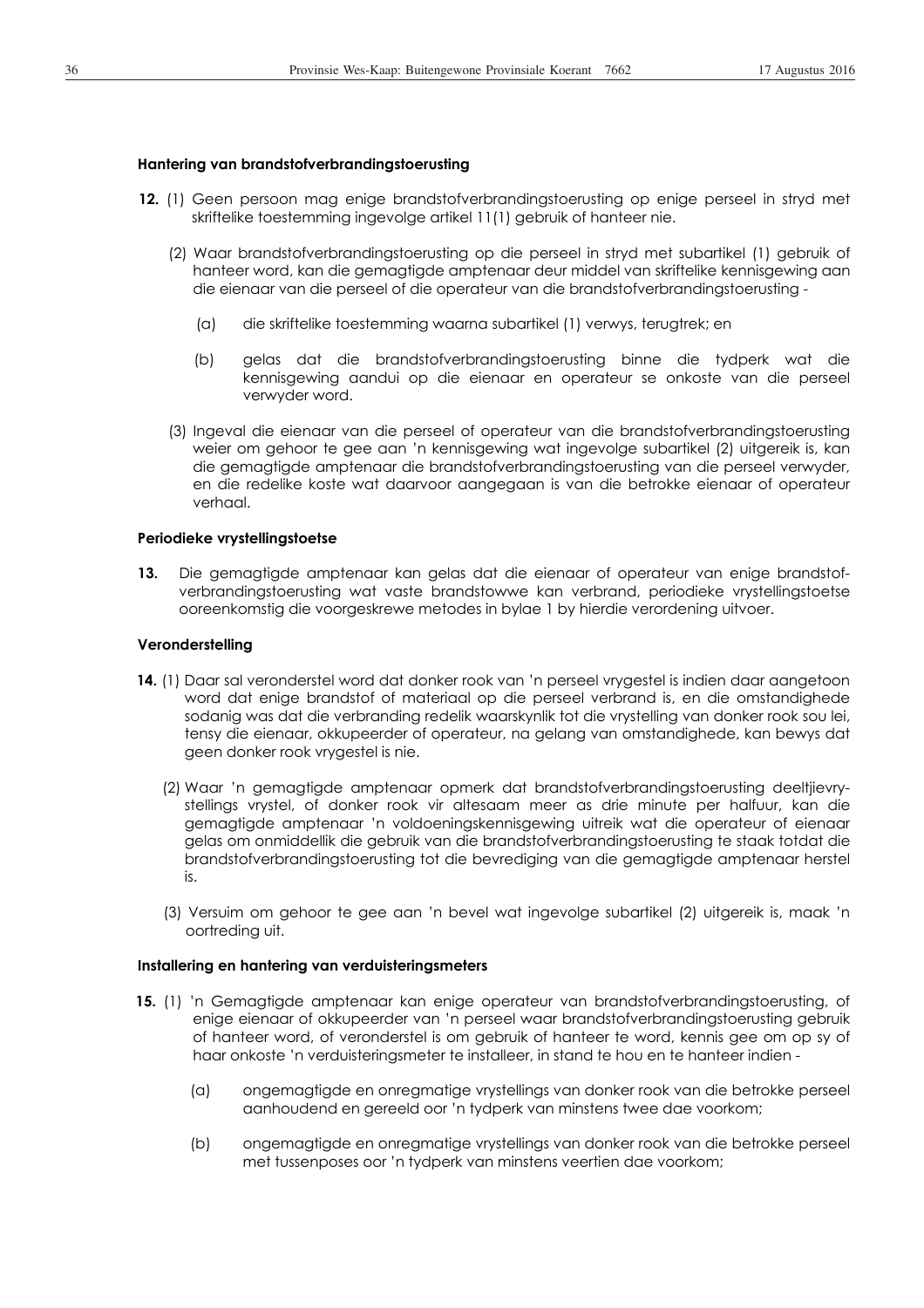**Hantering van brandstofverbrandingstoerusting**

**12.** (1) Geen persoon mag enige brandstofverbrandingstoerusting op enige perseel in stryd met skriftelike toestemming ingevolge artikel 11(1) gebruik of hanteer nie.

(2) Waar brandstofverbrandingstoerusting op die perseel in stryd met subartikel (1) gebruik of hanteer word, kan die gemagtigde amptenaar deur middel van skriftelike kennisgewing aan die eienaar van die perseel of die operateur van die brandstofverbrandingstoerusting -

(a) die skriftelike toestemming waarna subartikel (1) verwys, terugtrek; en

(b) gelas dat die brandstofverbrandingstoerusting binne die tydperk wat die kennisgewing aandui op die eienaar en operateur se onkoste van die perseel verwyder word.

(3) Ingeval die eienaar van die perseel of operateur van die brandstofverbrandingstoerusting weier om gehoor te gee aan 'n kennisgewing wat ingevolge subartikel (2) uitgereik is, kan die gemagtigde amptenaar die brandstofverbrandingstoerusting van die perseel verwyder, en die redelike koste wat daarvoor aangegaan is van die betrokke eienaar of operateur verhaal.

**Periodieke vrystellingstoetse**

**13.** Die gemagtigde amptenaar kan gelas dat die eienaar of operateur van enige brandstof-verbrandingstoerusting wat vaste brandstowwe kan verbrand, periodieke vrystellingstoetse ooreenkomstig die voorgeskrewe metodes in bylae 1 by hierdie verordening uitvoer.

**Veronderstelling**

**14.** (1) Daar sal veronderstel word dat donker rook van 'n perseel vrygestel is indien daar aangetoon word dat enige brandstof of materiaal op die perseel verbrand is, en die omstandighede sodanig was dat die verbranding redelik waarskynlik tot die vrystelling van donker rook sou lei, tensy die eienaar, okkupeerder of operateur, na gelang van omstandighede, kan bewys dat geen donker rook vrygestel is nie.

(2) Waar 'n gemagtigde amptenaar opmerk dat brandstofverbrandingstoerusting deeltjievry-stellings vrystel, of donker rook vir altesaam meer as drie minute per halfuur, kan die gemagtigde amptenaar 'n voldoeningskennisgewing uitreik wat die operateur of eienaar gelas om onmiddellik die gebruik van die brandstofverbrandingstoerusting te staak totdat die brandstofverbrandingstoerusting tot die bevrediging van die gemagtigde amptenaar herstel is.

(3) Versuim om gehoor te gee aan 'n bevel wat ingevolge subartikel (2) uitgereik is, maak 'n oortreding uit.

**Installering en hantering van verduisteringsmeters**

**15.** (1) 'n Gemagtigde amptenaar kan enige operateur van brandstofverbrandingstoerusting, of enige eienaar of okkupeerder van 'n perseel waar brandstofverbrandingstoerusting gebruik of hanteer word, of veronderstel is om gebruik of hanteer te word, kennis gee om op sy of haar onkoste 'n verduisteringsmeter te installeer, in stand te hou en te hanteer indien -

(a) ongemagtigde en onregmatige vrystellings van donker rook van die betrokke perseel aanhoudend en gereeld oor 'n tydperk van minstens twee dae voorkom;

(b) ongemagtigde en onregmatige vrystellings van donker rook van die betrokke perseel met tussenposes oor 'n tydperk van minstens veertien dae voorkom;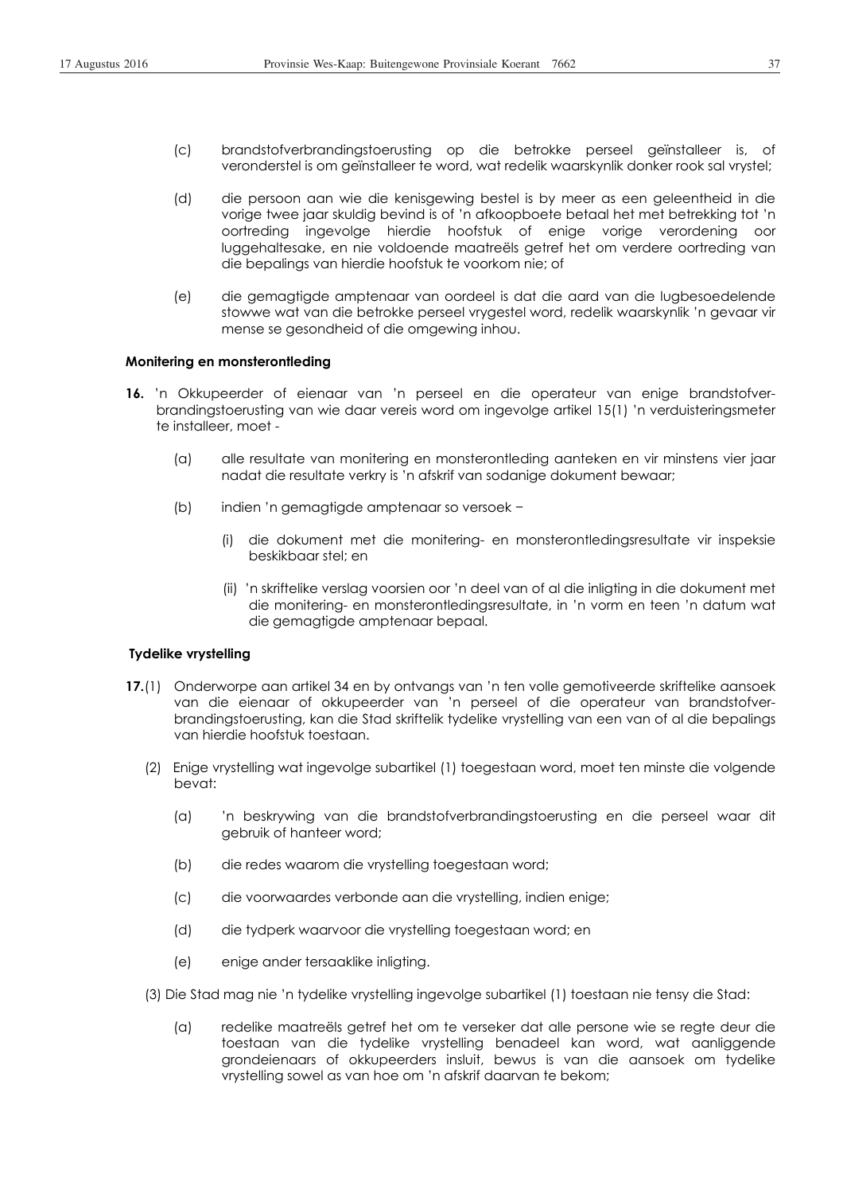(c) brandstofverbrandingstoerusting op die betrokke perseel geïnstalleer is, of veronderstel is om geïnstalleer te word, wat redelik waarskynlik donker rook sal vrystel;

(d) die persoon aan wie die kenisgewing bestel is by meer as een geleentheid in die vorige twee jaar skuldig bevind is of 'n afkoopboete betaal het met betrekking tot 'n oortreding ingevolge hierdie hoofstuk of enige vorige verordening oor luggehaltesake, en nie voldoende maatreëls getref het om verdere oortreding van die bepalings van hierdie hoofstuk te voorkom nie; of

(e) die gemagtigde amptenaar van oordeel is dat die aard van die lugbesoedelende stowwe wat van die betrokke perseel vrygestel word, redelik waarskynlik 'n gevaar vir mense se gesondheid of die omgewing inhou.

**Monitering en monsterontleding**

**16.** 'n Okkupeerder of eienaar van 'n perseel en die operateur van enige brandstofverbrandingstoerusting van wie daar vereis word om ingevolge artikel 15(1) 'n verduisteringsmeter te installeer, moet -

(a) alle resultate van monitering en monsterontleding aanteken en vir minstens vier jaar nadat die resultate verkry is 'n afskrif van sodanige dokument bewaar;

(b) indien 'n gemagtigde amptenaar so versoek −

(i) die dokument met die monitering- en monsterontledingsresultate vir inspeksie beskikbaar stel; en

(ii) 'n skriftelike verslag voorsien oor 'n deel van of al die inligting in die dokument met die monitering- en monsterontledingsresultate, in 'n vorm en teen 'n datum wat die gemagtigde amptenaar bepaal.

**Tydelike vrystelling**

**17.**(1) Onderworpe aan artikel 34 en by ontvangs van 'n ten volle gemotiveerde skriftelike aansoek van die eienaar of okkupeerder van 'n perseel of die operateur van brandstofverbrandingstoerusting, kan die Stad skriftelik tydelike vrystelling van een van of al die bepalings van hierdie hoofstuk toestaan.

(2) Enige vrystelling wat ingevolge subartikel (1) toegestaan word, moet ten minste die volgende bevat:

(a) 'n beskrywing van die brandstofverbrandingstoerusting en die perseel waar dit gebruik of hanteer word;

(b) die redes waarom die vrystelling toegestaan word;

(c) die voorwaardes verbonde aan die vrystelling, indien enige;

(d) die tydperk waarvoor die vrystelling toegestaan word; en

(e) enige ander tersaaklike inligting.

(3) Die Stad mag nie 'n tydelike vrystelling ingevolge subartikel (1) toestaan nie tensy die Stad:

(a) redelike maatreëls getref het om te verseker dat alle persone wie se regte deur die toestaan van die tydelike vrystelling benadeel kan word, wat aanliggende grondeienaars of okkupeerders insluit, bewus is van die aansoek om tydelike vrystelling sowel as van hoe om 'n afskrif daarvan te bekom;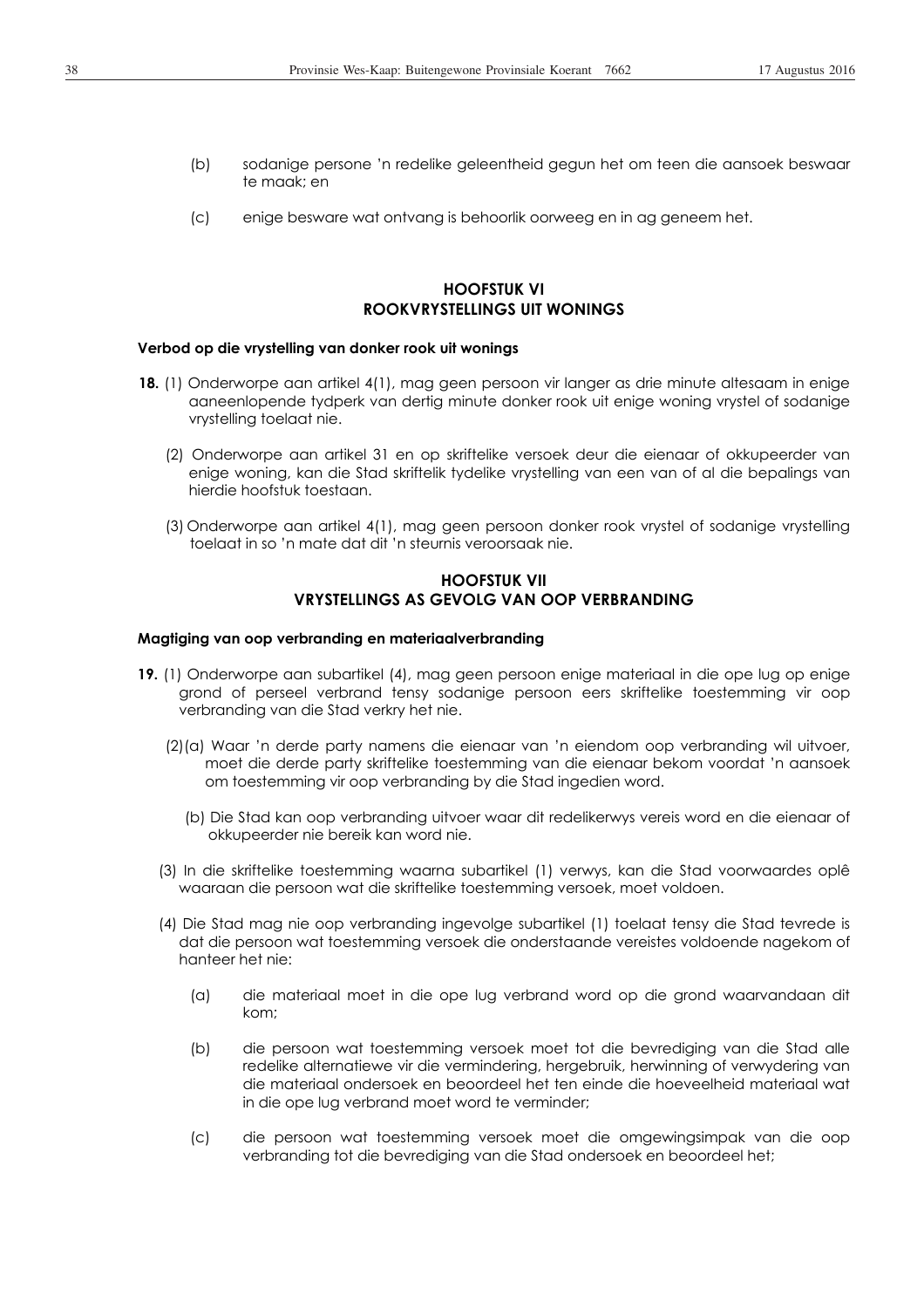(b) sodanige persone 'n redelike geleentheid gegun het om teen die aansoek beswaar te maak; en

(c) enige besware wat ontvang is behoorlik oorweeg en in ag geneem het.

## HOOFSTUK VI
## ROOKVRYSTELLINGS UIT WONINGS

**Verbod op die vrystelling van donker rook uit wonings**

**18.** (1) Onderworpe aan artikel 4(1), mag geen persoon vir langer as drie minute altesaam in enige aaneenlopende tydperk van dertig minute donker rook uit enige woning vrystel of sodanige vrystelling toelaat nie.

(2) Onderworpe aan artikel 31 en op skriftelike versoek deur die eienaar of okkupeerder van enige woning, kan die Stad skriftelik tydelike vrystelling van een van of al die bepalings van hierdie hoofstuk toestaan.

(3) Onderworpe aan artikel 4(1), mag geen persoon donker rook vrystel of sodanige vrystelling toelaat in so 'n mate dat dit 'n steurnis veroorsaak nie.

## HOOFSTUK VII
## VRYSTELLINGS AS GEVOLG VAN OOP VERBRANDING

**Magtiging van oop verbranding en materiaalverbranding**

**19.** (1) Onderworpe aan subartikel (4), mag geen persoon enige materiaal in die ope lug op enige grond of perseel verbrand tensy sodanige persoon eers skriftelike toestemming vir oop verbranding van die Stad verkry het nie.

(2)(a) Waar 'n derde party namens die eienaar van 'n eiendom oop verbranding wil uitvoer, moet die derde party skriftelike toestemming van die eienaar bekom voordat 'n aansoek om toestemming vir oop verbranding by die Stad ingedien word.

(b) Die Stad kan oop verbranding uitvoer waar dit redelikerwys vereis word en die eienaar of okkupeerder nie bereik kan word nie.

(3) In die skriftelike toestemming waarna subartikel (1) verwys, kan die Stad voorwaardes oplê waaraan die persoon wat die skriftelike toestemming versoek, moet voldoen.

(4) Die Stad mag nie oop verbranding ingevolge subartikel (1) toelaat tensy die Stad tevrede is dat die persoon wat toestemming versoek die onderstaande vereistes voldoende nagekom of hanteer het nie:

(a) die materiaal moet in die ope lug verbrand word op die grond waarvandaan dit kom;

(b) die persoon wat toestemming versoek moet tot die bevrediging van die Stad alle redelike alternatiewe vir die vermindering, hergebruik, herwinning of verwydering van die materiaal ondersoek en beoordeel het ten einde die hoeveelheid materiaal wat in die ope lug verbrand moet word te verminder;

(c) die persoon wat toestemming versoek moet die omgewingsimpak van die oop verbranding tot die bevrediging van die Stad ondersoek en beoordeel het;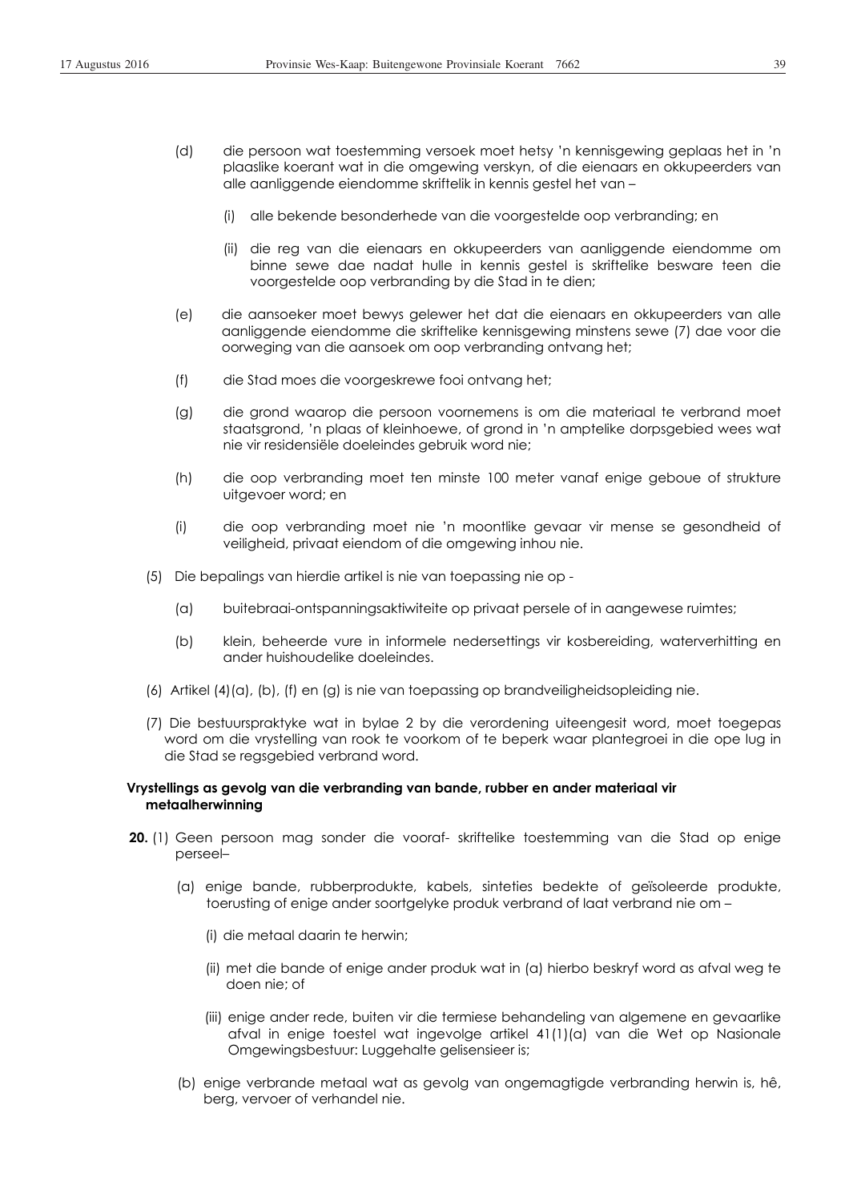(d) die persoon wat toestemming versoek moet hetsy 'n kennisgewing geplaas het in 'n plaaslike koerant wat in die omgewing verskyn, of die eienaars en okkupeerders van alle aanliggende eiendomme skriftelik in kennis gestel het van –

(i) alle bekende besonderhede van die voorgestelde oop verbranding; en

(ii) die reg van die eienaars en okkupeerders van aanliggende eiendomme om binne sewe dae nadat hulle in kennis gestel is skriftelike besware teen die voorgestelde oop verbranding by die Stad in te dien;

(e) die aansoeker moet bewys gelewer het dat die eienaars en okkupeerders van alle aanliggende eiendomme die skriftelike kennisgewing minstens sewe (7) dae voor die oorweging van die aansoek om oop verbranding ontvang het;

(f) die Stad moes die voorgeskrewe fooi ontvang het;

(g) die grond waarop die persoon voornemens is om die materiaal te verbrand moet staatsgrond, 'n plaas of kleinhoewe, of grond in 'n amptelike dorpsgebied wees wat nie vir residensiële doeleindes gebruik word nie;

(h) die oop verbranding moet ten minste 100 meter vanaf enige geboue of strukture uitgevoer word; en

(i) die oop verbranding moet nie 'n moontlike gevaar vir mense se gesondheid of veiligheid, privaat eiendom of die omgewing inhou nie.

(5) Die bepalings van hierdie artikel is nie van toepassing nie op -

(a) buitebraai-ontspanningsaktiwiteite op privaat persele of in aangewese ruimtes;

(b) klein, beheerde vure in informele nedersettings vir kosbereiding, waterverhitting en ander huishoudelike doeleindes.

(6) Artikel (4)(a), (b), (f) en (g) is nie van toepassing op brandveiligheidsopleiding nie.

(7) Die bestuurspraktyke wat in bylae 2 by die verordening uiteengesit word, moet toegepas word om die vrystelling van rook te voorkom of te beperk waar plantegroei in die ope lug in die Stad se regsgebied verbrand word.

**Vrystellings as gevolg van die verbranding van bande, rubber en ander materiaal vir metaalherwinning**

**20.** (1) Geen persoon mag sonder die vooraf- skriftelike toestemming van die Stad op enige perseel–

(a) enige bande, rubberprodukte, kabels, sinteties bedekte of geïsoleerde produkte, toerusting of enige ander soortgelyke produk verbrand of laat verbrand nie om –

(i) die metaal daarin te herwin;

(ii) met die bande of enige ander produk wat in (a) hierbo beskryf word as afval weg te doen nie; of

(iii) enige ander rede, buiten vir die termiese behandeling van algemene en gevaarlike afval in enige toestel wat ingevolge artikel 41(1)(a) van die Wet op Nasionale Omgewingsbestuur: Luggehalte gelisensieer is;

(b) enige verbrande metaal wat as gevolg van ongemagtigde verbranding herwin is, hê, berg, vervoer of verhandel nie.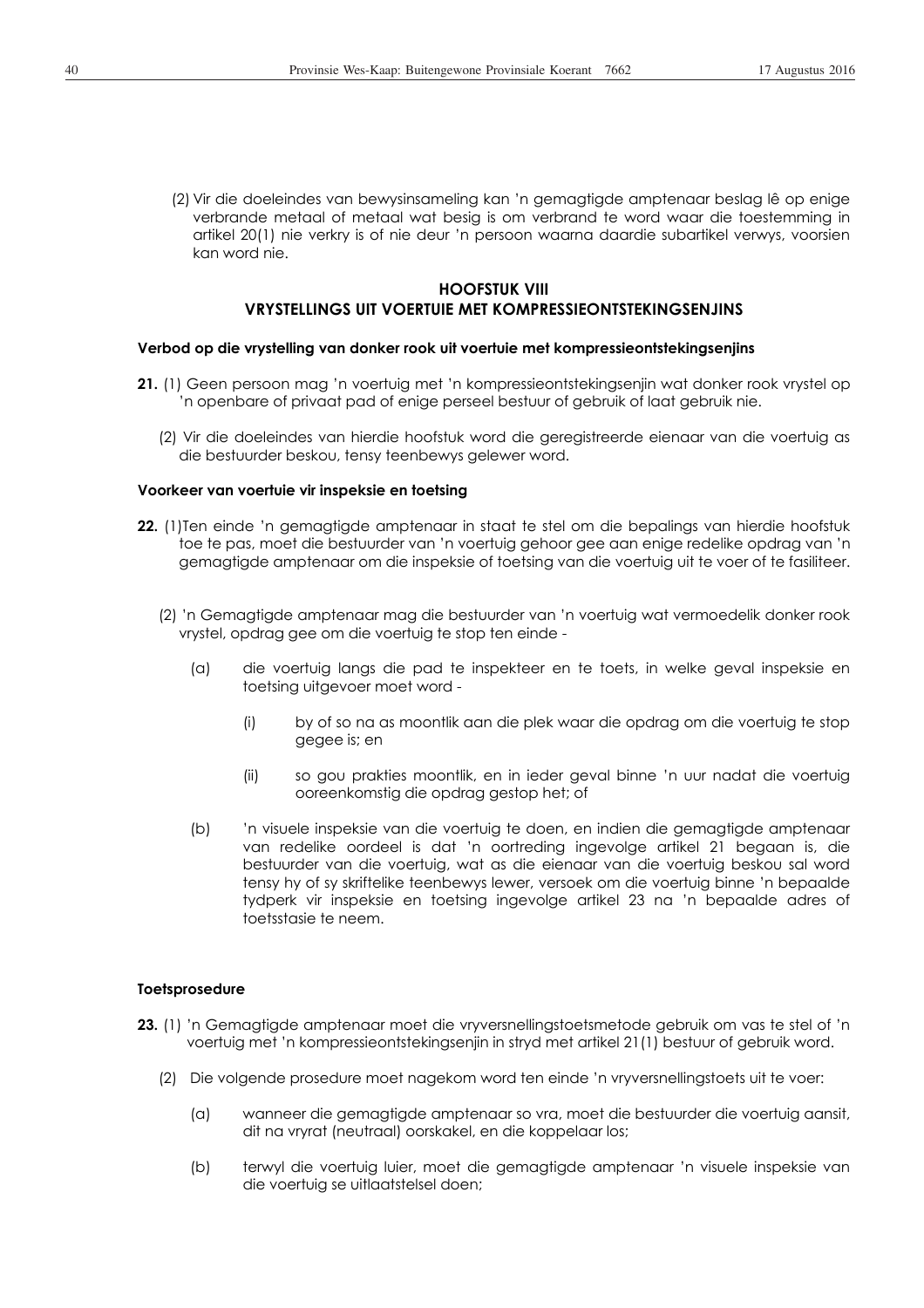(2) Vir die doeleindes van bewysinsameling kan 'n gemagtigde amptenaar beslag lê op enige verbrande metaal of metaal wat besig is om verbrand te word waar die toestemming in artikel 20(1) nie verkry is of nie deur 'n persoon waarna daardie subartikel verwys, voorsien kan word nie.

## HOOFSTUK VIII
## VRYSTELLINGS UIT VOERTUIE MET KOMPRESSIEONTSTEKINGSENJINS

**Verbod op die vrystelling van donker rook uit voertuie met kompressieontstekingsenjins**

**21.** (1) Geen persoon mag 'n voertuig met 'n kompressieontstekingsenjin wat donker rook vrystel op 'n openbare of privaat pad of enige perseel bestuur of gebruik of laat gebruik nie.

(2) Vir die doeleindes van hierdie hoofstuk word die geregistreerde eienaar van die voertuig as die bestuurder beskou, tensy teenbewys gelewer word.

**Voorkeer van voertuie vir inspeksie en toetsing**

**22.** (1)Ten einde 'n gemagtigde amptenaar in staat te stel om die bepalings van hierdie hoofstuk toe te pas, moet die bestuurder van 'n voertuig gehoor gee aan enige redelike opdrag van 'n gemagtigde amptenaar om die inspeksie of toetsing van die voertuig uit te voer of te fasiliteer.

(2) 'n Gemagtigde amptenaar mag die bestuurder van 'n voertuig wat vermoedelik donker rook vrystel, opdrag gee om die voertuig te stop ten einde -

(a) die voertuig langs die pad te inspekteer en te toets, in welke geval inspeksie en toetsing uitgevoer moet word -

(i) by of so na as moontlik aan die plek waar die opdrag om die voertuig te stop gegee is; en

(ii) so gou prakties moontlik, en in ieder geval binne 'n uur nadat die voertuig ooreenkomstig die opdrag gestop het; of

(b) 'n visuele inspeksie van die voertuig te doen, en indien die gemagtigde amptenaar van redelike oordeel is dat 'n oortreding ingevolge artikel 21 begaan is, die bestuurder van die voertuig, wat as die eienaar van die voertuig beskou sal word tensy hy of sy skriftelike teenbewys lewer, versoek om die voertuig binne 'n bepaalde tydperk vir inspeksie en toetsing ingevolge artikel 23 na 'n bepaalde adres of toetsstasie te neem.

**Toetsprosedure**

**23.** (1) 'n Gemagtigde amptenaar moet die vryversnellingstoetsmetode gebruik om vas te stel of 'n voertuig met 'n kompressieontstekingsenjin in stryd met artikel 21(1) bestuur of gebruik word.

(2) Die volgende prosedure moet nagekom word ten einde 'n vryversnellingstoets uit te voer:

(a) wanneer die gemagtigde amptenaar so vra, moet die bestuurder die voertuig aansit, dit na vryrat (neutraal) oorskakel, en die koppelaar los;

(b) terwyl die voertuig luier, moet die gemagtigde amptenaar 'n visuele inspeksie van die voertuig se uitlaatstelsel doen;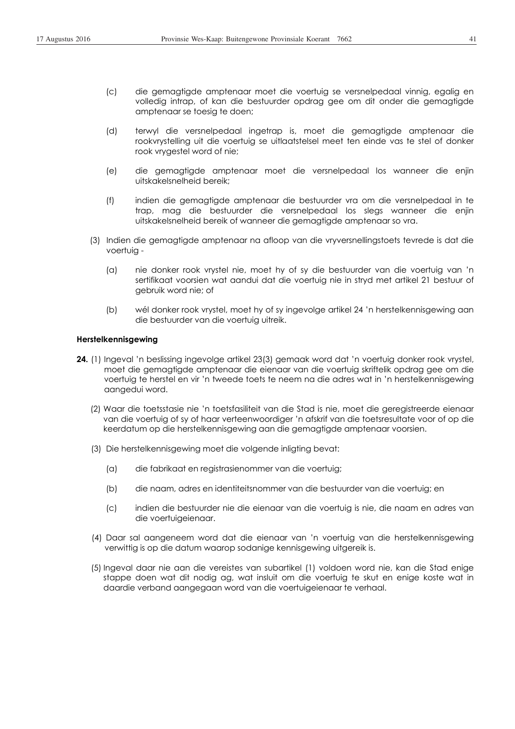(c) die gemagtigde amptenaar moet die voertuig se versnelpedaal vinnig, egalig en volledig intrap, of kan die bestuurder opdrag gee om dit onder die gemagtigde amptenaar se toesig te doen;

(d) terwyl die versnelpedaal ingetrap is, moet die gemagtigde amptenaar die rookvrystelling uit die voertuig se uitlaatstelsel meet ten einde vas te stel of donker rook vrygestel word of nie;

(e) die gemagtigde amptenaar moet die versnelpedaal los wanneer die enjin uitskakelsnelheid bereik;

(f) indien die gemagtigde amptenaar die bestuurder vra om die versnelpedaal in te trap, mag die bestuurder die versnelpedaal los slegs wanneer die enjin uitskakelsnelheid bereik of wanneer die gemagtigde amptenaar so vra.

(3) Indien die gemagtigde amptenaar na afloop van die vryversnellingstoets tevrede is dat die voertuig -

(a) nie donker rook vrystel nie, moet hy of sy die bestuurder van die voertuig van 'n sertifikaat voorsien wat aandui dat die voertuig nie in stryd met artikel 21 bestuur of gebruik word nie; of

(b) wél donker rook vrystel, moet hy of sy ingevolge artikel 24 'n herstelkennisgewing aan die bestuurder van die voertuig uitreik.

#### Herstelkennisgewing

**24.** (1) Ingeval 'n beslissing ingevolge artikel 23(3) gemaak word dat 'n voertuig donker rook vrystel, moet die gemagtigde amptenaar die eienaar van die voertuig skriftelik opdrag gee om die voertuig te herstel en vir 'n tweede toets te neem na die adres wat in 'n herstelkennisgewing aangedui word.

(2) Waar die toetsstasie nie 'n toetsfasiliteit van die Stad is nie, moet die geregistreerde eienaar van die voertuig of sy of haar verteenwoordiger 'n afskrif van die toetsresultate voor of op die keerdatum op die herstelkennisgewing aan die gemagtigde amptenaar voorsien.

(3) Die herstelkennisgewing moet die volgende inligting bevat:

(a) die fabrikaat en registrasienommer van die voertuig;

(b) die naam, adres en identiteitsnommer van die bestuurder van die voertuig; en

(c) indien die bestuurder nie die eienaar van die voertuig is nie, die naam en adres van die voertuigeienaar.

(4) Daar sal aangeneem word dat die eienaar van 'n voertuig van die herstelkennisgewing verwittig is op die datum waarop sodanige kennisgewing uitgereik is.

(5) Ingeval daar nie aan die vereistes van subartikel (1) voldoen word nie, kan die Stad enige stappe doen wat dit nodig ag, wat insluit om die voertuig te skut en enige koste wat in daardie verband aangegaan word van die voertuigeienaar te verhaal.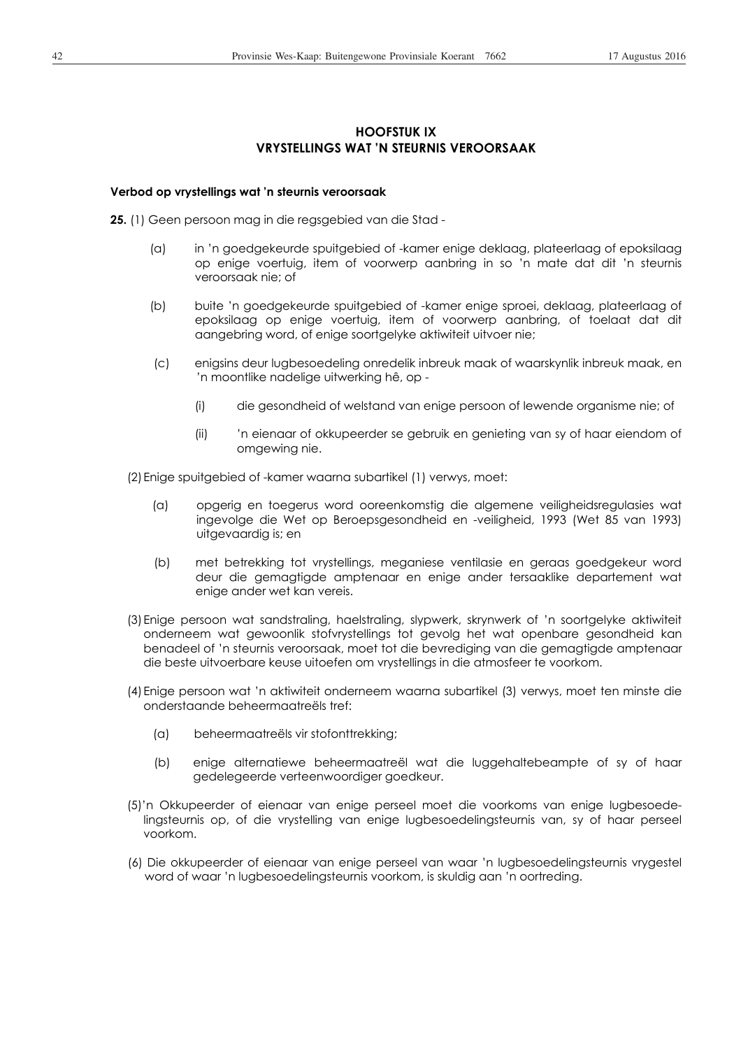## HOOFSTUK IX
## VRYSTELLINGS WAT 'N STEURNIS VEROORSAAK

**Verbod op vrystellings wat 'n steurnis veroorsaak**

**25.** (1) Geen persoon mag in die regsgebied van die Stad -

(a) in 'n goedgekeurde spuitgebied of -kamer enige deklaag, plateerlaag of epoksilaag op enige voertuig, item of voorwerp aanbring in so 'n mate dat dit 'n steurnis veroorsaak nie; of

(b) buite 'n goedgekeurde spuitgebied of -kamer enige sproei, deklaag, plateerlaag of epoksilaag op enige voertuig, item of voorwerp aanbring, of toelaat dat dit aangebring word, of enige soortgelyke aktiwiteit uitvoer nie;

(c) enigsins deur lugbesoedeling onredelik inbreuk maak of waarskynlik inbreuk maak, en 'n moontlike nadelige uitwerking hê, op -

(i) die gesondheid of welstand van enige persoon of lewende organisme nie; of

(ii) 'n eienaar of okkupeerder se gebruik en genieting van sy of haar eiendom of omgewing nie.

(2) Enige spuitgebied of -kamer waarna subartikel (1) verwys, moet:

(a) opgerig en toegerus word ooreenkomstig die algemene veiligheidsregulasies wat ingevolge die Wet op Beroepsgesondheid en -veiligheid, 1993 (Wet 85 van 1993) uitgevaardig is; en

(b) met betrekking tot vrystellings, meganiese ventilasie en geraas goedgekeur word deur die gemagtigde amptenaar en enige ander tersaaklike departement wat enige ander wet kan vereis.

(3) Enige persoon wat sandstraling, haelstraling, slypwerk, skrynwerk of 'n soortgelyke aktiwiteit onderneem wat gewoonlik stofvrystellings tot gevolg het wat openbare gesondheid kan benadeel of 'n steurnis veroorsaak, moet tot die bevrediging van die gemagtigde amptenaar die beste uitvoerbare keuse uitoefen om vrystellings in die atmosfeer te voorkom.

(4) Enige persoon wat 'n aktiwiteit onderneem waarna subartikel (3) verwys, moet ten minste die onderstaande beheermaatreëls tref:

(a) beheermaatreëls vir stofonttrekking;

(b) enige alternatiewe beheermaatreël wat die luggehaltebeampte of sy of haar gedelegeerde verteenwoordiger goedkeur.

(5) 'n Okkupeerder of eienaar van enige perseel moet die voorkoms van enige lugbesoedelingsteurnis op, of die vrystelling van enige lugbesoedelingsteurnis van, sy of haar perseel voorkom.

(6) Die okkupeerder of eienaar van enige perseel van waar 'n lugbesoedelingsteurnis vrygestel word of waar 'n lugbesoedelingsteurnis voorkom, is skuldig aan 'n oortreding.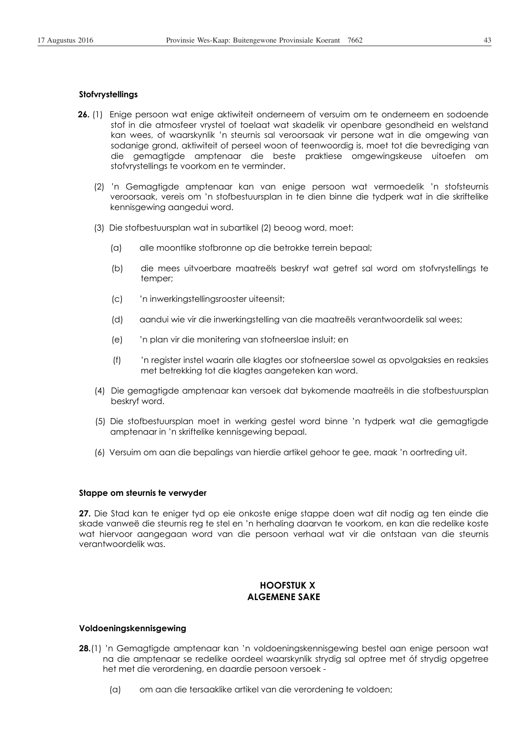**Stofvrystellings**

**26.** (1) Enige persoon wat enige aktiwiteit onderneem of versuim om te onderneem en sodoende stof in die atmosfeer vrystel of toelaat wat skadelik vir openbare gesondheid en welstand kan wees, of waarskynlik 'n steurnis sal veroorsaak vir persone wat in die omgewing van sodanige grond, aktiwiteit of perseel woon of teenwoordig is, moet tot die bevrediging van die gemagtigde amptenaar die beste praktiese omgewingskeuse uitoefen om stofvrystellings te voorkom en te verminder.

(2) 'n Gemagtigde amptenaar kan van enige persoon wat vermoedelik 'n stofsteurnis veroorsaak, vereis om 'n stofbestuursplan in te dien binne die tydperk wat in die skriftelike kennisgewing aangedui word.

(3) Die stofbestuursplan wat in subartikel (2) beoog word, moet:

(a) alle moontlike stofbronne op die betrokke terrein bepaal;

(b) die mees uitvoerbare maatreëls beskryf wat getref sal word om stofvrystellings te temper;

(c) 'n inwerkingstellingsrooster uiteensit;

(d) aandui wie vir die inwerkingstelling van die maatreëls verantwoordelik sal wees;

(e) 'n plan vir die monitering van stofneerslae insluit; en

(f) 'n register instel waarin alle klagtes oor stofneerslae sowel as opvolgaksies en reaksies met betrekking tot die klagtes aangeteken kan word.

(4) Die gemagtigde amptenaar kan versoek dat bykomende maatreëls in die stofbestuursplan beskryf word.

(5) Die stofbestuursplan moet in werking gestel word binne 'n tydperk wat die gemagtigde amptenaar in 'n skriftelike kennisgewing bepaal.

(6) Versuim om aan die bepalings van hierdie artikel gehoor te gee, maak 'n oortreding uit.

**Stappe om steurnis te verwyder**

**27.** Die Stad kan te eniger tyd op eie onkoste enige stappe doen wat dit nodig ag ten einde die skade vanweë die steurnis reg te stel en 'n herhaling daarvan te voorkom, en kan die redelike koste wat hiervoor aangegaan word van die persoon verhaal wat vir die ontstaan van die steurnis verantwoordelik was.

## HOOFSTUK X
## ALGEMENE SAKE

**Voldoeningskennisgewing**

**28.**(1) 'n Gemagtigde amptenaar kan 'n voldoeningskennisgewing bestel aan enige persoon wat na die amptenaar se redelike oordeel waarskynlik strydig sal optree met óf strydig opgetree het met die verordening, en daardie persoon versoek -

(a) om aan die tersaaklike artikel van die verordening te voldoen;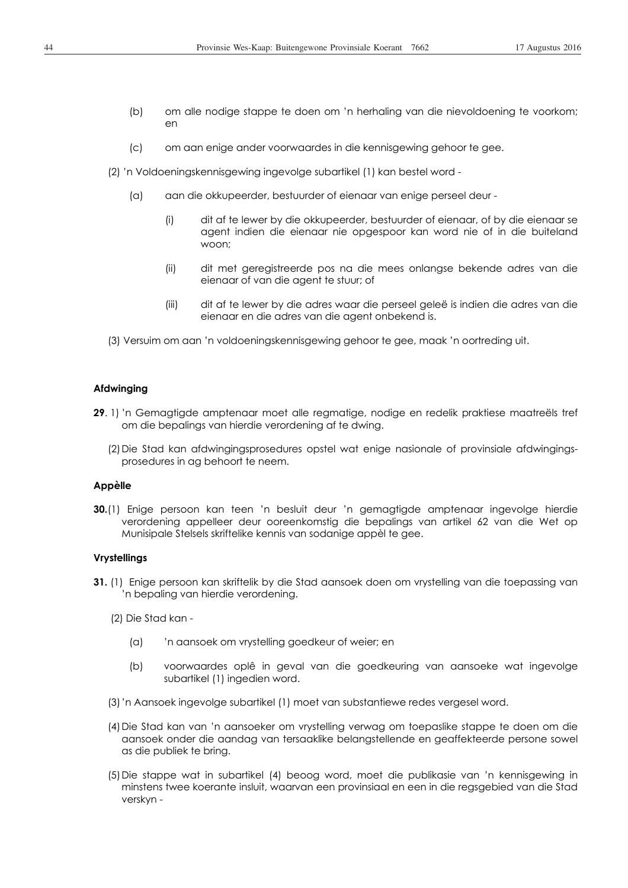(b) om alle nodige stappe te doen om 'n herhaling van die nievoldoening te voorkom; en

(c) om aan enige ander voorwaardes in die kennisgewing gehoor te gee.

(2) 'n Voldoeningskennisgewing ingevolge subartikel (1) kan bestel word -

(a) aan die okkupeerder, bestuurder of eienaar van enige perseel deur -

(i) dit af te lewer by die okkupeerder, bestuurder of eienaar, of by die eienaar se agent indien die eienaar nie opgespoor kan word nie of in die buiteland woon;

(ii) dit met geregistreerde pos na die mees onlangse bekende adres van die eienaar of van die agent te stuur; of

(iii) dit af te lewer by die adres waar die perseel geleë is indien die adres van die eienaar en die adres van die agent onbekend is.

(3) Versuim om aan 'n voldoeningskennisgewing gehoor te gee, maak 'n oortreding uit.

**Afdwinging**

**29**. 1) 'n Gemagtigde amptenaar moet alle regmatige, nodige en redelik praktiese maatreëls tref om die bepalings van hierdie verordening af te dwing.

(2) Die Stad kan afdwingingsprosedures opstel wat enige nasionale of provinsiale afdwingingsprosedures in ag behoort te neem.

**Appèlle**

**30.**(1) Enige persoon kan teen 'n besluit deur 'n gemagtigde amptenaar ingevolge hierdie verordening appelleer deur ooreenkomstig die bepalings van artikel 62 van die Wet op Munisipale Stelsels skriftelike kennis van sodanige appèl te gee.

**Vrystellings**

**31.** (1) Enige persoon kan skriftelik by die Stad aansoek doen om vrystelling van die toepassing van 'n bepaling van hierdie verordening.

(2) Die Stad kan -

(a) 'n aansoek om vrystelling goedkeur of weier; en

(b) voorwaardes oplê in geval van die goedkeuring van aansoeke wat ingevolge subartikel (1) ingedien word.

(3) 'n Aansoek ingevolge subartikel (1) moet van substantiewe redes vergesel word.

(4) Die Stad kan van 'n aansoeker om vrystelling verwag om toepaslike stappe te doen om die aansoek onder die aandag van tersaaklike belangstellende en geaffekteerde persone sowel as die publiek te bring.

(5) Die stappe wat in subartikel (4) beoog word, moet die publikasie van 'n kennisgewing in minstens twee koerante insluit, waarvan een provinsiaal en een in die regsgebied van die Stad verskyn -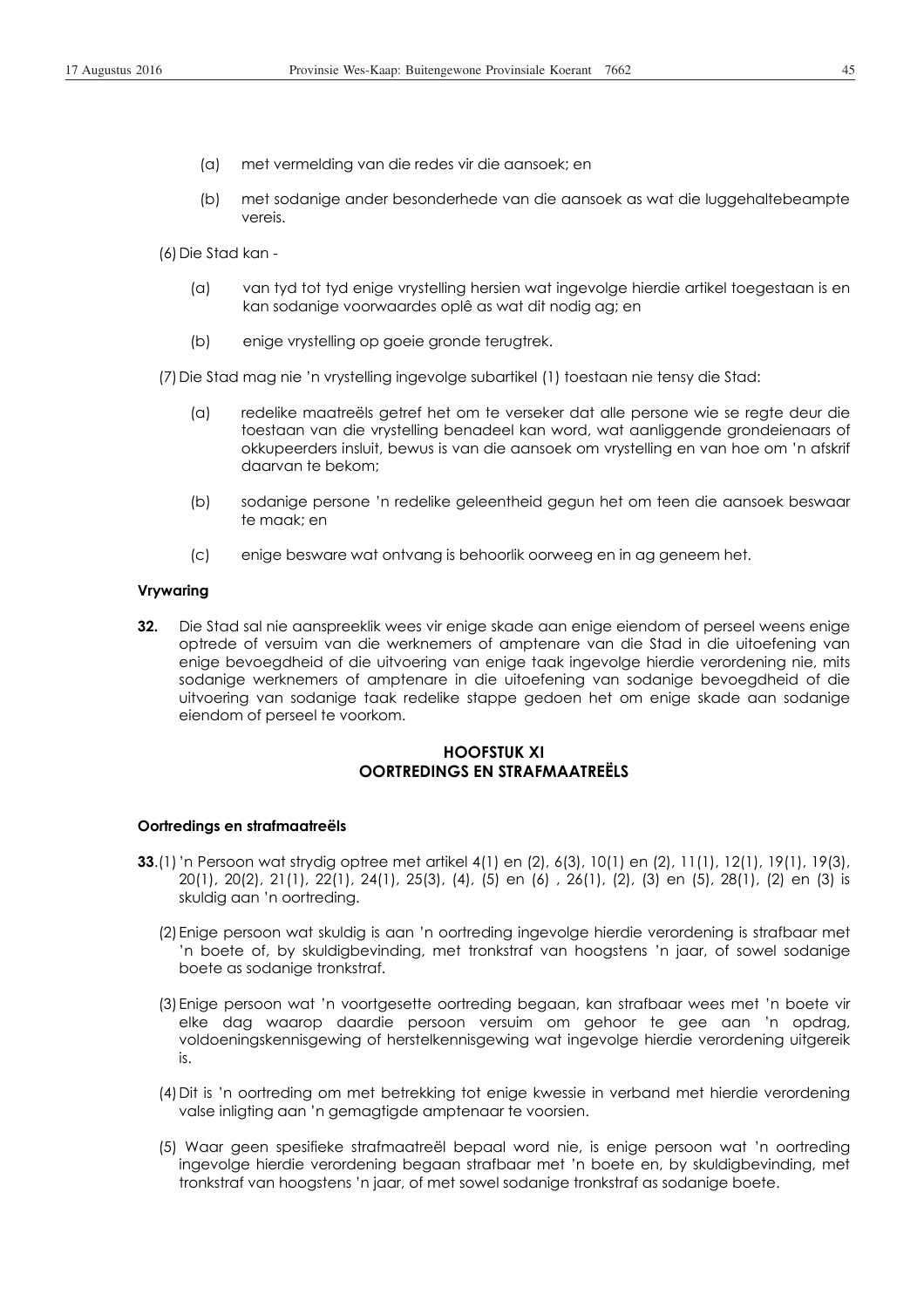(a) met vermelding van die redes vir die aansoek; en

(b) met sodanige ander besonderhede van die aansoek as wat die luggehaltebeampte vereis.

(6) Die Stad kan -

(a) van tyd tot tyd enige vrystelling hersien wat ingevolge hierdie artikel toegestaan is en kan sodanige voorwaardes oplê as wat dit nodig ag; en

(b) enige vrystelling op goeie gronde terugtrek.

(7) Die Stad mag nie 'n vrystelling ingevolge subartikel (1) toestaan nie tensy die Stad:

(a) redelike maatreëls getref het om te verseker dat alle persone wie se regte deur die toestaan van die vrystelling benadeel kan word, wat aanliggende grondeienaars of okkupeerders insluit, bewus is van die aansoek om vrystelling en van hoe om 'n afskrif daarvan te bekom;

(b) sodanige persone 'n redelike geleentheid gegun het om teen die aansoek beswaar te maak; en

(c) enige besware wat ontvang is behoorlik oorweeg en in ag geneem het.

**Vrywaring**

**32.** Die Stad sal nie aanspreeklik wees vir enige skade aan enige eiendom of perseel weens enige optrede of versuim van die werknemers of amptenare van die Stad in die uitoefening van enige bevoegdheid of die uitvoering van enige taak ingevolge hierdie verordening nie, mits sodanige werknemers of amptenare in die uitoefening van sodanige bevoegdheid of die uitvoering van sodanige taak redelike stappe gedoen het om enige skade aan sodanige eiendom of perseel te voorkom.

## HOOFSTUK XI
## OORTREDINGS EN STRAFMAATREËLS

**Oortredings en strafmaatreëls**

**33.** (1) 'n Persoon wat strydig optree met artikel 4(1) en (2), 6(3), 10(1) en (2), 11(1), 12(1), 19(1), 19(3), 20(1), 20(2), 21(1), 22(1), 24(1), 25(3), (4), (5) en (6) , 26(1), (2), (3) en (5), 28(1), (2) en (3) is skuldig aan 'n oortreding.

(2) Enige persoon wat skuldig is aan 'n oortreding ingevolge hierdie verordening is strafbaar met 'n boete of, by skuldigbevinding, met tronkstraf van hoogstens 'n jaar, of sowel sodanige boete as sodanige tronkstraf.

(3) Enige persoon wat 'n voortgesette oortreding begaan, kan strafbaar wees met 'n boete vir elke dag waarop daardie persoon versuim om gehoor te gee aan 'n opdrag, voldoeningskennisgewing of herstelkennisgewing wat ingevolge hierdie verordening uitgereik is.

(4) Dit is 'n oortreding om met betrekking tot enige kwessie in verband met hierdie verordening valse inligting aan 'n gemagtigde amptenaar te voorsien.

(5) Waar geen spesifieke strafmaatreël bepaal word nie, is enige persoon wat 'n oortreding ingevolge hierdie verordening begaan strafbaar met 'n boete en, by skuldigbevinding, met tronkstraf van hoogstens 'n jaar, of met sowel sodanige tronkstraf as sodanige boete.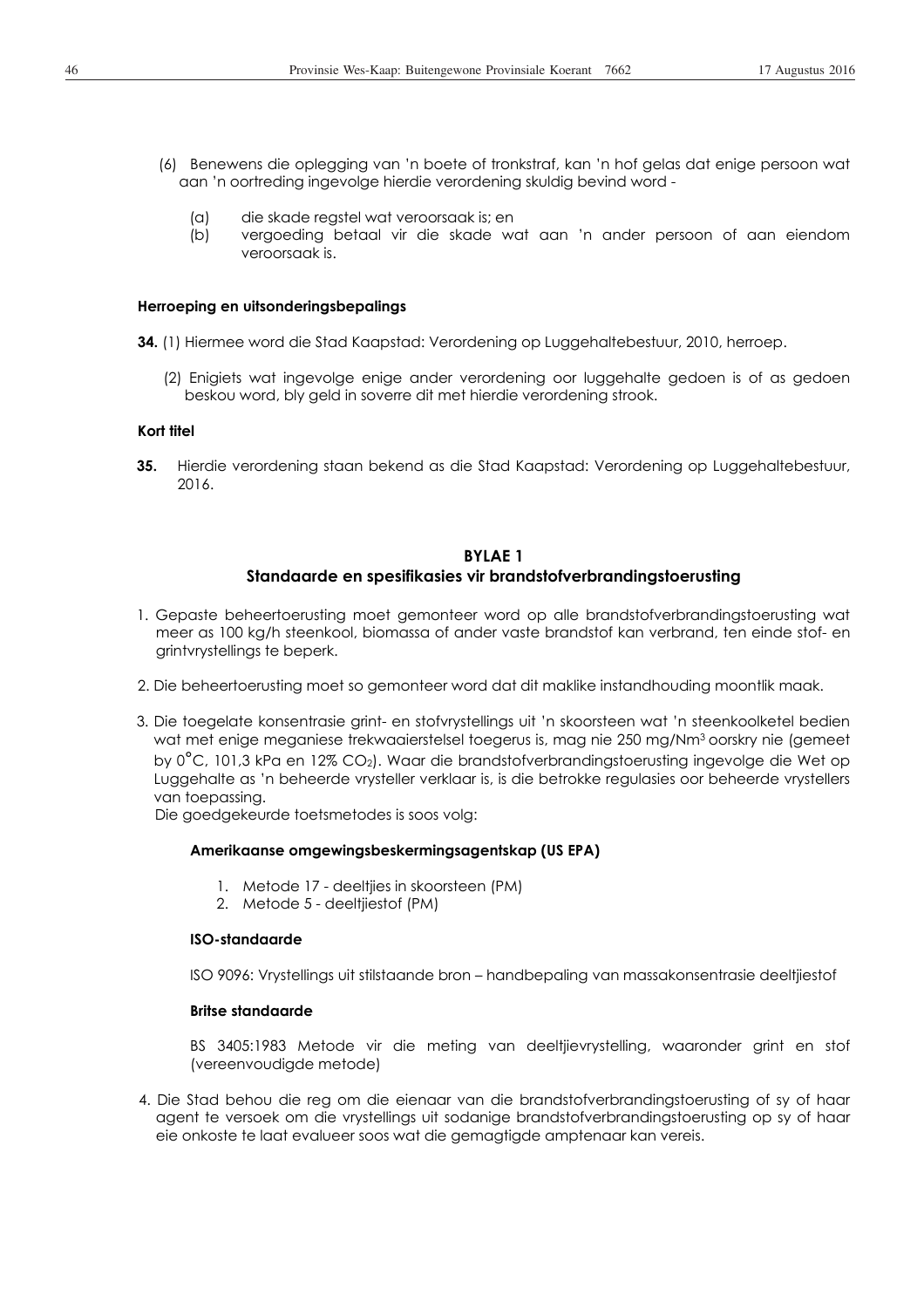(6) Benewens die oplegging van 'n boete of tronkstraf, kan 'n hof gelas dat enige persoon wat aan 'n oortreding ingevolge hierdie verordening skuldig bevind word -

(a) die skade regstel wat veroorsaak is; en
(b) vergoeding betaal vir die skade wat aan 'n ander persoon of aan eiendom veroorsaak is.

**Herroeping en uitsonderingsbepalings**

**34.** (1) Hiermee word die Stad Kaapstad: Verordening op Luggehaltebestuur, 2010, herroep.

(2) Enigiets wat ingevolge enige ander verordening oor luggehalte gedoen is of as gedoen beskou word, bly geld in soverre dit met hierdie verordening strook.

**Kort titel**

**35.** Hierdie verordening staan bekend as die Stad Kaapstad: Verordening op Luggehaltebestuur, 2016.

## BYLAE 1
## Standaarde en spesifikasies vir brandstofverbrandingstoerusting

1. Gepaste beheertoerusting moet gemonteer word op alle brandstofverbrandingstoerusting wat meer as 100 kg/h steenkool, biomassa of ander vaste brandstof kan verbrand, ten einde stof- en grintvrystellings te beperk.

2. Die beheertoerusting moet so gemonteer word dat dit maklike instandhouding moontlik maak.

3. Die toegelate konsentrasie grint- en stofvrystellings uit 'n skoorsteen wat 'n steenkoolketel bedien wat met enige meganiese trekwaaierstelsel toegerus is, mag nie 250 mg/Nm$^3$ oorskry nie (gemeet by 0°C, 101,3 kPa en 12% $CO_2$). Waar die brandstofverbrandingstoerusting ingevolge die Wet op Luggehalte as 'n beheerde vrysteller verklaar is, is die betrokke regulasies oor beheerde vrystellers van toepassing.
   Die goedgekeurde toetsmetodes is soos volg:

   **Amerikaanse omgewingsbeskermingsagentskap (US EPA)**

   1. Metode 17 - deeltjies in skoorsteen (PM)
   2. Metode 5 - deeltjiestof (PM)

   **ISO-standaarde**

   ISO 9096: Vrystellings uit stilstaande bron – handbepaling van massakonsentrasie deeltjiestof

   **Britse standaarde**

   BS 3405:1983 Metode vir die meting van deeltjievrystelling, waaronder grint en stof (vereenvoudigde metode)

4. Die Stad behou die reg om die eienaar van die brandstofverbrandingstoerusting of sy of haar agent te versoek om die vrystellings uit sodanige brandstofverbrandingstoerusting op sy of haar eie onkoste te laat evalueer soos wat die gemagtigde amptenaar kan vereis.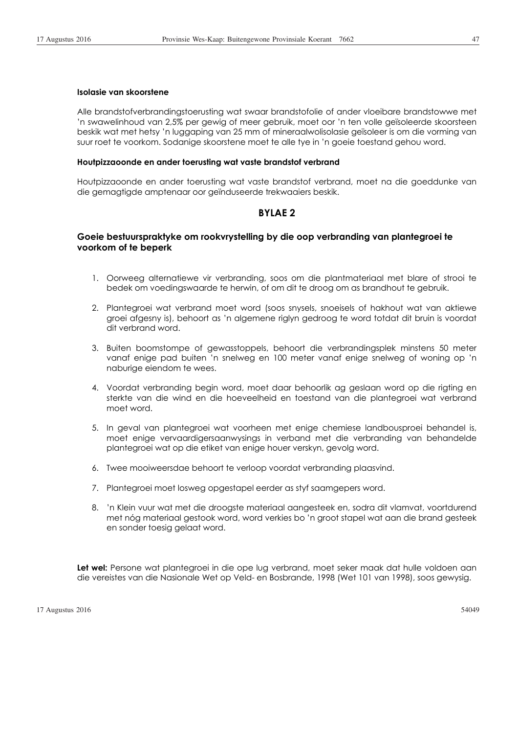#### Isolasie van skoorstene

Alle brandstofverbrandingstoerusting wat swaar brandstofolie of ander vloeibare brandstowwe met 'n swawelinhoud van 2,5% per gewig of meer gebruik, moet oor 'n ten volle geïsoleerde skoorsteen beskik wat met hetsy 'n luggaping van 25 mm of mineraalwolisolasie geïsoleer is om die vorming van suur roet te voorkom. Sodanige skoorstene moet te alle tye in 'n goeie toestand gehou word.

#### Houtpizzaoonde en ander toerusting wat vaste brandstof verbrand

Houtpizzaoonde en ander toerusting wat vaste brandstof verbrand, moet na die goeddunke van die gemagtigde amptenaar oor geïnduseerde trekwaaiers beskik.

## BYLAE 2

### Goeie bestuurspraktyke om rookvrystelling by die oop verbranding van plantegroei te voorkom of te beperk

1. Oorweeg alternatiewe vir verbranding, soos om die plantmateriaal met blare of strooi te bedek om voedingswaarde te herwin, of om dit te droog om as brandhout te gebruik.
2. Plantegroei wat verbrand moet word (soos snysels, snoeisels of hakhout wat van aktiewe groei afgesny is), behoort as 'n algemene riglyn gedroog te word totdat dit bruin is voordat dit verbrand word.
3. Buiten boomstompe of gewasstoppels, behoort die verbrandingsplek minstens 50 meter vanaf enige pad buiten 'n snelweg en 100 meter vanaf enige snelweg of woning op 'n naburige eiendom te wees.
4. Voordat verbranding begin word, moet daar behoorlik ag geslaan word op die rigting en sterkte van die wind en die hoeveelheid en toestand van die plantegroei wat verbrand moet word.
5. In geval van plantegroei wat voorheen met enige chemiese landbousproei behandel is, moet enige vervaardigersaanwysings in verband met die verbranding van behandelde plantegroei wat op die etiket van enige houer verskyn, gevolg word.
6. Twee mooiweersdae behoort te verloop voordat verbranding plaasvind.
7. Plantegroei moet losweg opgestapel eerder as styf saamgepers word.
8. 'n Klein vuur wat met die droogste materiaal aangesteek en, sodra dit vlamvat, voortdurend met nóg materiaal gestook word, word verkies bo 'n groot stapel wat aan die brand gesteek en sonder toesig gelaat word.

**Let wel:** Persone wat plantegroei in die ope lug verbrand, moet seker maak dat hulle voldoen aan die vereistes van die Nasionale Wet op Veld- en Bosbrande, 1998 (Wet 101 van 1998), soos gewysig.

17 Augustus 2016 54049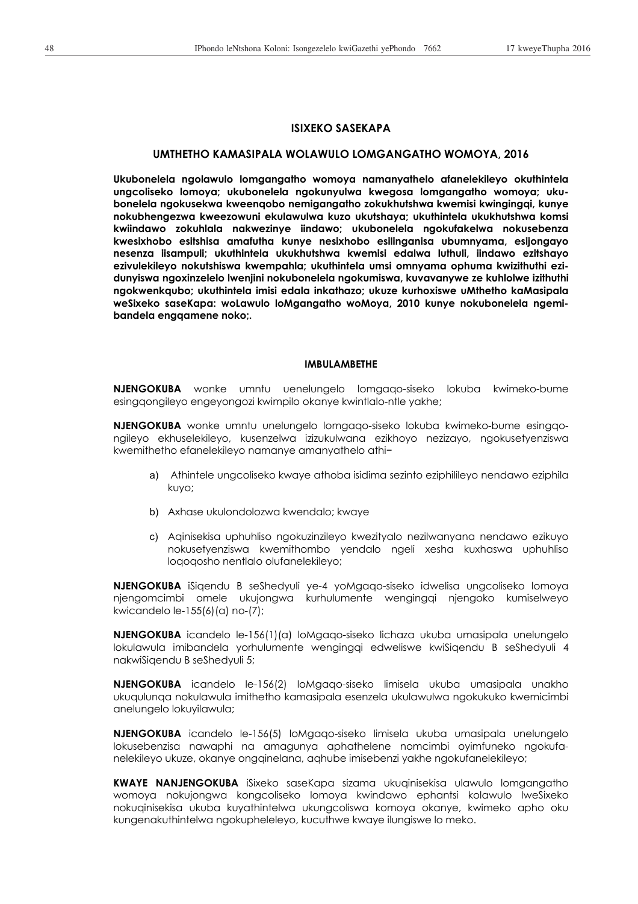## ISIXEKO SASEKAPA

## UMTHETHO KAMASIPALA WOLAWULO LOMGANGATHO WOMOYA, 2016

**Ukubonelela ngolawulo lomgangatho womoya namanyathelo afanelekileyo okuthintela ungcoliseko lomoya; ukubonelela ngokunyulwa kwegosa lomgangatho womoya; ukubonelela ngokusekwa kweenqobo nemigangatho zokukhutshwa kwemisi kwingingqi, kunye nokubhengezwa kweezowuni ekulawulwa kuzo ukutshaya; ukuthintela ukukhutshwa komsi kwiindawo zokuhlala nakwezinye iindawo; ukubonelela ngokufakelwa nokusebenza kwesixhobo esitshisa amafutha kunye nesixhobo esilinganisa ubumnyama, esijongayo nesenza iisampuli; ukuthintela ukukhutshwa kwemisi edalwa luthuli, iindawo ezitshayo ezivulekileyo nokutshiswa kwempahla; ukuthintela umsi omnyama ophuma kwizithuthi ezidunyiswa ngoxinzelelo lwenjini nokubonelela ngokumiswa, kuvavanywe ze kuhlolwe izithuthi ngokwenkqubo; ukuthintela imisi edala inkathazo; ukuze kurhoxiswe uMthetho kaMasipala weSixeko saseKapa: woLawulo loMgangatho woMoya, 2010 kunye nokubonelela ngemibandela engqamene noko;.**

### IMBULAMBETHE

**NJENGOKUBA** wonke umntu uenelungelo lomgaqo-siseko lokuba kwimeko-bume esingqongileyo engeyongozi kwimpilo okanye kwintlalo-ntle yakhe;

**NJENGOKUBA** wonke umntu unelungelo lomgaqo-siseko lokuba kwimeko-bume esingqongileyo ekhuselekileyo, kusenzelwa izizukulwana ezikhoyo nezizayo, ngokusetyenziswa kwemithetho efanelekileyo namanye amanyathelo athi–

a) Athintele ungcoliseko kwaye athoba isidima sezinto eziphilileyo nendawo eziphila kuyo;

b) Axhase ukulondolozwa kwendalo; kwaye

c) Aqinisekisa uphuhliso ngokuzinzileyo kwezityalo nezilwanyana nendawo ezikuyo nokusetyenziswa kwemithombo yendalo ngeli xesha kuxhaswa uphuhliso loqoqosho nentlalo olufanelekileyo;

**NJENGOKUBA** iSiqendu B seShedyuli ye-4 yoMgaqo-siseko idwelisa ungcoliseko lomoya njengomcimbi omele ukujongwa kurhulumente wengingqi njengoko kumiselweyo kwicandelo le-155(6)(a) no-(7);

**NJENGOKUBA** icandelo le-156(1)(a) loMgaqo-siseko lichaza ukuba umasipala unelungelo lokulawula imibandela yorhulumente wengingqi edweliswe kwiSiqendu B seShedyuli 4 nakwiSiqendu B seShedyuli 5;

**NJENGOKUBA** icandelo le-156(2) loMgaqo-siseko limisela ukuba umasipala unakho ukuqulunqa nokulawula imithetho kamasipala esenzela ukulawulwa ngokukuko kwemicimbi anelungelo lokuyilawula;

**NJENGOKUBA** icandelo le-156(5) loMgaqo-siseko limisela ukuba umasipala unelungelo lokusebenzisa nawaphi na amagunya aphathelene nomcimbi oyimfuneko ngokufanelekileyo ukuze, okanye ongqinelana, aqhube imisebenzi yakhe ngokufanelekileyo;

**KWAYE NANJENGOKUBA** iSixeko saseKapa sizama ukuqinisekisa ulawulo lomgangatho womoya nokujongwa kongcoliseko lomoya kwindawo ephantsi kolawulo lweSixeko nokuqinisekisa ukuba kuyathintelwa ukungcoliswa komoya okanye, kwimeko apho oku kungenakuthintelwa ngokupheleleyo, kucuthwe kwaye ilungiswe lo meko.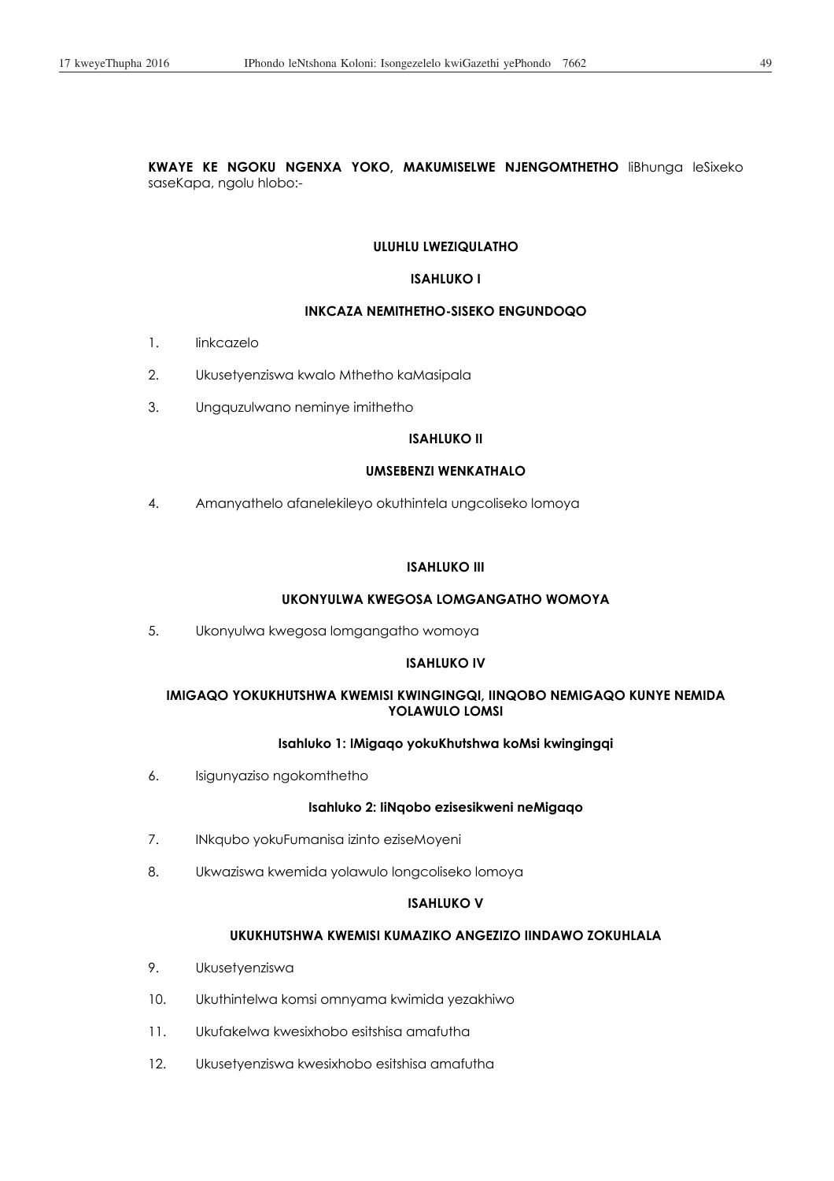**KWAYE KE NGOKU NGENXA YOKO, MAKUMISELWE NJENGOMTHETHO** liBhunga leSixeko saseKapa, ngolu hlobo:-

## ULUHLU LWEZIQULATHO

## ISAHLUKO I

### INKCAZA NEMITHETHO-SISEKO ENGUNDOQO

1. Iinkcazelo
2. Ukusetyenziswa kwalo Mthetho kaMasipala
3. Ungquzulwano neminye imithetho

## ISAHLUKO II

### UMSEBENZI WENKATHALO

4. Amanyathelo afanelekileyo okuthintela ungcoliseko lomoya

## ISAHLUKO III

### UKONYULWA KWEGOSA LOMGANGATHO WOMOYA

5. Ukonyulwa kwegosa lomgangatho womoya

## ISAHLUKO IV

### IMIGAQO YOKUKHUTSHWA KWEMISI KWINGINGQI, IINQOBO NEMIGAQO KUNYE NEMIDA YOLAWULO LOMSI

#### Isahluko 1: IMigaqo yokuKhutshwa koMsi kwingingqi

6. Isigunyaziso ngokomthetho

#### Isahluko 2: IiNqobo ezisesikweni neMigaqo

7. INkqubo yokuFumanisa izinto eziseMoyeni
8. Ukwaziswa kwemida yolawulo longcoliseko lomoya

## ISAHLUKO V

### UKUKHUTSHWA KWEMISI KUMAZIKO ANGEZIZO IINDAWO ZOKUHLALA

9. Ukusetyenziswa
10. Ukuthintelwa komsi omnyama kwimida yezakhiwo
11. Ukufakelwa kwesixhobo esitshisa amafutha
12. Ukusetyenziswa kwesixhobo esitshisa amafutha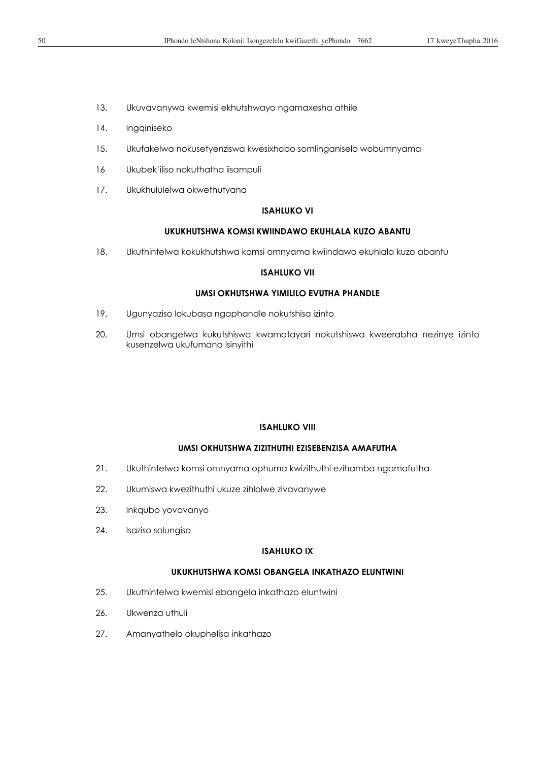13. Ukuvavanywa kwemisi ekhutshwayo ngamaxesha athile

14. Ingqiniseko

15. Ukufakelwa nokusetyenziswa kwesixhobo somlinganiselo wobumnyama

16 Ukubek'iliso nokuthatha iisampuli

17. Ukukhululelwa okwethutyana

**ISAHLUKO VI**

**UKUKHUTSHWA KOMSI KWIINDAWO EKUHLALA KUZO ABANTU**

18. Ukuthintelwa kokukhutshwa komsi omnyama kwiindawo ekuhlala kuzo abantu

**ISAHLUKO VII**

**UMSI OKHUTSHWA YIMILILO EVUTHA PHANDLE**

19. Ugunyaziso lokubasa ngaphandle nokutshisa izinto

20. Umsi obangelwa kukutshiswa kwamatayari nokutshiswa kweerabha nezinye izinto kusenzelwa ukufumana isinyithi

**ISAHLUKO VIII**

**UMSI OKHUTSHWA ZIZITHUTHI EZISEBENZISA AMAFUTHA**

21. Ukuthintelwa komsi omnyama ophuma kwizithuthi ezihamba ngamafutha

22. Ukumiswa kwezithuthi ukuze zihlolwe zivavanywe

23. Inkqubo yovavanyo

24. Isaziso solungiso

**ISAHLUKO IX**

**UKUKHUTSHWA KOMSI OBANGELA INKATHAZO ELUNTWINI**

25. Ukuthintelwa kwemisi ebangela inkathazo eluntwini

26. Ukwenza uthuli

27. Amanyathelo okuphelisa inkathazo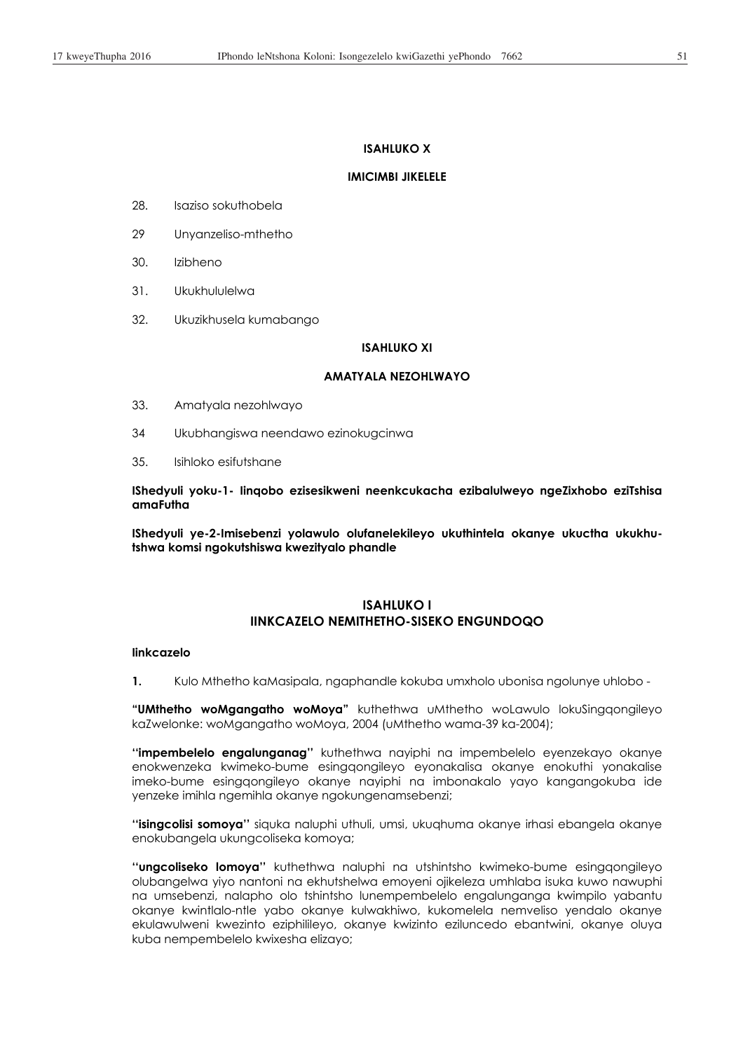**ISAHLUKO X**

**IMICIMBI JIKELELE**

28. Isaziso sokuthobela

29 Unyanzeliso-mthetho

30. Izibheno

31. Ukukhululelwa

32. Ukuzikhusela kumabango

**ISAHLUKO XI**

**AMATYALA NEZOHLWAYO**

33. Amatyala nezohlwayo

34 Ukubhangiswa neendawo ezinokugcinwa

35. Isihloko esifutshane

**IShedyuli yoku-1- Iinqobo ezisesikweni neenkcukacha ezibalulweyo ngeZixhobo eziTshisa amaFutha**

**IShedyuli ye-2-Imisebenzi yolawulo olufanelekileyo ukuthintela okanye ukuctha ukukhutshwa komsi ngokutshiswa kwezityalo phandle**

## ISAHLUKO I
## IINKCAZELO NEMITHETHO-SISEKO ENGUNDOQO

**Iinkcazelo**

**1.** Kulo Mthetho kaMasipala, ngaphandle kokuba umxholo ubonisa ngolunye uhlobo -

**"UMthetho woMgangatho woMoya"** kuthethwa uMthetho woLawulo lokuSingqongileyo kaZwelonke: woMgangatho woMoya, 2004 (uMthetho wama-39 ka-2004);

**"impembelelo engalunganag"** kuthethwa nayiphi na impembelelo eyenzekayo okanye enokwenzeka kwimeko-bume esingqongileyo eyonakalisa okanye enokuthi yonakalise imeko-bume esingqongileyo okanye nayiphi na imbonakalo yayo kangangokuba ide yenzeke imihla ngemihla okanye ngokungenamsebenzi;

**"isingcolisi somoya"** siquka naluphi uthuli, umsi, ukuqhuma okanye irhasi ebangela okanye enokubangela ukungcoliseka komoya;

**"ungcoliseko lomoya"** kuthethwa naluphi na utshintsho kwimeko-bume esingqongileyo olubangelwa yiyo nantoni na ekhutshelwa emoyeni ojikeleza umhlaba isuka kuwo nawuphi na umsebenzi, nalapho olo tshintsho lunempembelelo engalunganga kwimpilo yabantu okanye kwintlalo-ntle yabo okanye kulwakhiwo, kukomelela nemveliso yendalo okanye ekulawulweni kwezinto eziphilileyo, okanye kwizinto eziluncedo ebantwini, okanye oluya kuba nempembelelo kwixesha elizayo;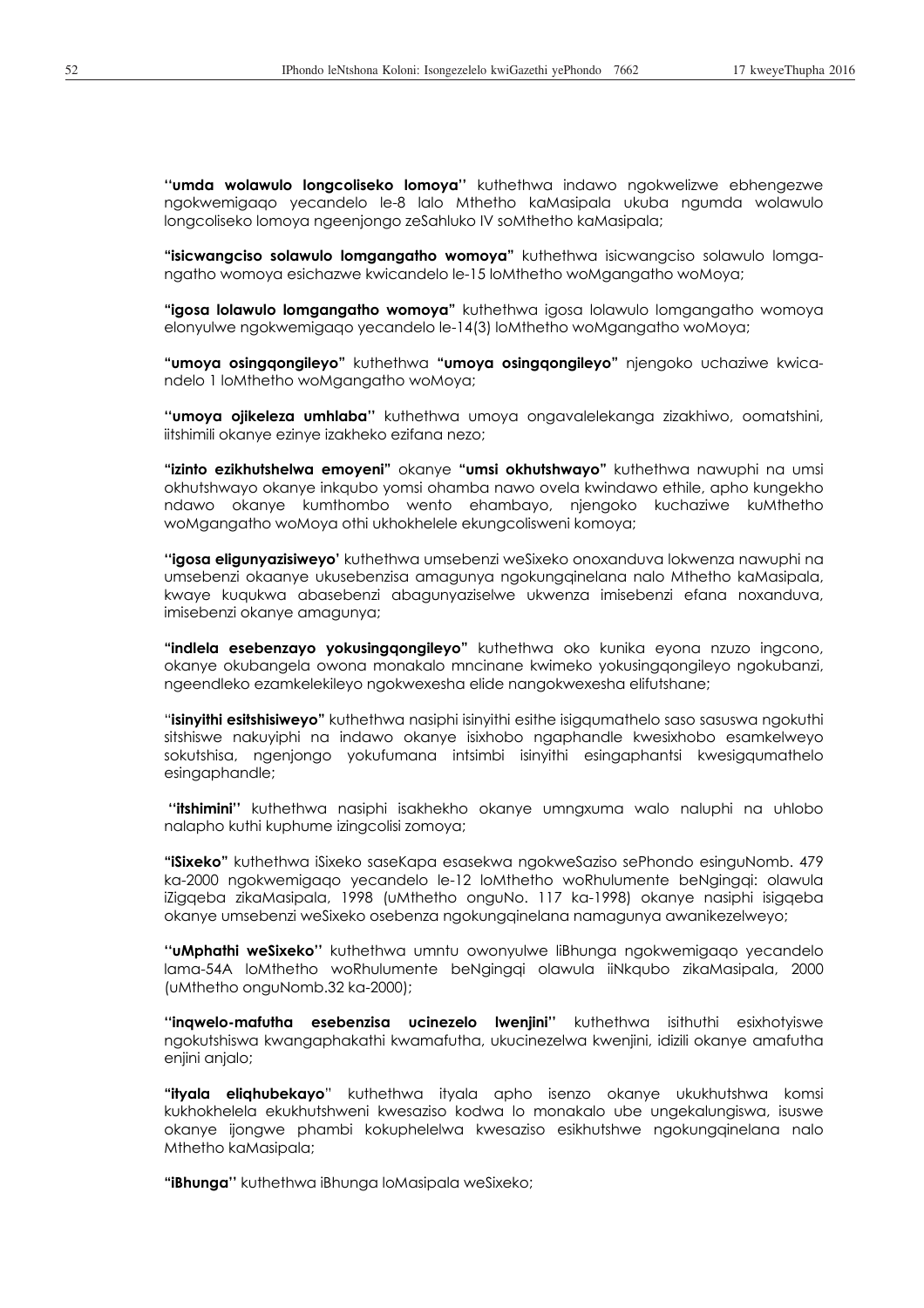**"umda wolawulo longcoliseko lomoya"** kuthethwa indawo ngokwelizwe ebhengezwe ngokwemigaqo yecandelo le-8 lalo Mthetho kaMasipala ukuba ngumda wolawulo longcoliseko lomoya ngeenjongo zeSahluko IV soMthetho kaMasipala;

**"isicwangciso solawulo lomgangatho womoya"** kuthethwa isicwangciso solawulo lomgangatho womoya esichazwe kwicandelo le-15 loMthetho woMgangatho woMoya;

**"igosa lolawulo lomgangatho womoya"** kuthethwa igosa lolawulo lomgangatho womoya elonyulwe ngokwemigaqo yecandelo le-14(3) loMthetho woMgangatho woMoya;

**"umoya osingqongileyo"** kuthethwa **"umoya osingqongileyo"** njengoko uchaziwe kwicandelo 1 loMthetho woMgangatho woMoya;

**"umoya ojikeleza umhlaba"** kuthethwa umoya ongavalelekanga zizakhiwo, oomatshini, iitshimili okanye ezinye izakheko ezifana nezo;

**"izinto ezikhutshelwa emoyeni"** okanye **"umsi okhutshwayo"** kuthethwa nawuphi na umsi okhutshwayo okanye inkqubo yomsi ohamba nawo ovela kwindawo ethile, apho kungekho ndawo okanye kumthombo wento ehambayo, njengoko kuchaziwe kuMthetho woMgangatho woMoya othi ukhokhelele ekungcolisweni komoya;

**"igosa eligunyazisiweyo'** kuthethwa umsebenzi weSixeko onoxanduva lokwenza nawuphi na umsebenzi okaanye ukusebenzisa amagunya ngokungqinelana nalo Mthetho kaMasipala, kwaye kuqukwa abasebenzi abagunyaziselwe ukwenza imisebenzi efana noxanduva, imisebenzi okanye amagunya;

**"indlela esebenzayo yokusingqongileyo"** kuthethwa oko kunika eyona nzuzo ingcono, okanye okubangela owona monakalo mncinane kwimeko yokusingqongileyo ngokubanzi, ngeendleko ezamkelekileyo ngokwexesha elide nangokwexesha elifutshane;

"**isinyithi esitshisiweyo"** kuthethwa nasiphi isinyithi esithe isigqumathelo saso sasuswa ngokuthi sitshiswe nakuyiphi na indawo okanye isixhobo ngaphandle kwesixhobo esamkelweyo sokutshisa, ngenjongo yokufumana intsimbi isinyithi esingaphantsi kwesigqumathelo esingaphandle;

**"itshimini"** kuthethwa nasiphi isakhekho okanye umngxuma walo naluphi na uhlobo nalapho kuthi kuphume izingcolisi zomoya;

**"iSixeko"** kuthethwa iSixeko saseKapa esasekwa ngokweSaziso sePhondo esinguNomb. 479 ka-2000 ngokwemigaqo yecandelo le-12 loMthetho woRhulumente beNgingqi: olawula iZigqeba zikaMasipala, 1998 (uMthetho onguNo. 117 ka-1998) okanye nasiphi isigqeba okanye umsebenzi weSixeko osebenza ngokungqinelana namagunya awanikezelweyo;

**"uMphathi weSixeko"** kuthethwa umntu owonyulwe liBhunga ngokwemigaqo yecandelo lama-54A loMthetho woRhulumente beNgingqi olawula iiNkqubo zikaMasipala, 2000 (uMthetho onguNomb.32 ka-2000);

**"inqwelo-mafutha esebenzisa ucinezelo lwenjini"** kuthethwa isithuthi esixhotyiswe ngokutshiswa kwangaphakathi kwamafutha, ukucinezelwa kwenjini, idizili okanye amafutha enjini anjalo;

**"ityala eliqhubekayo"** kuthethwa ityala apho isenzo okanye ukukhutshwa komsi kukhokhelela ekukhutshweni kwesaziso kodwa lo monakalo ube ungekalungiswa, isuswe okanye ijongwe phambi kokuphelelwa kwesaziso esikhutshwe ngokungqinelana nalo Mthetho kaMasipala;

**"iBhunga"** kuthethwa iBhunga loMasipala weSixeko;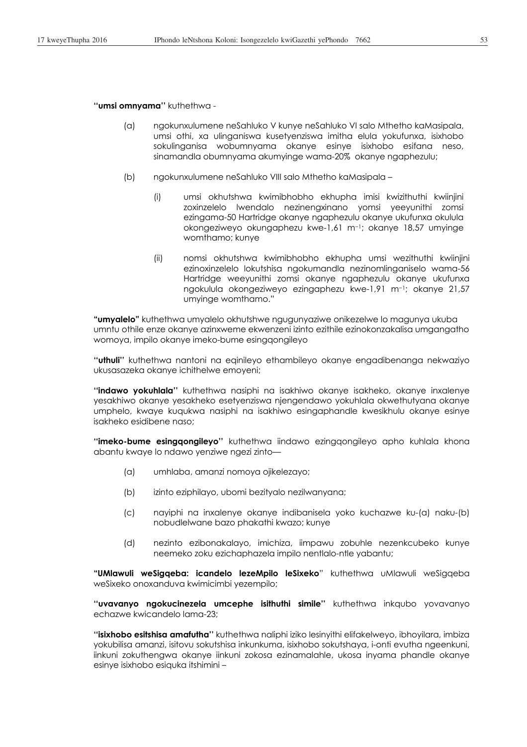**"umsi omnyama"** kuthethwa -

(a) ngokunxulumene neSahluko V kunye neSahluko VI salo Mthetho kaMasipala, umsi othi, xa ulinganiswa kusetyenziswa imitha elula yokufunxa, isixhobo sokulinganisa wobumnyama okanye esinye isixhobo esifana neso, sinamandla obumnyama akumyinge wama-20% okanye ngaphezulu;

(b) ngokunxulumene neSahluko VIII salo Mthetho kaMasipala –

(i) umsi okhutshwa kwimibhobho ekhupha imisi kwizithuthi kwiinjini zoxinzelelo lwendalo nezinengxinano yomsi yeeyunithi zomsi ezingama-50 Hartridge okanye ngaphezulu okanye ukufunxa okulula okongeziweyo okungaphezu kwe-1,61 $m^{-1}$; okanye 18,57 umyinge womthamo; kunye

(ii) nomsi okhutshwa kwimibhobho ekhupha umsi wezithuthi kwiinjini ezinoxinzelelo lokutshisa ngokumandla nezinomlinganiselo wama-56 Hartridge weeyunithi zomsi okanye ngaphezulu okanye ukufunxa ngokulula okongeziweyo ezingaphezu kwe-1,91 $m^{-1}$; okanye 21,57 umyinge womthamo."

**"umyalelo"** kuthethwa umyalelo okhutshwe ngugunyaziwe onikezelwe lo magunya ukuba umntu othile enze okanye azinxweme ekwenzeni izinto ezithile ezinokonzakalisa umgangatho womoya, impilo okanye imeko-bume esingqongileyo

**"uthuli"** kuthethwa nantoni na eqinileyo ethambileyo okanye engadibenanga nekwaziyo ukusasazeka okanye ichithelwe emoyeni;

**"indawo yokuhlala"** kuthethwa nasiphi na isakhiwo okanye isakheko, okanye inxalenye yesakhiwo okanye yesakheko esetyenziswa njengendawo yokuhlala okwethutyana okanye umphelo, kwaye kuqukwa nasiphi na isakhiwo esingaphandle kwesikhulu okanye esinye isakheko esidibene naso;

**"imeko-bume esingqongileyo"** kuthethwa iindawo ezingqongileyo apho kuhlala khona abantu kwaye lo ndawo yenziwe ngezi zinto—

(a) umhlaba, amanzi nomoya ojikelezayo;

(b) izinto eziphilayo, ubomi bezityalo nezilwanyana;

(c) nayiphi na inxalenye okanye indibanisela yoko kuchazwe ku-(a) naku-(b) nobudlelwane bazo phakathi kwazo; kunye

(d) nezinto ezibonakalayo, imichiza, iimpawu zobuhle nezenkcubeko kunye neemeko zoku ezichaphazela impilo nentlalo-ntle yabantu;

**"UMlawuli weSigqeba: icandelo lezeMpilo leSixeko"** kuthethwa uMlawuli weSigqeba weSixeko onoxanduva kwimicimbi yezempilo;

**"uvavanyo ngokucinezela umcephe isithuthi simile"** kuthethwa inkqubo yovavanyo echazwe kwicandelo lama-23;

**"isixhobo esitshisa amafutha"** kuthethwa naliphi iziko lesinyithi elifakelweyo, ibhoyilara, imbiza yokubilisa amanzi, isitovu sokutshisa inkunkuma, isixhobo sokutshaya, i-onti evutha ngeenkuni, iinkuni zokuthengwa okanye iinkuni zokosa ezinamalahle, ukosa inyama phandle okanye esinye isixhobo esiquka itshimini –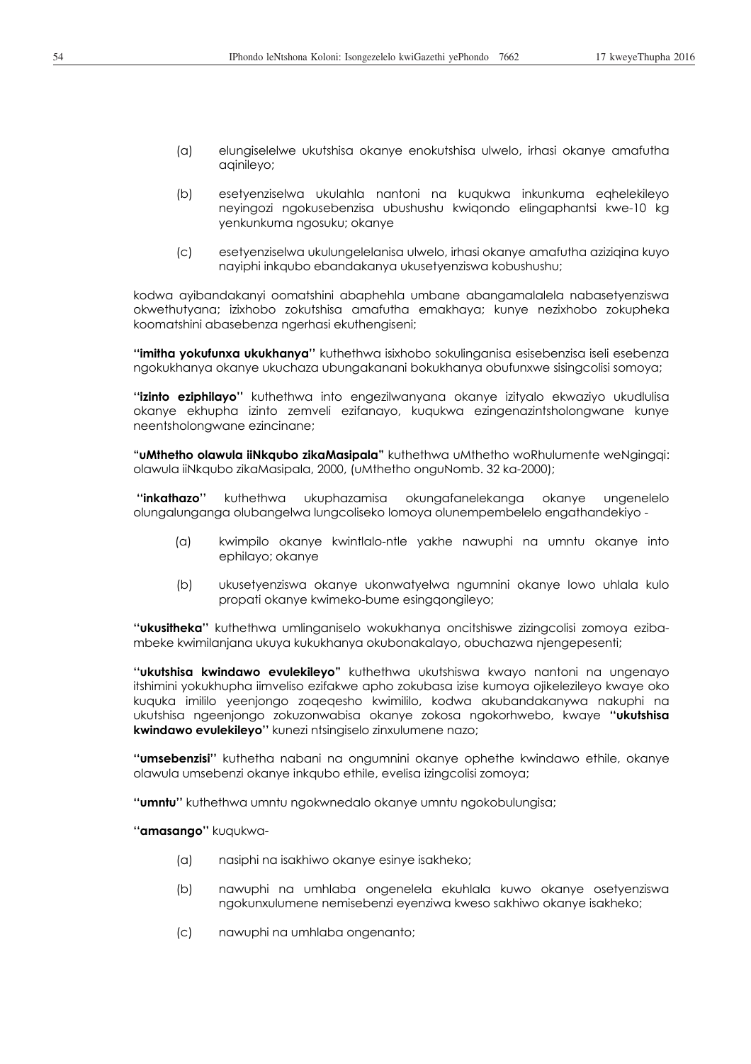(a) elungiselelwe ukutshisa okanye enokutshisa ulwelo, irhasi okanye amafutha aqinileyo;

(b) esetyenziselwa ukulahla nantoni na kuqukwa inkunkuma eqhelekileyo neyingozi ngokusebenzisa ubushushu kwiqondo elingaphantsi kwe-10 kg yenkunkuma ngosuku; okanye

(c) esetyenziselwa ukulungelelanisa ulwelo, irhasi okanye amafutha aziziqina kuyo nayiphi inkqubo ebandakanya ukusetyenziswa kobushushu;

kodwa ayibandakanyi oomatshini abaphehla umbane abangamalalela nabasetyenziswa okwethutyana; izixhobo zokutshisa amafutha emakhaya; kunye nezixhobo zokupheka koomatshini abasebenza ngerhasi ekuthengiseni;

**"imitha yokufunxa ukukhanya"** kuthethwa isixhobo sokulinganisa esisebenzisa iseli esebenza ngokukhanya okanye ukuchaza ubungakanani bokukhanya obufunxwe sisingcolisi somoya;

**"izinto eziphilayo"** kuthethwa into engezilwanyana okanye izityalo ekwaziyo ukudlulisa okanye ekhupha izinto zemveli ezifanayo, kuqukwa ezingenazintsholongwane kunye neentsholongwane ezincinane;

**"uMthetho olawula iiNkqubo zikaMasipala"** kuthethwa uMthetho woRhulumente weNgingqi: olawula iiNkqubo zikaMasipala, 2000, (uMthetho onguNomb. 32 ka-2000);

**"inkathazo"** kuthethwa ukuphazamisa okungafanelekanga okanye ungenelelo olungalunganga olubangelwa lungcoliseko lomoya olunempembelelo engathandekiyo -

(a) kwimpilo okanye kwintlalo-ntle yakhe nawuphi na umntu okanye into ephilayo; okanye

(b) ukusetyenziswa okanye ukonwatyelwa ngumnini okanye lowo uhlala kulo propati okanye kwimeko-bume esingqongileyo;

**"ukusitheka"** kuthethwa umlinganiselo wokukhanya oncitshiswe zizingcolisi zomoya eziba-mbeke kwimilanjana ukuya kukukhanya okubonakalayo, obuchazwa njengepesenti;

**"ukutshisa kwindawo evulekileyo"** kuthethwa ukutshiswa kwayo nantoni na ungenayo itshimini yokukhupha iimveliso ezifakwe apho zokubasa izise kumoya ojikelezileyo kwaye oko kuquka imililo yeenjongo zoqeqesho kwimililo, kodwa akubandakanywa nakuphi na ukutshisa ngeenjongo zokuzonwabisa okanye zokosa ngokorhwebo, kwaye **"ukutshisa kwindawo evulekileyo"** kunezi ntsingiselo zinxulumene nazo;

**"umsebenzisi"** kuthetha nabani na ongumnini okanye ophethe kwindawo ethile, okanye olawula umsebenzi okanye inkqubo ethile, evelisa izingcolisi zomoya;

**"umntu"** kuthethwa umntu ngokwnedalo okanye umntu ngokobulungisa;

**"amasango"** kuqukwa-

(a) nasiphi na isakhiwo okanye esinye isakheko;

(b) nawuphi na umhlaba ongenelela ekuhlala kuwo okanye osetyenziswa ngokunxulumene nemisebenzi eyenziwa kweso sakhiwo okanye isakheko;

(c) nawuphi na umhlaba ongenanto;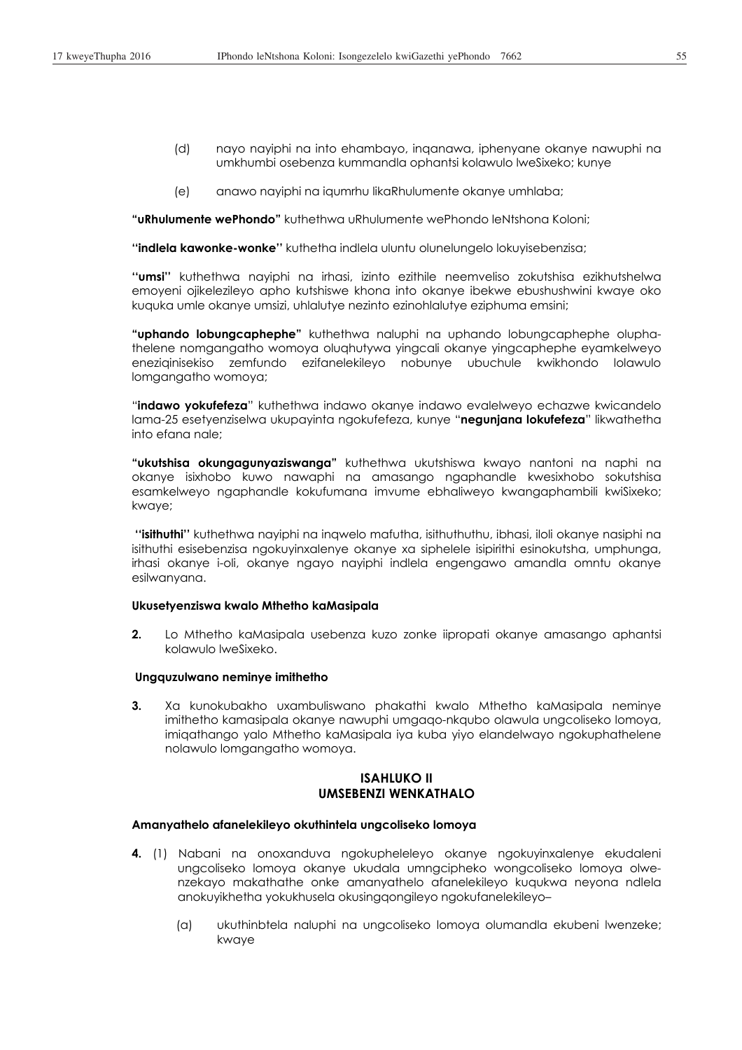(d) nayo nayiphi na into ehambayo, inqanawa, iphenyane okanye nawuphi na umkhumbi osebenza kummandla ophantsi kolawulo lweSixeko; kunye

(e) anawo nayiphi na iqumrhu likaRhulumente okanye umhlaba;

**"uRhulumente wePhondo"** kuthethwa uRhulumente wePhondo leNtshona Koloni;

**"indlela kawonke-wonke"** kuthetha indlela uluntu olunelungelo lokuyisebenzisa;

**"umsi"** kuthethwa nayiphi na irhasi, izinto ezithile neemveliso zokutshisa ezikhutshelwa emoyeni ojikelezileyo apho kutshiswe khona into okanye ibekwe ebushushwini kwaye oko kuquka umle okanye umsizi, uhlalutye nezinto ezinohlalutye eziphuma emsini;

**"uphando lobungcaphephe"** kuthethwa naluphi na uphando lobungcaphephe oluphathelene nomgangatho womoya oluqhutywa yingcali okanye yingcaphephe eyamkelweyo eneziqinisekiso zemfundo ezifanelekileyo nobunye ubuchule kwikhondo lolawulo lomgangatho womoya;

"**indawo yokufefeza**" kuthethwa indawo okanye indawo evalelweyo echazwe kwicandelo lama-25 esetyenziselwa ukupayinta ngokufefeza, kunye "**negunjana lokufefeza**" likwathetha into efana nale;

**"ukutshisa okungagunyaziswanga"** kuthethwa ukutshiswa kwayo nantoni na naphi na okanye isixhobo kuwo nawaphi na amasango ngaphandle kwesixhobo sokutshisa esamkelweyo ngaphandle kokufumana imvume ebhaliweyo kwangaphambili kwiSixeko; kwaye;

**"isithuthi"** kuthethwa nayiphi na inqwelo mafutha, isithuthuthu, ibhasi, ilori okanye nasiphi na isithuthi esisebenzisa ngokuyinxalenye okanye xa siphelele isipirithi esinokutsha, umphunga, irhasi okanye i-oli, okanye ngayo nayiphi indlela engengawo amandla omntu okanye esilwanyana.

**Ukusetyenziswa kwalo Mthetho kaMasipala**

**2.** Lo Mthetho kaMasipala usebenza kuzo zonke iipropati okanye amasango aphantsi kolawulo lweSixeko.

**Ungquzulwano neminye imithetho**

**3.** Xa kunokubakho uxambuliswano phakathi kwalo Mthetho kaMasipala neminye imithetho kamasipala okanye nawuphi umgaqo-nkqubo olawula ungcoliseko lomoya, imiqathango yalo Mthetho kaMasipala iya kuba yiyo elandelwayo ngokuphathelene nolawulo lomgangatho womoya.

## ISAHLUKO II
## UMSEBENZI WENKATHALO

**Amanyathelo afanelekileyo okuthintela ungcoliseko lomoya**

**4.** (1) Nabani na onoxanduva ngokupheleleyo okanye ngokuyinxalenye ekudaleni ungcoliseko lomoya okanye ukudala umngcipheko wongcoliseko lomoya olwenzekayo makathathe onke amanyathelo afanelekileyo kuqukwa neyona ndlela anokuyikhetha yokukhusela okusingqongileyo ngokufanelekileyo–

(a) ukuthinbtela naluphi na ungcoliseko lomoya olumandla ekubeni lwenzeke; kwaye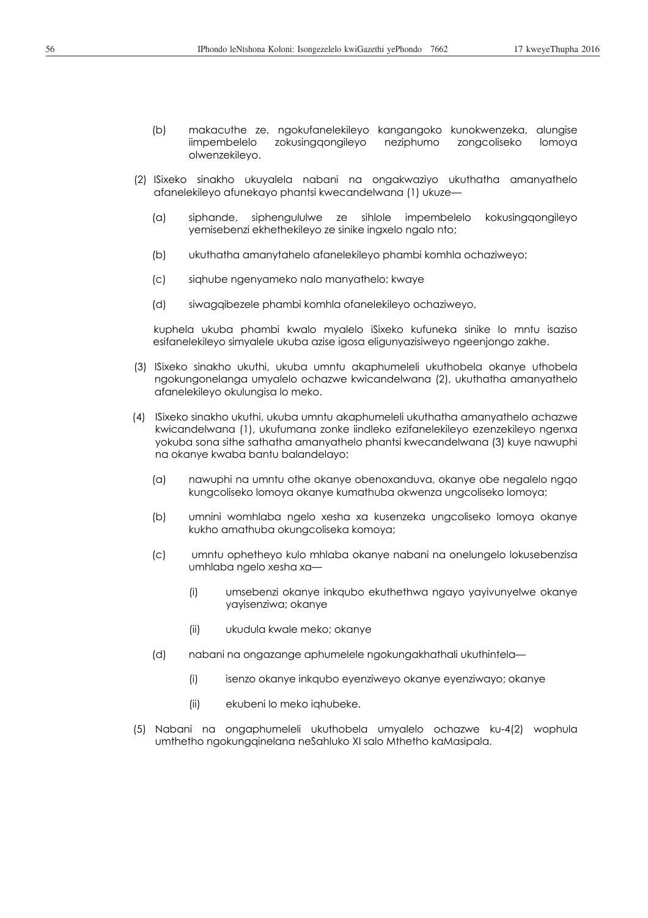(b) makacuthe ze, ngokufanelekileyo kangangoko kunokwenzeka, alungise iimpembelelo zokusingqongileyo neziphumo zongcoliseko lomoya olwenzekileyo.

(2) ISixeko sinakho ukuyalela nabani na ongakwaziyo ukuthatha amanyathelo afanelekileyo afunekayo phantsi kwecandelwana (1) ukuze—

(a) siphande, siphengululwe ze sihlole impembelelo kokusingqongileyo yemisebenzi ekhethekileyo ze sinike ingxelo ngalo nto;

(b) ukuthatha amanytahelo afanelekileyo phambi komhla ochaziweyo;

(c) siqhube ngenyameko nalo manyathelo; kwaye

(d) siwagqibezele phambi komhla ofanelekileyo ochaziweyo,

kuphela ukuba phambi kwalo myalelo iSixeko kufuneka sinike lo mntu isaziso esifanelekileyo simyalele ukuba azise igosa eligunyazisiweyo ngeenjongo zakhe.

(3) ISixeko sinakho ukuthi, ukuba umntu akaphumeleli ukuthobela okanye uthobela ngokungonelanga umyalelo ochazwe kwicandelwana (2), ukuthatha amanyathelo afanelekileyo okulungisa lo meko.

(4) ISixeko sinakho ukuthi, ukuba umntu akaphumeleli ukuthatha amanyathelo achazwe kwicandelwana (1), ukufumana zonke iindleko ezifanelekileyo ezenzekileyo ngenxa yokuba sona sithe sathatha amanyathelo phantsi kwecandelwana (3) kuye nawuphi na okanye kwaba bantu balandelayo:

(a) nawuphi na umntu othe okanye obenoxanduva, okanye obe negalelo ngqo kungcoliseko lomoya okanye kumathuba okwenza ungcoliseko lomoya;

(b) umnini womhlaba ngelo xesha xa kusenzeka ungcoliseko lomoya okanye kukho amathuba okungcoliseka komoya;

(c) umntu ophetheyo kulo mhlaba okanye nabani na onelungelo lokusebenzisa umhlaba ngelo xesha xa—

(i) umsebenzi okanye inkqubo ekuthethwa ngayo yayivunyelwe okanye yayisenziwa; okanye

(ii) ukudula kwale meko; okanye

(d) nabani na ongazange aphumelele ngokungakhathali ukuthintela—

(i) isenzo okanye inkqubo eyenziweyo okanye eyenziwayo; okanye

(ii) ekubeni lo meko iqhubeke.

(5) Nabani na ongaphumeleli ukuthobela umyalelo ochazwe ku-4(2) wophula umthetho ngokungqinelana neSahluko XI salo Mthetho kaMasipala.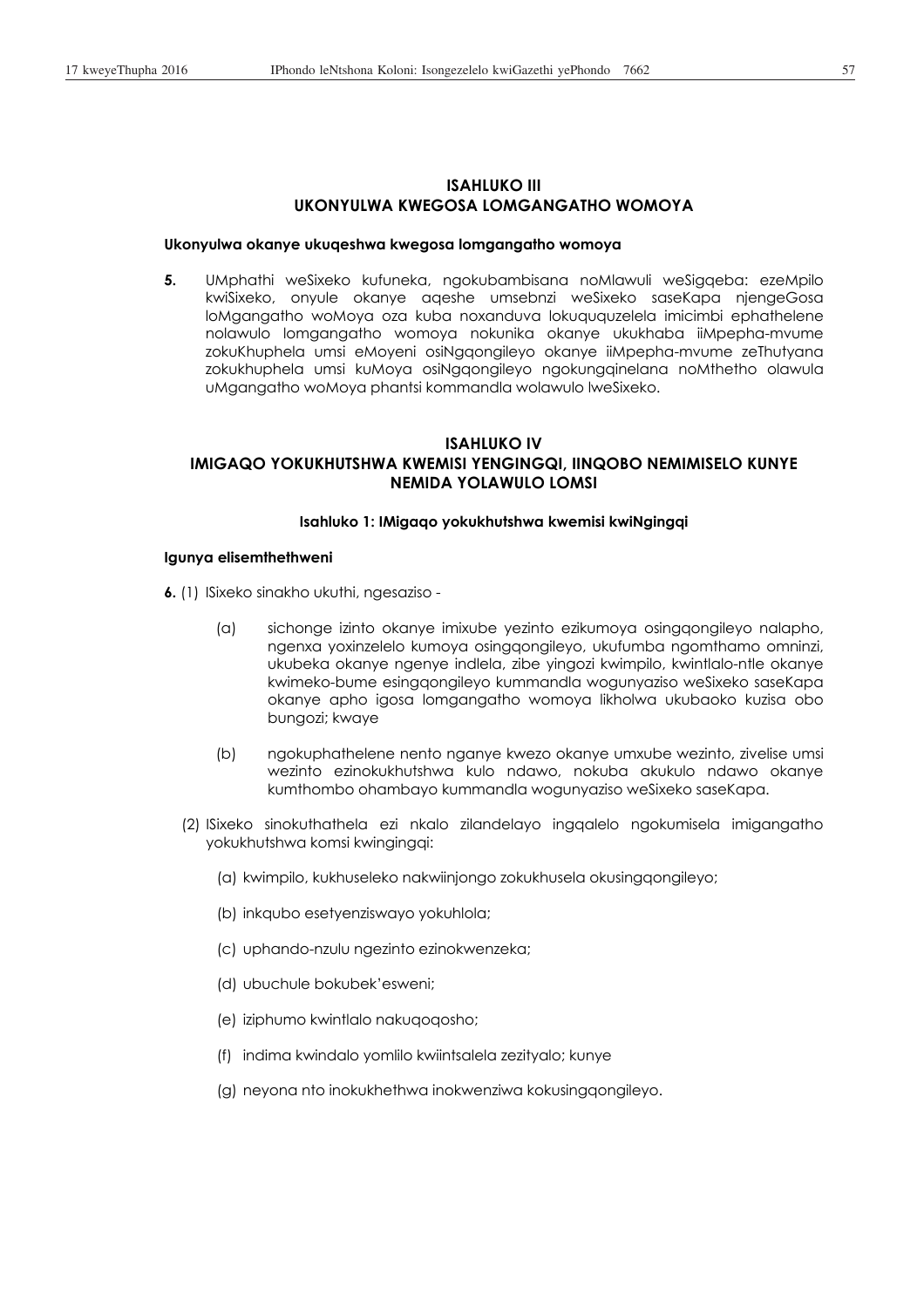## ISAHLUKO III
## UKONYULWA KWEGOSA LOMGANGATHO WOMOYA

**Ukonyulwa okanye ukuqeshwa kwegosa lomgangatho womoya**

**5.** UMphathi weSixeko kufuneka, ngokubambisana noMlawuli weSigqeba: ezeMpilo kwiSixeko, onyule okanye aqeshe umsebenzi weSixeko saseKapa njengeGosa loMgangatho woMoya oza kuba noxanduva lokuququzelela imicimbi ephathelene nolawulo lomgangatho womoya nokunika okanye ukukhaba iiMpepha-mvume zokuKhuphela umsi eMoyeni osiNgqongileyo okanye iiMpepha-mvume zeThutyana zokukhuphela umsi kuMoya osiNgqongileyo ngokungqinelana noMthetho olawula uMgangatho woMoya phantsi kommandla wolawulo lweSixeko.

## ISAHLUKO IV
## IMIGAQO YOKUKHUTSHWA KWEMISI YENGINGQI, IINQOBO NEMIMISELO KUNYE NEMIDA YOLAWULO LOMSI

### Isahluko 1: IMigaqo yokukhutshwa kwemisi kwiNgingqi

**Igunya elisemthethweni**

**6.** (1) ISixeko sinakho ukuthi, ngesaziso -

(a) sichonge izinto okanye imixube yezinto ezikumoya osingqongileyo nalapho, ngenxa yoxinzelelo kumoya osingqongileyo, ukufumba ngomthamo omninzi, ukubeka okanye ngenye indlela, zibe yingozi kwimpilo, kwintlalo-ntle okanye kwimeko-bume esingqongileyo kummandla wogunyaziso weSixeko saseKapa okanye apho igosa lomgangatho womoya likholwa ukubaoko kuzisa obo bungozi; kwaye

(b) ngokuphathelene nento nganye kwezo okanye umxube wezinto, zivelise umsi wezinto ezinokukhutshwa kulo ndawo, nokuba akukulo ndawo okanye kumthombo ohambayo kummandla wogunyaziso weSixeko saseKapa.

(2) ISixeko sinokuthathela ezi nkalo zilandelayo ingqalelo ngokumisela imigangatho yokukhutshwa komsi kwingingqi:

(a) kwimpilo, kukhuseleko nakwiinjongo zokukhusela okusingqongileyo;

(b) inkqubo esetyenziswayo yokuhlola;

(c) uphando-nzulu ngezinto ezinokwenzeka;

(d) ubuchule bokubek'esweni;

(e) iziphumo kwintlalo nakuqoqosho;

(f) indima kwindalo yomlilo kwiintsalela zezityalo; kunye

(g) neyona nto inokukhethwa inokwenziwa kokusingqongileyo.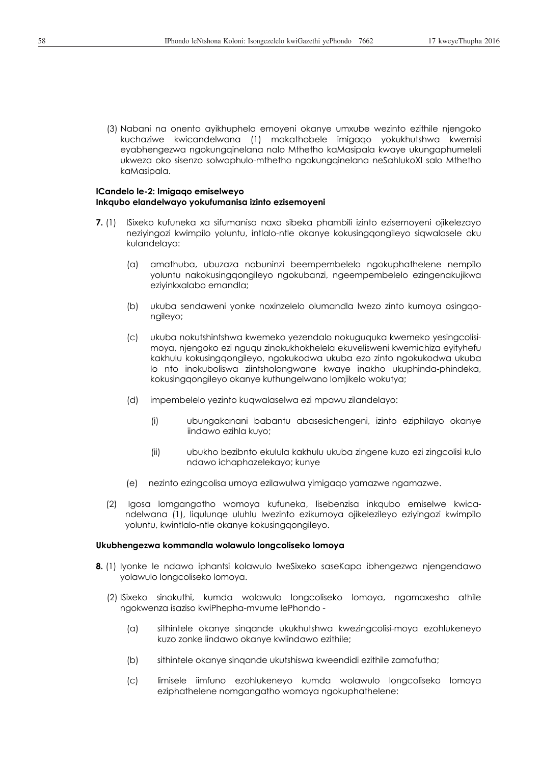(3) Nabani na onento ayikhuphela emoyeni okanye umxube wezinto ezithile njengoko kuchaziwe kwicandelwana (1) makathobele imigaqo yokukhutshwa kwemisi eyabhengezwa ngokungqinelana nalo Mthetho kaMasipala kwaye ukungaphumeleli ukweza oko sisenzo solwaphulo-mthetho ngokungqinelana neSahlukoXI salo Mthetho kaMasipala.

**ICandelo le-2: Imigaqo emiselweyo**
**Inkqubo elandelwayo yokufumanisa izinto ezisemoyeni**

**7.** (1) ISixeko kufuneka xa sifumanisa naxa sibeka phambili izinto ezisemoyeni ojikelezayo neziyingozi kwimpilo yoluntu, intlalo-ntle okanye kokusingqongileyo siqwalasele oku kulandelayo:

(a) amathuba, ubuzaza nobuninzi beempembelelo ngokuphathelene nempilo yoluntu nakokusingqongileyo ngokubanzi, ngeempembelelo ezingenakujikwa eziyinkxalabo emandla;

(b) ukuba sendaweni yonke noxinzelelo olumandla lwezo zinto kumoya osingqongileyo;

(c) ukuba nokutshintshwa kwemeko yezendalo nokuguquka kwemeko yesingcolisi-moya, njengoko ezi nguqu zinokukhokhelela ekuveliseni kwemichiza eyityhefu kakhulu kokusingqongileyo, ngokukodwa ukuba ezo zinto ngokukodwa ukuba lo nto inokuboliswa ziintsholongwane kwaye inakho ukuphinda-phindeka, kokusingqongileyo okanye kuthungelwano lomjikelo wokutya;

(d) impembelelo yezinto kuqwalaselwa ezi mpawu zilandelayo:

(i) ubungakanani babantu abasesichengeni, izinto eziphilayo okanye iindawo ezihla kuyo;

(ii) ubukho bezibnto ekulula kakhulu ukuba zingene kuzo ezi zingcolisi kulo ndawo ichaphazelekayo; kunye

(e) nezinto ezingcolisa umoya ezilawulwa yimigaqo yamazwe ngamazwe.

(2) Igosa lomgangatho womoya kufuneka, lisebenzisa inkqubo emiselwe kwicandelwana (1), liqulunqe uluhlu lwezinto ezikumoya ojikelezileyo eziyingozi kwimpilo yoluntu, kwintlalo-ntle okanye kokusingqongileyo.

**Ukubhengezwa kommandla wolawulo longcoliseko lomoya**

**8.** (1) Iyonke le ndawo iphantsi kolawulo lweSixeko saseKapa ibhengezwa njengendawo yolawulo longcoliseko lomoya.

(2) ISixeko sinokuthi, kumda wolawulo longcoliseko lomoya, ngamaxesha athile ngokwenza isaziso kwiPhepha-mvume lePhondo -

(a) sithintele okanye sinqande ukukhutshwa kwezingcolisi-moya ezohlukeneyo kuzo zonke iindawo okanye kwiindawo ezithile;

(b) sithintele okanye sinqande ukutshiswa kweendidi ezithile zamafutha;

(c) limisele iimfuno ezohlukeneyo kumda wolawulo longcoliseko lomoya eziphathelene nomgangatho womoya ngokuphathelene: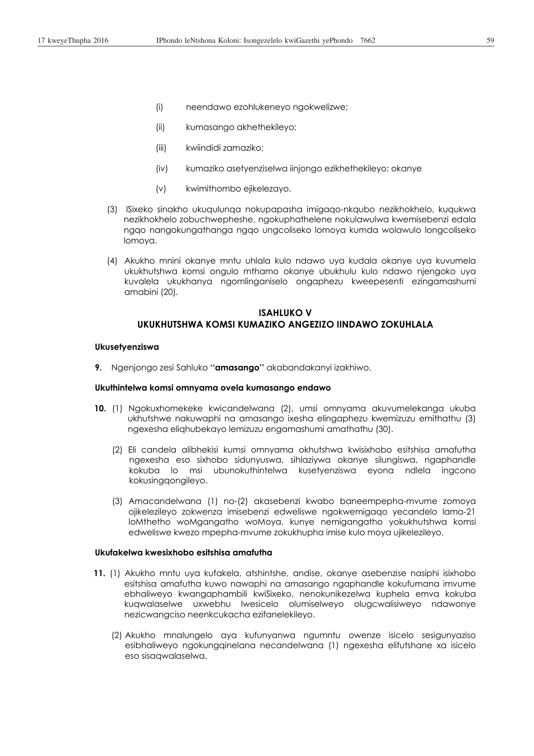(i) neendawo ezohlukeneyo ngokwelizwe;

(ii) kumasango akhethekileyo;

(iii) kwiindidi zamaziko;

(iv) kumaziko asetyenziselwa iinjongo ezikhethekileyo; okanye

(v) kwimithombo ejikelezayo.

(3) ISixeko sinakho ukuqulunqa nokupapasha imigaqo-nkqubo nezikhokhelo, kuqukwa nezikhokhelo zobuchwepheshe, ngokuphathelene nokulawulwa kwemisebenzi edala ngqo nangokungathanga ngqo ungcoliseko lomoya kumda wolawulo longcoliseko lomoya.

(4) Akukho mnini okanye mntu uhlala kulo ndawo uya kudala okanye uya kuvumela ukukhutshwa komsi ongulo mthamo okanye ubukhulu kulo ndawo njengoko uya kuvalela ukukhanya ngomlinganiselo ongaphezu kweepesenti ezingamashumi amabini (20).

## ISAHLUKO V
## UKUKHUTSHWA KOMSI KUMAZIKO ANGEZIZO IINDAWO ZOKUHLALA

### Ukusetyenziswa

**9.** Ngenjongo zesi Sahluko **"amasango"** akabandakanyi izakhiwo.

### Ukuthintelwa komsi omnyama ovela kumasango endawo

**10.** (1) Ngokuxhomekeke kwicandelwana (2), umsi omnyama akuvumelekanga ukuba ukhutshwe nakuwaphi na amasango ixesha elingaphezu kwemizuzu emithathu (3) ngexesha eliqhubekayo lemizuzu engamashumi amathathu (30).

(2) Eli candela alibhekisi kumsi omnyama okhutshwa kwisixhobo esitshisa amafutha ngexesha eso sixhobo sidunyuswa, sihlaziywa okanye silungiswa, ngaphandle kokuba lo msi ubunokuthintelwa kusetyenziswa eyona ndlela ingcono kokusingqongileyo.

(3) Amacandelwana (1) no-(2) akasebenzi kwabo baneempepha-mvume zomoya ojikelezileyo zokwenza imisebenzi edweliswe ngokwemigaqo yecandelo lama-21 loMthetho woMgangatho woMoya, kunye nemigangatho yokukhutshwa komsi edweliswe kwezo mpepha-mvume zokukhupha imise kulo moya ujikelezileyo.

### Ukufakelwa kwesixhobo esitshisa amafutha

**11.** (1) Akukho mntu uya kufakela, atshintshe, andise, okanye asebenzise nasiphi isixhobo esitshisa amafutha kuwo nawaphi na amasango ngaphandle kokufumana imvume ebhaliweyo kwangaphambili kwiSixeko, nenokunikezelwa kuphela emva kokuba kuqwalaselwe uxwebhu lwesicelo olumiselweyo olugcwalisiweyo ndawonye nezicwangciso neenkcukacha ezifanelekileyo.

(2) Akukho mnalungelo aya kufunyanwa ngumntu owenze isicelo sesigunyaziso esibhaliweyo ngokungqinelana necandelwana (1) ngexesha elifutshane xa isicelo eso sisaqwalaselwa.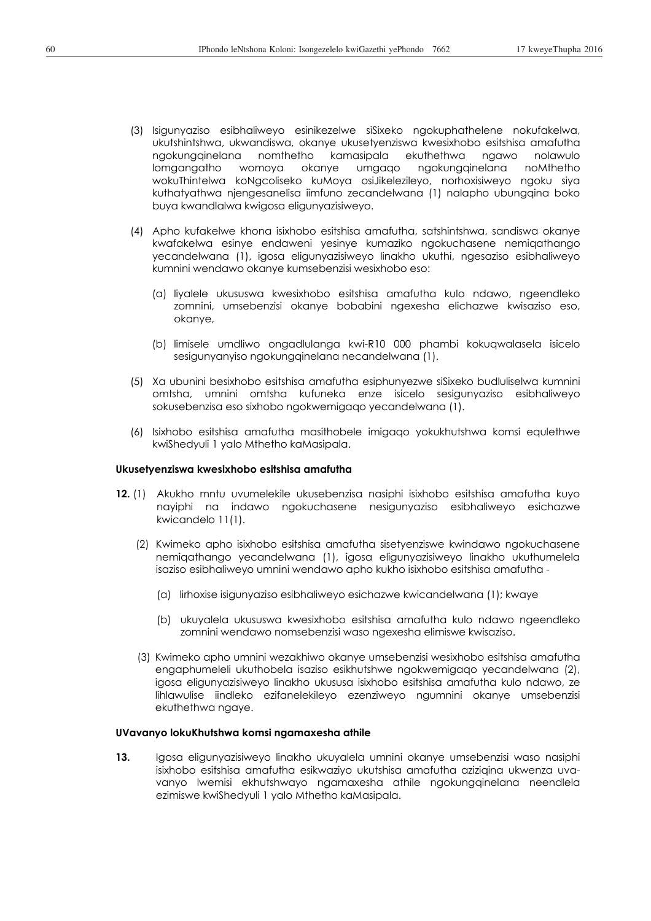(3) Isigunyaziso esibhaliweyo esinikezelwe siSixeko ngokuphathelene nokufakelwa, ukutshintshwa, ukwandiswa, okanye ukusetyenziswa kwesixhobo esitshisa amafutha ngokungqinelana nomthetho kamasipala ekuthethwa ngawo nolawulo lomgangatho womoya okanye umgaqo ngokungqinelana noMthetho wokuThintelwa koNgcoliseko kuMoya osiJikelezileyo, norhoxisiweyo ngoku siya kuthatyathwa njengesanelisa iimfuno zecandelwana (1) nalapho ubungqina boko buya kwandlalwa kwigosa eligunyazisiweyo.

(4) Apho kufakelwe khona isixhobo esitshisa amafutha, satshintshwa, sandiswa okanye kwafakelwa esinye endaweni yesinye kumaziko ngokuchasene nemiqathango yecandelwana (1), igosa eligunyazisiweyo linakho ukuthi, ngesaziso esibhaliweyo kumnini wendawo okanye kumsebenzisi wesixhobo eso:

(a) liyalele ukususwa kwesixhobo esitshisa amafutha kulo ndawo, ngeendleko zomnini, umsebenzisi okanye bobabini ngexesha elichazwe kwisaziso eso, okanye,

(b) limisele umdliwo ongadlulanga kwi-R10 000 phambi kokuqwalasela isicelo sesigunyanyiso ngokungqinelana necandelwana (1).

(5) Xa ubunini besixhobo esitshisa amafutha esiphunyezwe siSixeko budluliselwa kumnini omtsha, umnini omtsha kufuneka enze isicelo sesigunyaziso esibhaliweyo sokusebenzisa eso sixhobo ngokwemigaqo yecandelwana (1).

(6) Isixhobo esitshisa amafutha masithobele imigaqo yokukhutshwa komsi equlethwe kwiShedyuli 1 yalo Mthetho kaMasipala.

**Ukusetyenziswa kwesixhobo esitshisa amafutha**

**12.** (1) Akukho mntu uvumelekile ukusebenzisa nasiphi isixhobo esitshisa amafutha kuyo nayiphi na indawo ngokuchasene nesigunyaziso esibhaliweyo esichazwe kwicandelo 11(1).

(2) Kwimeko apho isixhobo esitshisa amafutha sisetyenziswe kwindawo ngokuchasene nemiqathango yecandelwana (1), igosa eligunyazisiweyo linakho ukuthumelela isaziso esibhaliweyo umnini wendawo apho kukho isixhobo esitshisa amafutha -

(a) lirhoxise isigunyaziso esibhaliweyo esichazwe kwicandelwana (1); kwaye

(b) ukuyalela ukususwa kwesixhobo esitshisa amafutha kulo ndawo ngeendleko zomnini wendawo nomsebenzisi waso ngexesha elimiswe kwisaziso.

(3) Kwimeko apho umnini wezakhiwo okanye umsebenzisi wesixhobo esitshisa amafutha engaphumeleli ukuthobela isaziso esikhutshwe ngokwemigaqo yecandelwana (2), igosa eligunyazisiweyo linakho ukususa isixhobo esitshisa amafutha kulo ndawo, ze lihlawulise iindleko ezifanelekileyo ezenziweyo ngumnini okanye umsebenzisi ekuthethwa ngaye.

**UVavanyo lokuKhutshwa komsi ngamaxesha athile**

**13.** Igosa eligunyazisiweyo linakho ukuyalela umnini okanye umsebenzisi waso nasiphi isixhobo esitshisa amafutha esikwaziyo ukutshisa amafutha aziziqina ukwenza uva-vanyo lwemisi ekhutshwayo ngamaxesha athile ngokungqinelana neendlela ezimiswe kwiShedyuli 1 yalo Mthetho kaMasipala.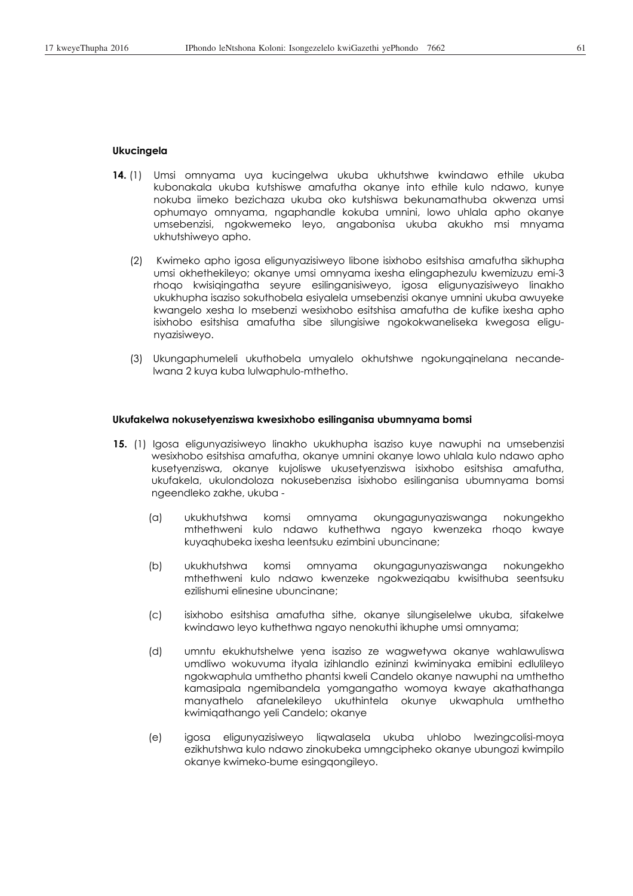**Ukucingela**

**14.** (1) Umsi omnyama uya kucingelwa ukuba ukhutshwe kwindawo ethile ukuba kubonakala ukuba kutshiswe amafutha okanye into ethile kulo ndawo, kunye nokuba iimeko bezichaza ukuba oko kutshiswa bekunamathuba okwenza umsi ophumayo omnyama, ngaphandle kokuba umnini, lowo uhlala apho okanye umsebenzisi, ngokwemeko leyo, angabonisa ukuba akukho msi mnyama ukhutshiweyo apho.

(2) Kwimeko apho igosa eligunyazisiweyo libone isixhobo esitshisa amafutha sikhupha umsi okhethekileyo; okanye umsi omnyama ixesha elingaphezulu kwemizuzu emi-3 rhoqo kwisiqingatha seyure esilinganisiweyo, igosa eligunyazisiweyo linakho ukukhupha isaziso sokuthobela esiyalela umsebenzisi okanye umnini ukuba awuyeke kwangelo xesha lo msebenzi wesixhobo esitshisa amafutha de kufike ixesha apho isixhobo esitshisa amafutha sibe silungisiwe ngokokwaneliseka kwegosa eligunyazisiweyo.

(3) Ukungaphumeleli ukuthobela umyalelo okhutshwe ngokungqinelana necandelwana 2 kuya kuba lulwaphulo-mthetho.

**Ukufakelwa nokusetyenziswa kwesixhobo esilinganisa ubumnyama bomsi**

**15.** (1) Igosa eligunyazisiweyo linakho ukukhupha isaziso kuye nawuphi na umsebenzisi wesixhobo esitshisa amafutha, okanye umnini okanye lowo uhlala kulo ndawo apho kusetyenziswa, okanye kujoliswe ukusetyenziswa isixhobo esitshisa amafutha, ukufakela, ukulondoloza nokusebenzisa isixhobo esilinganisa ubumnyama bomsi ngeendleko zakhe, ukuba -

(a) ukukhutshwa komsi omnyama okungagunyaziswanga nokungekho mthethweni kulo ndawo kuthethwa ngayo kwenzeka rhoqo kwaye kuyaqhubeka ixesha leentsuku ezimbini ubuncinane;

(b) ukukhutshwa komsi omnyama okungagunyaziswanga nokungekho mthethweni kulo ndawo kwenzeke ngokweziqabu kwisithuba seentsuku ezilishumi elinesine ubuncinane;

(c) isixhobo esitshisa amafutha sithe, okanye silungiselelwe ukuba, sifakelwe kwindawo leyo kuthethwa ngayo nenokuthi ikhuphe umsi omnyama;

(d) umntu ekukhutshelwe yena isaziso ze wagwetywa okanye wahlawuliswa umdliwo wokuvuma ityala izihlandlo ezininzi kwiminyaka emibini edlulileyo ngokwaphula umthetho phantsi kweli Candelo okanye nawuphi na umthetho kamasipala ngemibandela yomgangatho womoya kwaye akathathanga manyathelo afanelekileyo ukuthintela okunye ukwaphula umthetho kwimiqathango yeli Candelo; okanye

(e) igosa eligunyazisiweyo liqwalasela ukuba uhlobo lwezingcolisi-moya ezikhutshwa kulo ndawo zinokubeka umngcipheko okanye ubungozi kwimpilo okanye kwimeko-bume esingqongileyo.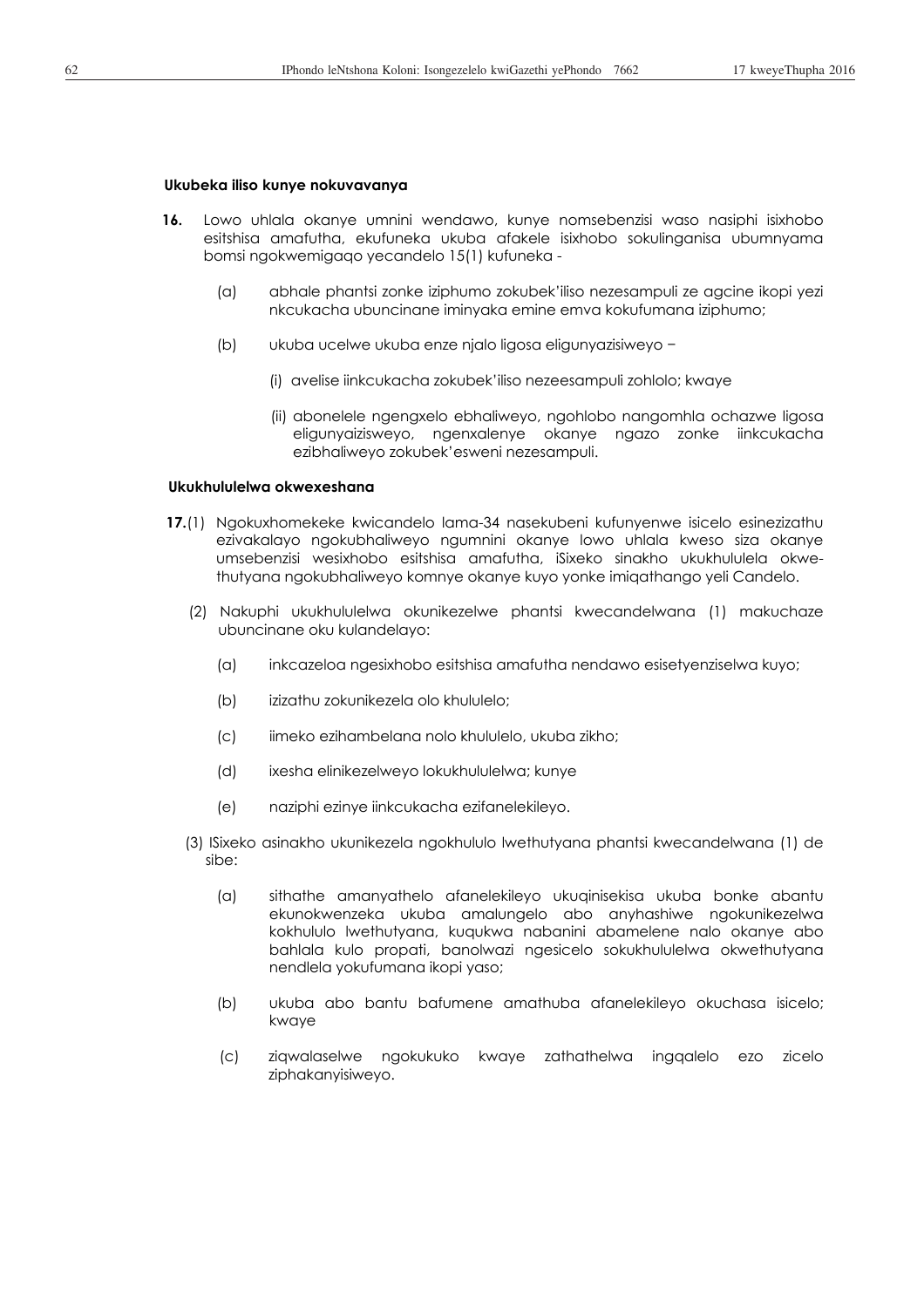**Ukubeka iliso kunye nokuvavanya**

**16.** Lowo uhlala okanye umnini wendawo, kunye nomsebenzisi waso nasiphi isixhobo esitshisa amafutha, ekufuneka ukuba afakele isixhobo sokulinganisa ubumnyama bomsi ngokwemigaqo yecandelo 15(1) kufuneka -

(a) abhale phantsi zonke iziphumo zokubek'iliso nezesampuli ze agcine ikopi yezi nkcukacha ubuncinane iminyaka emine emva kokufumana iziphumo;

(b) ukuba ucelwe ukuba enze njalo ligosa eligunyazisiweyo −

(i) avelise iinkcukacha zokubek'iliso nezeesampuli zohlolo; kwaye

(ii) abonelele ngengxelo ebhaliweyo, ngohlobo nangomhla ochazwe ligosa eligunyaizisweyo, ngenxalenye okanye ngazo zonke iinkcukacha ezibhaliweyo zokubek'esweni nezesampuli.

**Ukukhululelwa okwexeshana**

**17.**(1) Ngokuxhomekeke kwicandelo lama-34 nasekubeni kufunyenwe isicelo esinezizathu ezivakalayo ngokubhaliweyo ngumnini okanye lowo uhlala kweso siza okanye umsebenzisi wesixhobo esitshisa amafutha, iSixeko sinakho ukukhululela okwe-thutyana ngokubhaliweyo komnye okanye kuyo yonke imiqathango yeli Candelo.

(2) Nakuphi ukukhululelwa okunikezelwe phantsi kwecandelwana (1) makuchaze ubuncinane oku kulandelayo:

(a) inkcazeloa ngesixhobo esitshisa amafutha nendawo esisetyenziselwa kuyo;

(b) izizathu zokunikezela olo khululelo;

(c) iimeko ezihambelana nolo khululelo, ukuba zikho;

(d) ixesha elinikezelweyo lokukhululelwa; kunye

(e) naziphi ezinye iinkcukacha ezifanelekileyo.

(3) ISixeko asinakho ukunikezela ngokhululo lwethutyana phantsi kwecandelwana (1) de sibe:

(a) sithathe amanyathelo afanelekileyo ukuqinisekisa ukuba bonke abantu ekunokwenzeka ukuba amalungelo abo anyhashiwe ngokunikezelwa kokhululo lwethutyana, kuqukwa nabanini abamelene nalo okanye abo bahlala kulo propati, banolwazi ngesicelo sokukhululelwa okwethutyana nendlela yokufumana ikopi yaso;

(b) ukuba abo bantu bafumene amathuba afanelekileyo okuchasa isicelo; kwaye

(c) ziqwalaselwe ngokukuko kwaye zathathelwa ingqalelo ezo zicelo ziphakanyisiweyo.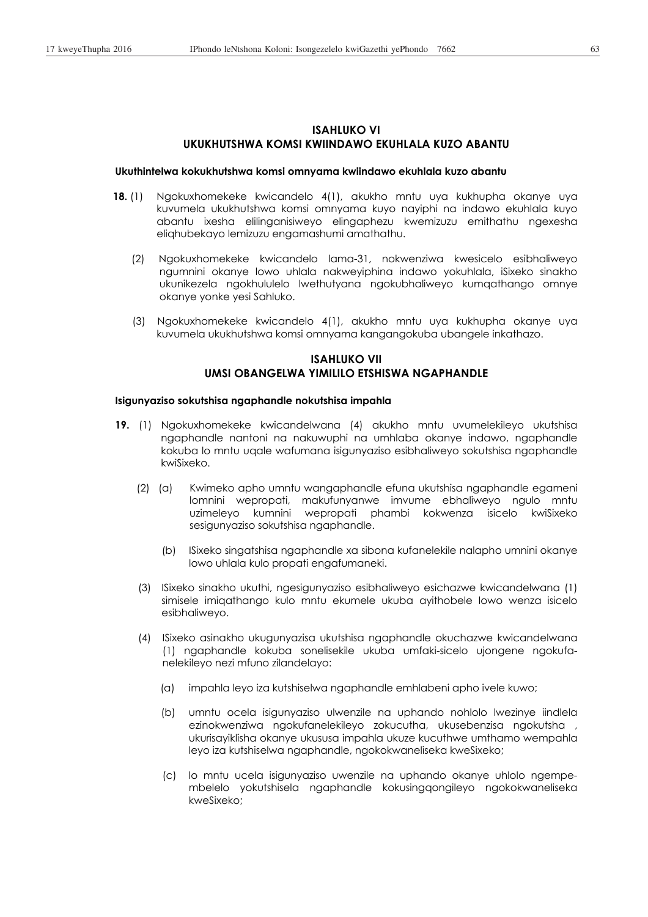## ISAHLUKO VI
## UKUKHUTSHWA KOMSI KWIINDAWO EKUHLALA KUZO ABANTU

**Ukuthintelwa kokukhutshwa komsi omnyama kwiindawo ekuhlala kuzo abantu**

**18.** (1) Ngokuxhomekeke kwicandelo 4(1), akukho mntu uya kukhupha okanye uya kuvumela ukukhutshwa komsi omnyama kuyo nayiphi na indawo ekuhlala kuyo abantu ixesha elilinganisiweyo elingaphezu kwemizuzu emithathu ngexesha eliqhubekayo lemizuzu engamashumi amathathu.

(2) Ngokuxhomekeke kwicandelo lama-31, nokwenziwa kwesicelo esibhaliweyo ngumnini okanye lowo uhlala nakweyiphina indawo yokuhlala, iSixeko sinakho ukunikezela ngokhululelo lwethutyana ngokubhaliweyo kumqathango omnye okanye yonke yesi Sahluko.

(3) Ngokuxhomekeke kwicandelo 4(1), akukho mntu uya kukhupha okanye uya kuvumela ukukhutshwa komsi omnyama kangangokuba ubangele inkathazo.

## ISAHLUKO VII
## UMSI OBANGELWA YIMILILO ETSHISWA NGAPHANDLE

**Isigunyaziso sokutshisa ngaphandle nokutshisa impahla**

**19.** (1) Ngokuxhomekeke kwicandelwana (4) akukho mntu uvumelekileyo ukutshisa ngaphandle nantoni na nakuwuphi na umhlaba okanye indawo, ngaphandle kokuba lo mntu uqale wafumana isigunyaziso esibhaliweyo sokutshisa ngaphandle kwiSixeko.

(2) (a) Kwimeko apho umntu wangaphandle efuna ukutshisa ngaphandle egameni lomnini wepropati, makufunyanwe imvume ebhaliweyo ngulo mntu uzimeleyo kumnini wepropati phambi kokwenza isicelo kwiSixeko sesigunyaziso sokutshisa ngaphandle.

(b) ISixeko singatshisa ngaphandle xa sibona kufanelekile nalapho umnini okanye lowo uhlala kulo propati engafumaneki.

(3) ISixeko sinakho ukuthi, ngesigunyaziso esibhaliweyo esichazwe kwicandelwana (1) simisele imiqathango kulo mntu ekumele ukuba ayithobele lowo wenza isicelo esibhaliweyo.

(4) ISixeko asinakho ukugunyazisa ukutshisa ngaphandle okuchazwe kwicandelwana (1) ngaphandle kokuba sonelisekile ukuba umfaki-sicelo ujongene ngokufanelekileyo nezi mfuno zilandelayo:

(a) impahla leyo iza kutshiselwa ngaphandle emhlabeni apho ivele kuwo;

(b) umntu ocela isigunyaziso ulwenzile na uphando nohlolo lwezinye iindlela ezinokwenziwa ngokufanelekileyo zokucutha, ukusebenzisa ngokutsha , ukurisayiklisha okanye ukususa impahla ukuze kucuthwe umthamo wempahla leyo iza kutshiselwa ngaphandle, ngokokwaneliseka kweSixeko;

(c) lo mntu ucela isigunyaziso uwenzile na uphando okanye uhlolo ngempembelelo yokutshisela ngaphandle kokusingqongileyo ngokokwaneliseka kweSixeko;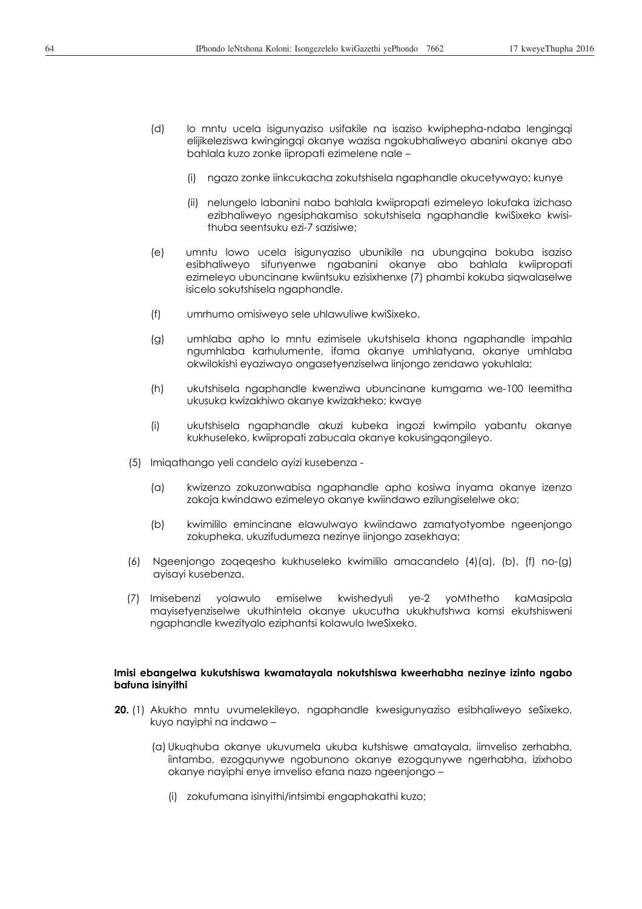(d) lo mntu ucela isigunyaziso usifakile na isaziso kwiphepha-ndaba lengingqi elijikeleziswa kwingingqi okanye wazisa ngokubhaliweyo abanini okanye abo bahlala kuzo zonke iipropati ezimelene nale –

(i) ngazo zonke iinkcukacha zokutshisela ngaphandle okucetywayo; kunye

(ii) nelungelo labanini nabo bahlala kwiipropati ezimeleyo lokufaka izichaso ezibhaliweyo ngesiphakamiso sokutshisela ngaphandle kwiSixeko kwisithuba seentsuku ezi-7 sazisiwe;

(e) umntu lowo ucela isigunyaziso ubunikile na ubungqina bokuba isaziso esibhaliweyo sifunyenwe ngabanini okanye abo bahlala kwiipropati ezimeleyo ubuncinane kwiintsuku ezisixhenxe (7) phambi kokuba siqwalaselwe isicelo sokutshisela ngaphandle.

(f) umrhumo omisiweyo sele uhlawuliwe kwiSixeko.

(g) umhlaba apho lo mntu ezimisele ukutshisela khona ngaphandle impahla ngumhlaba karhulumente, ifama okanye umhlatyana, okanye umhlaba okwilokishi eyaziwayo ongasetyenziselwa iinjongo zendawo yokuhlala;

(h) ukutshisela ngaphandle kwenziwa ubuncinane kumgama we-100 leemitha ukusuka kwizakhiwo okanye kwizakheko; kwaye

(i) ukutshisela ngaphandle akuzi kubeka ingozi kwimpilo yabantu okanye kukhuseleko, kwiipropati zabucala okanye kokusingqongileyo.

(5) Imiqathango yeli candelo ayizi kusebenza -

(a) kwizenzo zokuzonwabisa ngaphandle apho kosiwa inyama okanye izenzo zokoja kwindawo ezimeleyo okanye kwiindawo ezilungiselelwe oko;

(b) kwimililo emincinane elawulwayo kwiindawo zamatyotyombe ngeenjongo zokupheka, ukuzifudumeza nezinye iinjongo zasekhaya;

(6) Ngeenjongo zoqeqesho kukhuseleko kwimililo amacandelo (4)(a), (b), (f) no-(g) ayisayi kusebenza.

(7) Imisebenzi yolawulo emiselwe kwishedyuli ye-2 yoMthetho kaMasipala mayisetyenziselwe ukuthintela okanye ukucutha ukukhutshwa komsi ekutshisweni ngaphandle kwezityalo eziphantsi kolawulo lweSixeko.

**Imisi ebangelwa kukutshiswa kwamatayala nokutshiswa kweerhabha nezinye izinto ngabo bafuna isinyithi**

**20.** (1) Akukho mntu uvumelekileyo, ngaphandle kwesigunyaziso esibhaliweyo seSixeko, kuyo nayiphi na indawo –

(a) Ukuqhuba okanye ukuvumela ukuba kutshiswe amatayala, iimveliso zerhabha, iintambo, ezogqunywe ngobunono okanye ezogqunywe ngerhabha, izixhobo okanye nayiphi enye imveliso efana nazo ngeenjongo –

(i) zokufumana isinyithi/intsimbi engaphakathi kuzo;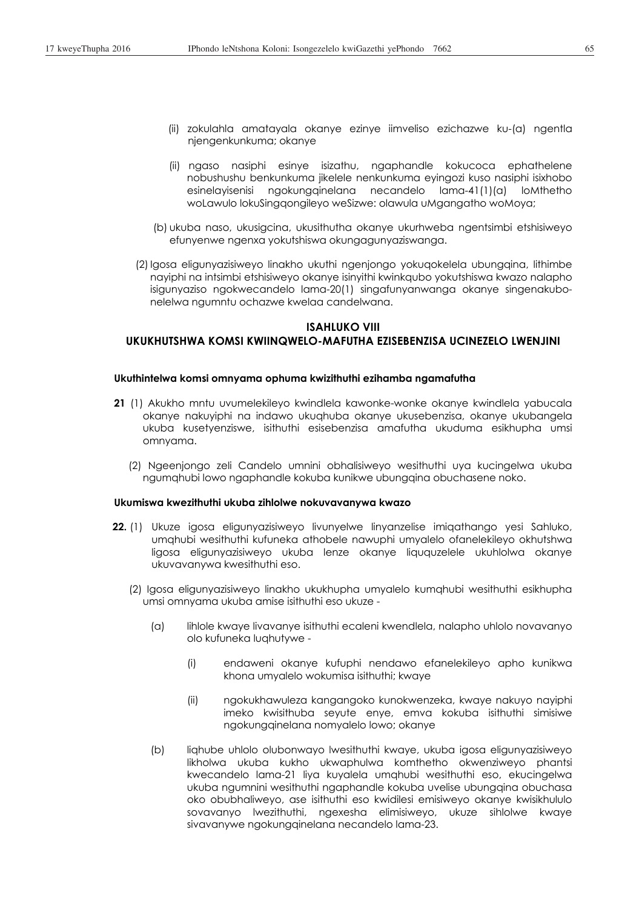(ii) zokulahla amatayala okanye ezinye iimveliso ezichazwe ku-(a) ngentla njengenkunkuma; okanye

(ii) ngaso nasiphi esinye isizathu, ngaphandle kokucoca ephathelene nobushushu benkunkuma jikelele nenkunkuma eyingozi kuso nasiphi isixhobo esinelayisenisi ngokungqinelana necandelo lama-41(1)(a) loMthetho woLawulo lokuSingqongileyo weSizwe: olawula uMgangatho woMoya;

(b) ukuba naso, ukusigcina, ukusithutha okanye ukurhweba ngentsimbi etshisiweyo efunyenwe ngenxa yokutshiswa okungagunyaziswanga.

(2) Igosa eligunyazisiweyo linakho ukuthi ngenjongo yokuqokelela ubungqina, lithimbe nayiphi na intsimbi etshisiweyo okanye isinyithi kwinkqubo yokutshiswa kwazo nalapho isigunyaziso ngokwecandelo lama-20(1) singafunyanwanga okanye singenakubonelelwa ngumntu ochazwe kwelaa candelwana.

## ISAHLUKO VIII
## UKUKHUTSHWA KOMSI KWIINQWELO-MAFUTHA EZISEBENZISA UCINEZELO LWENJINI

### Ukuthintelwa komsi omnyama ophuma kwizithuthi ezihamba ngamafutha

**21** (1) Akukho mntu uvumelekileyo kwindlela kawonke-wonke okanye kwindlela yabucala okanye nakuyiphi na indawo ukuqhuba okanye ukusebenzisa, okanye ukubangela ukuba kusetyenziswe, isithuthi esisebenzisa amafutha ukuduma esikhupha umsi omnyama.

(2) Ngeenjongo zeli Candelo umnini obhalisiweyo wesithuthi uya kucingelwa ukuba ngumqhubi lowo ngaphandle kokuba kunikwe ubungqina obuchasene noko.

### Ukumiswa kwezithuthi ukuba zihlolwe nokuvavanywa kwazo

**22.** (1) Ukuze igosa eligunyazisiweyo livunyelwe linyanzelise imiqathango yesi Sahluko, umqhubi wesithuthi kufuneka athobele nawuphi umyalelo ofanelekileyo okhutshwa ligosa eligunyazisiweyo ukuba lenze okanye liququzelele ukuhlolwa okanye ukuvavanywa kwesithuthi eso.

(2) Igosa eligunyazisiweyo linakho ukukhupha umyalelo kumqhubi wesithuthi esikhupha umsi omnyama ukuba amise isithuthi eso ukuze -

(a) lihlole kwaye livavanye isithuthi ecaleni kwendlela, nalapho uhlolo novavanyo olo kufuneka luqhutywe -

(i) endaweni okanye kufuphi nendawo efanelekileyo apho kunikwa khona umyalelo wokumisa isithuthi; kwaye

(ii) ngokukhawuleza kangangoko kunokwenzeka, kwaye nakuyo nayiphi imeko kwisithuba seyure enye, emva kokuba isithuthi simisiwe ngokungqinelana nomyalelo lowo; okanye

(b) liqhube uhlolo olubonwayo lwesithuthi kwaye, ukuba igosa eligunyazisiweyo likholwa ukuba kukho ukwaphulwa komthetho okwenziweyo phantsi kwecandelo lama-21 liya kuyalela umqhubi wesithuthi eso, ekucingelwa ukuba ngumnini wesithuthi ngaphandle kokuba uvelise ubungqina obuchasa oko obubhaliweyo, ase isithuthi eso kwidilesi emisiweyo okanye kwisikhululo sovavanyo lwezithuthi, ngexesha elimisiweyo, ukuze sihlolwe kwaye sivavanywe ngokungqinelana necandelo lama-23.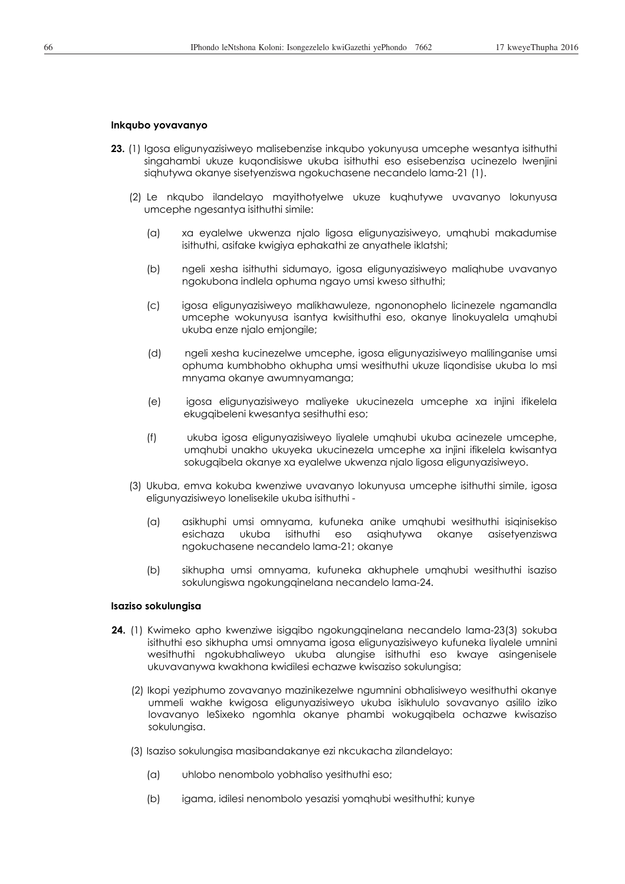**Inkqubo yovavanyo**

**23.** (1) Igosa eligunyazisiweyo malisebenzise inkqubo yokunyusa umcephe wesantya isithuthi singahambi ukuze kuqondisiswe ukuba isithuthi eso esisebenzisa ucinezelo lwenjini siqhutywa okanye sisetyenziswa ngokuchasene necandelo lama-21 (1).

(2) Le nkqubo ilandelayo mayithotyelwe ukuze kuqhutywe uvavanyo lokunyusa umcephe ngesantya isithuthi simile:

(a) xa eyalelwe ukwenza njalo ligosa eligunyazisiweyo, umqhubi makadumise isithuthi, asifake kwigiya ephakathi ze anyathele iklatshi;

(b) ngeli xesha isithuthi sidumayo, igosa eligunyazisiweyo maliqhube uvavanyo ngokubona indlela ophuma ngayo umsi kweso sithuthi;

(c) igosa eligunyazisiweyo malikhawuleze, ngononophelo licinezele ngamandla umcephe wokunyusa isantya kwisithuthi eso, okanye linokuyalela umqhubi ukuba enze njalo emjongile;

(d) ngeli xesha kucinezelwe umcephe, igosa eligunyazisiweyo malilinganise umsi ophuma kumbhobho okhupha umsi wesithuthi ukuze liqondisise ukuba lo msi mnyama okanye awumnyamanga;

(e) igosa eligunyazisiweyo maliyeke ukucinezela umcephe xa injini ifikelela ekugqibeleni kwesantya sesithuthi eso;

(f) ukuba igosa eligunyazisiweyo liyalele umqhubi ukuba acinezele umcephe, umqhubi unakho ukuyeka ukucinezela umcephe xa injini ifikelela kwisantya sokugqibela okanye xa eyalelwe ukwenza njalo ligosa eligunyazisiweyo.

(3) Ukuba, emva kokuba kwenziwe uvavanyo lokunyusa umcephe isithuthi simile, igosa eligunyazisiweyo lonelisekile ukuba isithuthi -

(a) asikhuphi umsi omnyama, kufuneka anike umqhubi wesithuthi isiqinisekiso esichaza ukuba isithuthi eso asiqhutywa okanye asisetyenziswa ngokuchasene necandelo lama-21; okanye

(b) sikhupha umsi omnyama, kufuneka akhuphele umqhubi wesithuthi isaziso sokulungiswa ngokungqinelana necandelo lama-24.

**Isaziso sokulungisa**

**24.** (1) Kwimeko apho kwenziwe isigqibo ngokungqinelana necandelo lama-23(3) sokuba isithuthi eso sikhupha umsi omnyama igosa eligunyazisiweyo kufuneka liyalele umnini wesithuthi ngokubhaliweyo ukuba alungise isithuthi eso kwaye asingenisele ukuvavanywa kwakhona kwidilesi echazwe kwisaziso sokulungisa;

(2) Ikopi yeziphumo zovavanyo mazinikezelwe ngumnini obhalisiweyo wesithuthi okanye ummeli wakhe kwigosa eligunyazisiweyo ukuba isikhululo sovavanyo asililo iziko lovavanyo leSixeko ngomhla okanye phambi wokugqibela ochazwe kwisaziso sokulungisa.

(3) Isaziso sokulungisa masibandakanye ezi nkcukacha zilandelayo:

(a) uhlobo nenombolo yobhaliso yesithuthi eso;

(b) igama, idilesi nenombolo yesazisi yomqhubi wesithuthi; kunye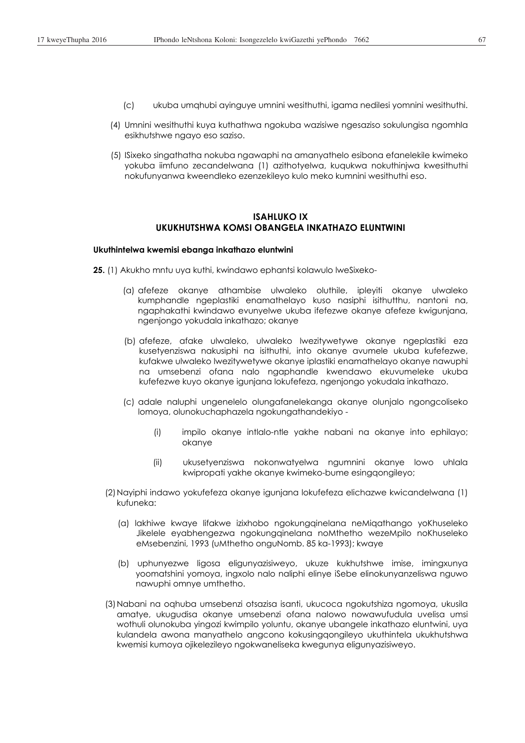(c) ukuba umqhubi ayinguye umnini wesithuthi, igama nedilesi yomnini wesithuthi.

(4) Umnini wesithuthi kuya kuthathwa ngokuba wazisiwe ngesaziso sokulungisa ngomhla esikhutshwe ngayo eso saziso.

(5) ISixeko singathatha nokuba ngawaphi na amanyathelo esibona efanelekile kwimeko yokuba iimfuno zecandelwana (1) azithotyelwa, kuqukwa nokuthinjwa kwesithuthi nokufunyanwa kweendleko ezenzekileyo kulo meko kumnini wesithuthi eso.

## ISAHLUKO IX
## UKUKHUTSHWA KOMSI OBANGELA INKATHAZO ELUNTWINI

**Ukuthintelwa kwemisi ebanga inkathazo eluntwini**

**25.** (1) Akukho mntu uya kuthi, kwindawo ephantsi kolawulo lweSixeko-

(a) afefeze okanye athambise ulwaleko oluthile, ipleyiti okanye ulwaleko kumphandle ngeplastiki enamathelayo kuso nasiphi isithutthu, nantoni na, ngaphakathi kwindawo evunyelwe ukuba ifefezwe okanye afefeze kwigunjana, ngenjongo yokudala inkathazo; okanye

(b) afefeze, afake ulwaleko, ulwaleko lwezitywetywe okanye ngeplastiki eza kusetyenziswa nakusiphi na isithuthi, into okanye avumele ukuba kufefezwe, kufakwe ulwaleko lwezitywetywe okanye iplastiki enamathelayo okanye nawuphi na umsebenzi ofana nalo ngaphandle kwendawo ekuvumeleke ukuba kufefezwe kuyo okanye igunjana lokufefeza, ngenjongo yokudala inkathazo.

(c) adale naluphi ungenelelo olungafanelekanga okanye olunjalo ngongcoliseko lomoya, olunokuchaphazela ngokungathandekiyo -

(i) impilo okanye intlalo-ntle yakhe nabani na okanye into ephilayo; okanye

(ii) ukusetyenziswa nokonwatyelwa ngumnini okanye lowo uhlala kwipropati yakhe okanye kwimeko-bume esingqongileyo;

(2) Nayiphi indawo yokufefeza okanye igunjana lokufefeza elichazwe kwicandelwana (1) kufuneka:

(a) lakhiwe kwaye lifakwe izixhobo ngokungqinelana neMiqathango yoKhuseleko Jikelele eyabhengezwa ngokungqinelana noMthetho wezeMpilo noKhuseleko eMsebenzini, 1993 (uMthetho onguNomb. 85 ka-1993); kwaye

(b) uphunyezwe ligosa eligunyazisiweyo, ukuze kukhutshwe imise, imingxunya yoomatshini yomoya, ingxolo nalo naliphi elinye iSebe elinokunyanzeliswa nguwo nawuphi omnye umthetho.

(3) Nabani na oqhuba umsebenzi otsazisa isanti, ukucoca ngokutshiza ngomoya, ukusila amatye, ukugudisa okanye umsebenzi ofana nalowo nowawufudula uvelisa umsi wothuli olunokuba yingozi kwimpilo yoluntu, okanye ubangele inkathazo eluntwini, uya kulandela awona manyathelo angcono kokusingqongileyo ukuthintela ukukhutshwa kwemisi kumoya ojikelezileyo ngokwaneliseka kwegunya eligunyazisiweyo.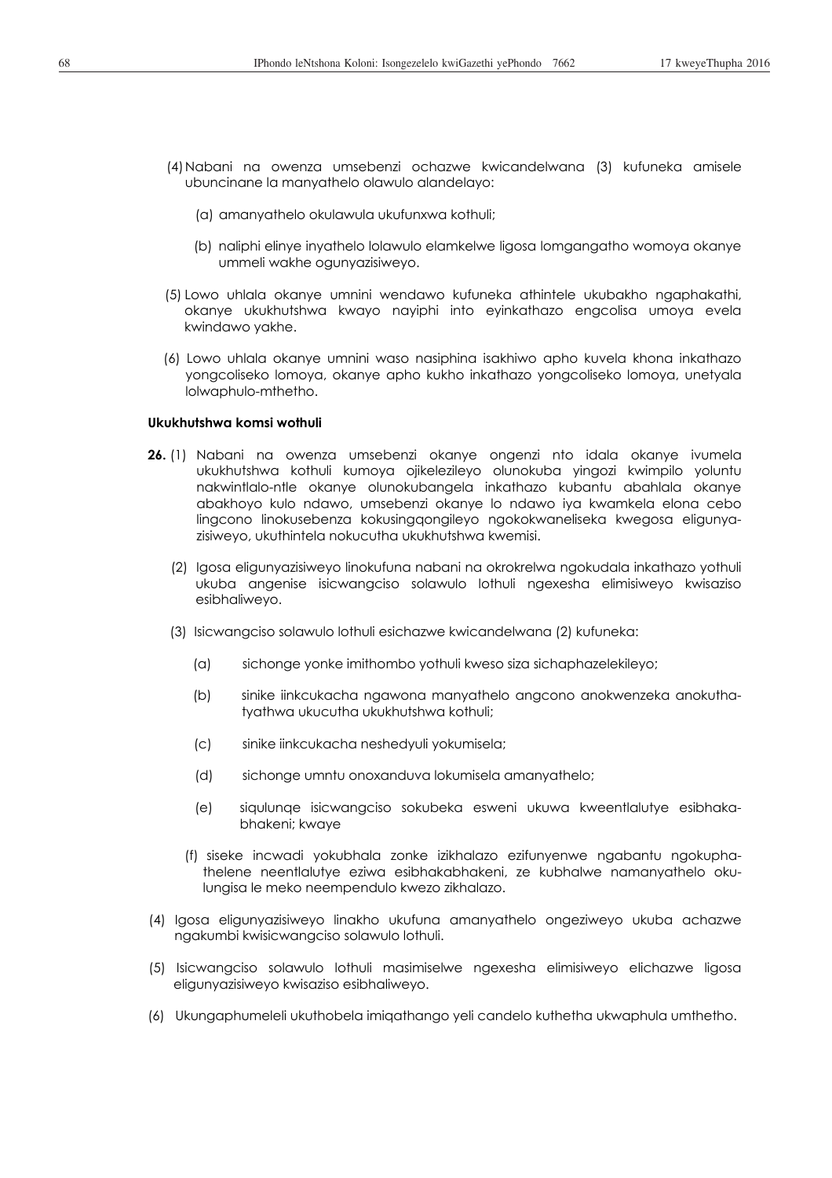(4) Nabani na owenza umsebenzi ochazwe kwicandelwana (3) kufuneka amisele ubuncinane la manyathelo olawulo alandelayo:

(a) amanyathelo okulawula ukufunxwa kothuli;

(b) naliphi elinye inyathelo lolawulo elamkelwe ligosa lomgangatho womoya okanye ummeli wakhe ogunyazisiweyo.

(5) Lowo uhlala okanye umnini wendawo kufuneka athintele ukubakho ngaphakathi, okanye ukukhutshwa kwayo nayiphi into eyinkathazo engcolisa umoya evela kwindawo yakhe.

(6) Lowo uhlala okanye umnini waso nasiphina isakhiwo apho kuvela khona inkathazo yongcoliseko lomoya, okanye apho kukho inkathazo yongcoliseko lomoya, unetyala lolwaphulo-mthetho.

**Ukukhutshwa komsi wothuli**

**26.** (1) Nabani na owenza umsebenzi okanye ongenzi nto idala okanye ivumela ukukhutshwa kothuli kumoya ojikelezileyo olunokuba yingozi kwimpilo yoluntu nakwintlalo-ntle okanye olunokubangela inkathazo kubantu abahlala okanye abakhoyo kulo ndawo, umsebenzi okanye lo ndawo iya kwamkela elona cebo lingcono linokusebenza kokusingqongileyo ngokokwaneliseka kwegosa eligunyazisiweyo, ukuthintela nokucutha ukukhutshwa kwemisi.

(2) Igosa eligunyazisiweyo linokufuna nabani na okrokrelwa ngokudala inkathazo yothuli ukuba angenise isicwangciso solawulo lothuli ngexesha elimisiweyo kwisaziso esibhaliweyo.

(3) Isicwangciso solawulo lothuli esichazwe kwicandelwana (2) kufuneka:

(a) sichonge yonke imithombo yothuli kweso siza sichaphazelekileyo;

(b) sinike iinkcukacha ngawona manyathelo angcono anokwenzeka anokuthatyathwa ukucutha ukukhutshwa kothuli;

(c) sinike iinkcukacha neshedyuli yokumisela;

(d) sichonge umntu onoxanduva lokumisela amanyathelo;

(e) siqulunqe isicwangciso sokubeka esweni ukuwa kweentlalutye esibhakabhakeni; kwaye

(f) siseke incwadi yokubhala zonke izikhalazo ezifunyenwe ngabantu ngokuphathelene neentlalutye eziwa esibhakabhakeni, ze kubhalwe namanyathelo okulungisa le meko neempendulo kwezo zikhalazo.

(4) Igosa eligunyazisiweyo linakho ukufuna amanyathelo ongeziweyo ukuba achazwe ngakumbi kwisicwangciso solawulo lothuli.

(5) Isicwangciso solawulo lothuli masimiselwe ngexesha elimisiweyo elichazwe ligosa eligunyazisiweyo kwisaziso esibhaliweyo.

(6) Ukungaphumeleli ukuthobela imiqathango yeli candelo kuthetha ukwaphula umthetho.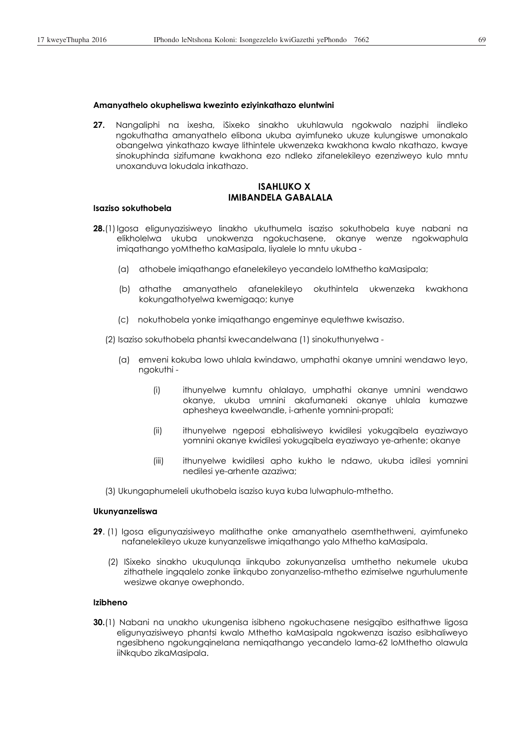**Amanyathelo okupheliswa kwezinto eziyinkathazo eluntwini**

**27.** Nangaliphi na ixesha, iSixeko sinakho ukuhlawula ngokwalo naziphi iindleko ngokuthatha amanyathelo elibona ukuba ayimfuneko ukuze kulungiswe umonakalo obangelwa yinkathazo kwaye lithintele ukwenzeka kwakhona kwalo nkathazo, kwaye sinokuphinda sizifumane kwakhona ezo ndleko zifanelekileyo ezenziweyo kulo mntu unoxanduva lokudala inkathazo.

## ISAHLUKO X
## IMIBANDELA GABALALA

**Isaziso sokuthobela**

**28.** (1) Igosa eligunyazisiweyo linakho ukuthumela isaziso sokuthobela kuye nabani na elikholelwa ukuba unokwenza ngokuchasene, okanye wenze ngokwaphula imiqathango yoMthetho kaMasipala, liyalele lo mntu ukuba -

(a) athobele imiqathango efanelekileyo yecandelo loMthetho kaMasipala;

(b) athathe amanyathelo afanelekileyo okuthintela ukwenzeka kwakhona kokungathotyelwa kwemigaqo; kunye

(c) nokuthobela yonke imiqathango engeminye equlethwe kwisaziso.

(2) Isaziso sokuthobela phantsi kwecandelwana (1) sinokuthunyelwa -

(a) emveni kokuba lowo uhlala kwindawo, umphathi okanye umnini wendawo leyo, ngokuthi -

(i) ithunyelwe kumntu ohlalayo, umphathi okanye umnini wendawo okanye, ukuba umnini akafumaneki okanye uhlala kumazwe aphesheya kweelwandle, i-arhente yomnini-propati;

(ii) ithunyelwe ngeposi ebhalisiweyo kwidilesi yokugqibela eyaziwayo yomnini okanye kwidilesi yokugqibela eyaziwayo ye-arhente; okanye

(iii) ithunyelwe kwidilesi apho kukho le ndawo, ukuba idilesi yomnini nedilesi ye-arhente azaziwa;

(3) Ukungaphumeleli ukuthobela isaziso kuya kuba lulwaphulo-mthetho.

**Ukunyanzeliswa**

**29**. (1) Igosa eligunyazisiweyo malithathe onke amanyathelo asemthethweni, ayimfuneko nafanelekileyo ukuze kunyanzeliswe imiqathango yalo Mthetho kaMasipala.

(2) ISixeko sinakho ukuqulunqa iinkqubo zokunyanzelisa umthetho nekumele ukuba zithathele ingqalelo zonke iinkqubo zonyanzeliso-mthetho ezimiselwe ngurhulumente wesizwe okanye owephondo.

**Izibheno**

**30.** (1) Nabani na unakho ukungenisa isibheno ngokuchasene nesigqibo esithathwe ligosa eligunyazisiweyo phantsi kwalo Mthetho kaMasipala ngokwenza isaziso esibhaliweyo ngesibheno ngokungqinelana nemiqathango yecandelo lama-62 loMthetho olawula iiNkqubo zikaMasipala.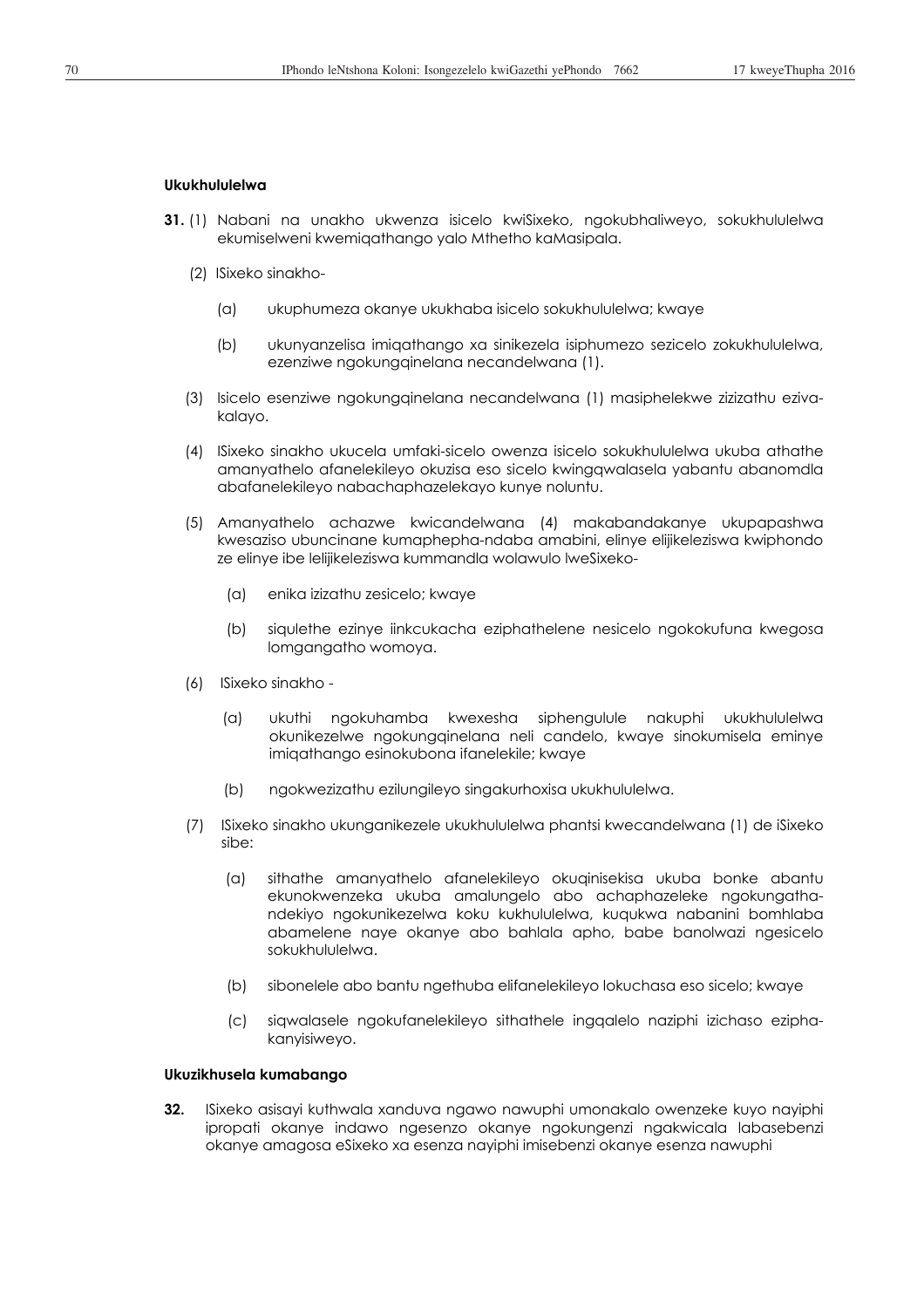**Ukukhululelwa**

**31.** (1) Nabani na unakho ukwenza isicelo kwiSixeko, ngokubhaliweyo, sokukhululelwa ekumiselweni kwemiqathango yalo Mthetho kaMasipala.

(2) ISixeko sinakho-

(a) ukuphumeza okanye ukukhaba isicelo sokukhululelwa; kwaye

(b) ukunyanzelisa imiqathango xa sinikezela isiphumezo sezicelo zokukhululelwa, ezenziwe ngokungqinelana necandelwana (1).

(3) Isicelo esenziwe ngokungqinelana necandelwana (1) masiphelekwe zizizathu ezivakalayo.

(4) ISixeko sinakho ukucela umfaki-sicelo owenza isicelo sokukhululelwa ukuba athathe amanyathelo afanelekileyo okuzisa eso sicelo kwingqwalasela yabantu abanomdla abafanelekileyo nabachaphazelekayo kunye noluntu.

(5) Amanyathelo achazwe kwicandelwana (4) makabandakanye ukupapashwa kwesaziso ubuncinane kumaphepha-ndaba amabini, elinye elijikeleziswa kwiphondo ze elinye ibe lelijikeleziswa kummandla wolawulo lweSixeko-

(a) enika izizathu zesicelo; kwaye

(b) siqulethe ezinye iinkcukacha eziphathelene nesicelo ngokokufuna kwegosa lomgangatho womoya.

(6) ISixeko sinakho -

(a) ukuthi ngokuhamba kwexesha siphengulule nakuphi ukukhululelwa okunikezelwe ngokungqinelana neli candelo, kwaye sinokumisela eminye imiqathango esinokubona ifanelekile; kwaye

(b) ngokwezizathu ezilungileyo singakurhoxisa ukukhululelwa.

(7) ISixeko sinakho ukunganikezele ukukhululelwa phantsi kwecandelwana (1) de iSixeko sibe:

(a) sithathe amanyathelo afanelekileyo okuqinisekisa ukuba bonke abantu ekunokwenzeka ukuba amalungelo abo achaphazeleke ngokungathandekiyo ngokunikezelwa koku kukhululelwa, kuqukwa nabanini bomhlaba abamelene naye okanye abo bahlala apho, babe banolwazi ngesicelo sokukhululelwa.

(b) sibonelele abo bantu ngethuba elifanelekileyo lokuchasa eso sicelo; kwaye

(c) siqwalasele ngokufanelekileyo sithathele ingqalelo naziphi izichaso eziphakanyisiweyo.

**Ukuzikhusela kumabango**

**32.** ISixeko asisayi kuthwala xanduva ngawo nawuphi umonakalo owenzeke kuyo nayiphi ipropati okanye indawo ngesenzo okanye ngokungenzi ngakwicala labasebenzi okanye amagosa eSixeko xa esenza nayiphi imisebenzi okanye esenza nawuphi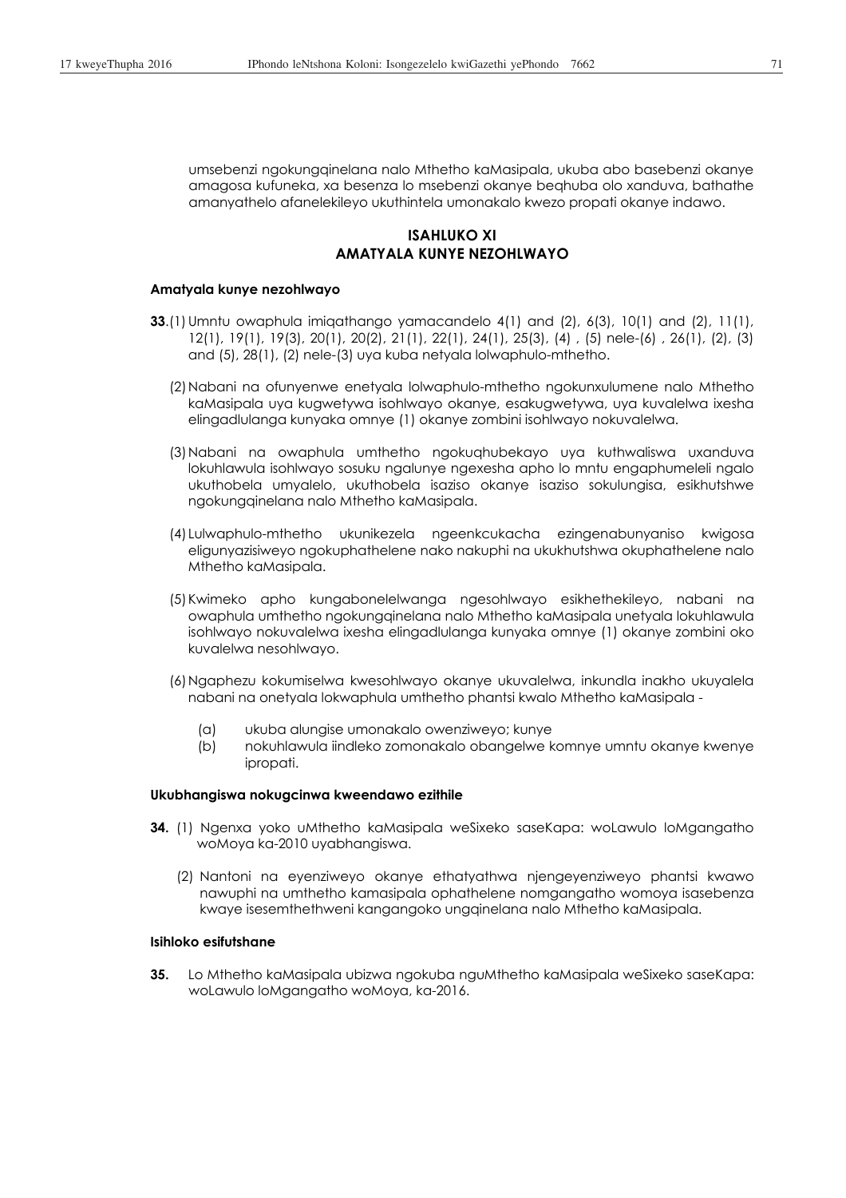umsebenzi ngokungqinelana nalo Mthetho kaMasipala, ukuba abo basebenzi okanye amagosa kufuneka, xa besenza lo msebenzi okanye beqhuba olo xanduva, bathathe amanyathelo afanelekileyo ukuthintela umonakalo kwezo propati okanye indawo.

## ISAHLUKO XI
## AMATYALA KUNYE NEZOHLWAYO

### Amatyala kunye nezohlwayo

**33.**(1) Umntu owaphula imiqathango yamacandelo 4(1) and (2), 6(3), 10(1) and (2), 11(1), 12(1), 19(1), 19(3), 20(1), 20(2), 21(1), 22(1), 24(1), 25(3), (4) , (5) nele-(6) , 26(1), (2), (3) and (5), 28(1), (2) nele-(3) uya kuba netyala lolwaphulo-mthetho.

(2) Nabani na ofunyenwe enetyala lolwaphulo-mthetho ngokunxulumene nalo Mthetho kaMasipala uya kugwetywa isohlwayo okanye, esakugwetywa, uya kuvalelwa ixesha elingadlulanga kunyaka omnye (1) okanye zombini isohlwayo nokuvalelwa.

(3) Nabani na owaphula umthetho ngokuqhubekayo uya kuthwaliswa uxanduva lokuhlawula isohlwayo sosuku ngalunye ngexesha apho lo mntu engaphumeleli ngalo ukuthobela umyalelo, ukuthobela isaziso okanye isaziso sokulungisa, esikhutshwe ngokungqinelana nalo Mthetho kaMasipala.

(4) Lulwaphulo-mthetho ukunikezela ngeenkcukacha ezingenabunyaniso kwigosa eligunyazisiweyo ngokuphathelene nako nakuphi na ukukhutshwa okuphathelene nalo Mthetho kaMasipala.

(5) Kwimeko apho kungabonelelwanga ngesohlwayo esikhethekileyo, nabani na owaphula umthetho ngokungqinelana nalo Mthetho kaMasipala unetyala lokuhlawula isohlwayo nokuvalelwa ixesha elingadlulanga kunyaka omnye (1) okanye zombini oko kuvalelwa nesohlwayo.

(6) Ngaphezu kokumiselwa kwesohlwayo okanye ukuvalelwa, inkundla inakho ukuyalela nabani na onetyala lokwaphula umthetho phantsi kwalo Mthetho kaMasipala -

(a) ukuba alungise umonakalo owenziweyo; kunye
(b) nokuhlawula iindleko zomonakalo obangelwe komnye umntu okanye kwenye ipropati.

### Ukubhangiswa nokugcinwa kweendawo ezithile

**34.** (1) Ngenxa yoko uMthetho kaMasipala weSixeko saseKapa: woLawulo loMgangatho woMoya ka-2010 uyabhangiswa.

(2) Nantoni na eyenziweyo okanye ethatyathwa njengeyenziweyo phantsi kwawo nawuphi na umthetho kamasipala ophathelene nomgangatho womoya isasebenza kwaye isesemthethweni kangangoko ungqinelana nalo Mthetho kaMasipala.

### Isihloko esifutshane

**35.** Lo Mthetho kaMasipala ubizwa ngokuba nguMthetho kaMasipala weSixeko saseKapa: woLawulo loMgangatho woMoya, ka-2016.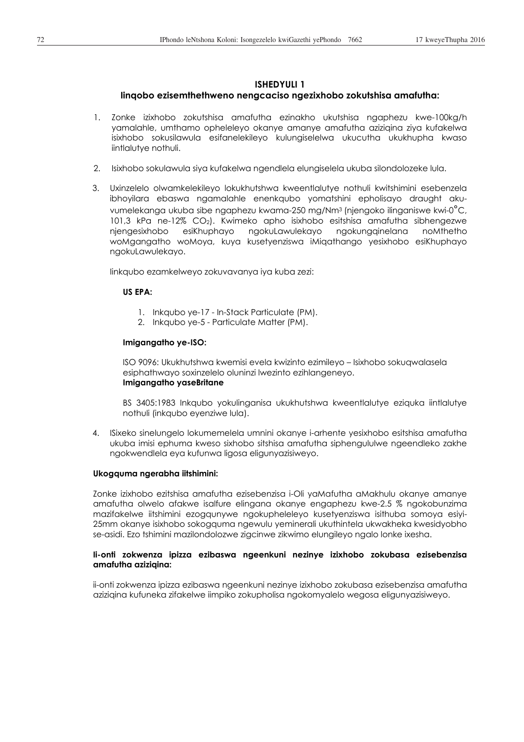## ISHEDYULI 1

### Iinqobo ezisemthethweno nengcaciso ngezixhobo zokutshisa amafutha:

1. Zonke izixhobo zokutshisa amafutha ezinakho ukutshisa ngaphezu kwe-100kg/h yamalahle, umthamo opheleleyo okanye amanye amafutha aziziqina ziya kufakelwa isixhobo sokusilawula esifanelekileyo kulungiselelwa ukucutha ukukhupha kwaso iintlalutye nothuli.

2. Isixhobo sokulawula siya kufakelwa ngendlela elungiselela ukuba silondolozeke lula.

3. Uxinzelelo olwamkelekileyo lokukhutshwa kweentlalutye nothuli kwitshimini esebenzela ibhoyilara ebaswa ngamalahle enenkqubo yomatshini epholisayo draught aku-vumelekanga ukuba sibe ngaphezu kwama-250 mg/Nm³ (njengoko ilinganiswe kwi-0°C, 101,3 kPa ne-12% $CO_2$). Kwimeko apho isixhobo esitshisa amafutha sibhengezwe njengesixhobo esiKhuphayo ngokuLawulekayo ngokungqinelana noMthetho woMgangatho woMoya, kuya kusetyenziswa iMiqathango yesixhobo esiKhuphayo ngokuLawulekayo.

   Iinkqubo ezamkelweyo zokuvavanya iya kuba zezi:

   **US EPA:**

   1. Inkqubo ye-17 - In-Stack Particulate (PM).
   2. Inkqubo ye-5 - Particulate Matter (PM).

   **Imigangatho ye-ISO:**

   ISO 9096: Ukukhutshwa kwemisi evela kwizinto ezimileyo – Isixhobo sokuqwalasela esiphathwayo soxinzelelo oluninzi lwezinto ezihlangeneyo.

   **Imigangatho yaseBritane**

   BS 3405:1983 Inkqubo yokulinganisa ukukhutshwa kweentlalutye eziquka iintlalutye nothuli (inkqubo eyenziwe lula).

4. ISixeko sinelungelo lokumemelela umnini okanye i-arhente yesixhobo esitshisa amafutha ukuba imisi ephuma kweso sixhobo sitshisa amafutha siphengululwe ngeendleko zakhe ngokwendlela eya kufunwa ligosa eligunyazisiweyo.

**Ukogquma ngerabha iitshimini:**

Zonke izixhobo ezitshisa amafutha ezisebenzisa i-Oli yaMafutha aMakhulu okanye amanye amafutha olwelo afakwe isalfure elingana okanye engaphezu kwe-2.5 % ngokobunzima mazifakelwe iitshimini ezogqunywe ngokupheleleyo kusetyenziswa isithuba somoya esiyi-25mm okanye isixhobo sokogquma ngewulu yeminerali ukuthintela ukwakheka kwesidyobho se-asidi. Ezo tshimini mazilondolozwe zigcinwe zikwimo elungileyo ngalo lonke ixesha.

**Ii-onti zokwenza ipizza ezibaswa ngeenkuni nezinye izixhobo zokubasa ezisebenzisa amafutha aziziqina:**

ii-onti zokwenza ipizza ezibaswa ngeenkuni nezinye izixhobo zokubasa ezisebenzisa amafutha aziziqina kufuneka zifakelwe iimpiko zokupholisa ngokomyalelo wegosa eligunyazisiweyo.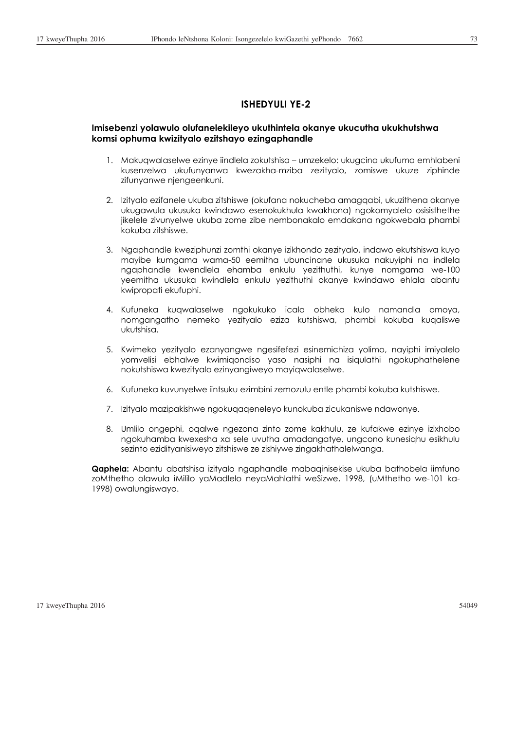## ISHEDYULI YE-2

### Imisebenzi yolawulo olufanelekileyo ukuthintela okanye ukucutha ukukhutshwa komsi ophuma kwizityalo ezitshayo ezingaphandle

1. Makuqwalaselwe ezinye iindlela zokutshisa – umzekelo: ukugcina ukufuma emhlabeni kusenzelwa ukufunyanwa kwezakha-mziba zezityalo, zomiswe ukuze ziphinde zifunyanwe njengeenkuni.

2. Izityalo ezifanele ukuba zitshiswe (okufana nokucheba amagqabi, ukuzithena okanye ukugawula ukusuka kwindawo esenokukhula kwakhona) ngokomyalelo osisisthethe jikelele zivunyelwe ukuba zome zibe nembonakalo emdakana ngokwebala phambi kokuba zitshiswe.

3. Ngaphandle kweziphunzi zomthi okanye izikhondo zezityalo, indawo ekutshiswa kuyo mayibe kumgama wama-50 eemitha ubuncinane ukusuka nakuyiphi na indlela ngaphandle kwendlela ehamba enkulu yezithuthi, kunye nomgama we-100 yeemitha ukusuka kwindlela enkulu yezithuthi okanye kwindawo ehlala abantu kwipropati ekufuphi.

4. Kufuneka kuqwalaselwe ngokukuko icala obheka kulo namandla omoya, nomgangatho nemeko yezityalo eziza kutshiswa, phambi kokuba kuqaliswe ukutshisa.

5. Kwimeko yezityalo ezanyangwe ngesifefezi esinemichiza yolimo, nayiphi imiyalelo yomvelisi ebhalwe kwimiqondiso yaso nasiphi na isiqulathi ngokuphathelene nokutshiswa kwezityalo ezinyangiweyo mayiqwalaselwe.

6. Kufuneka kuvunyelwe iintsuku ezimbini zemozulu entle phambi kokuba kutshiswe.

7. Izityalo mazipakishwe ngokuqaqeneleyo kunokuba zicukaniswe ndawonye.

8. Umlilo ongephi, oqalwe ngezona zinto zome kakhulu, ze kufakwe ezinye izixhobo ngokuhamba kwexesha xa sele uvutha amadangatye, ungcono kunesiqhu esikhulu sezinto ezidityanisiweyo zitshiswe ze zishiywe zingakhathalelwanga.

**Qaphela:** Abantu abatshisa izityalo ngaphandle mabaqinisekise ukuba bathobela iimfuno zoMthetho olawula iMililo yaMadlelo neyaMahlathi weSizwe, 1998, (uMthetho we-101 ka-1998) owalungiswayo.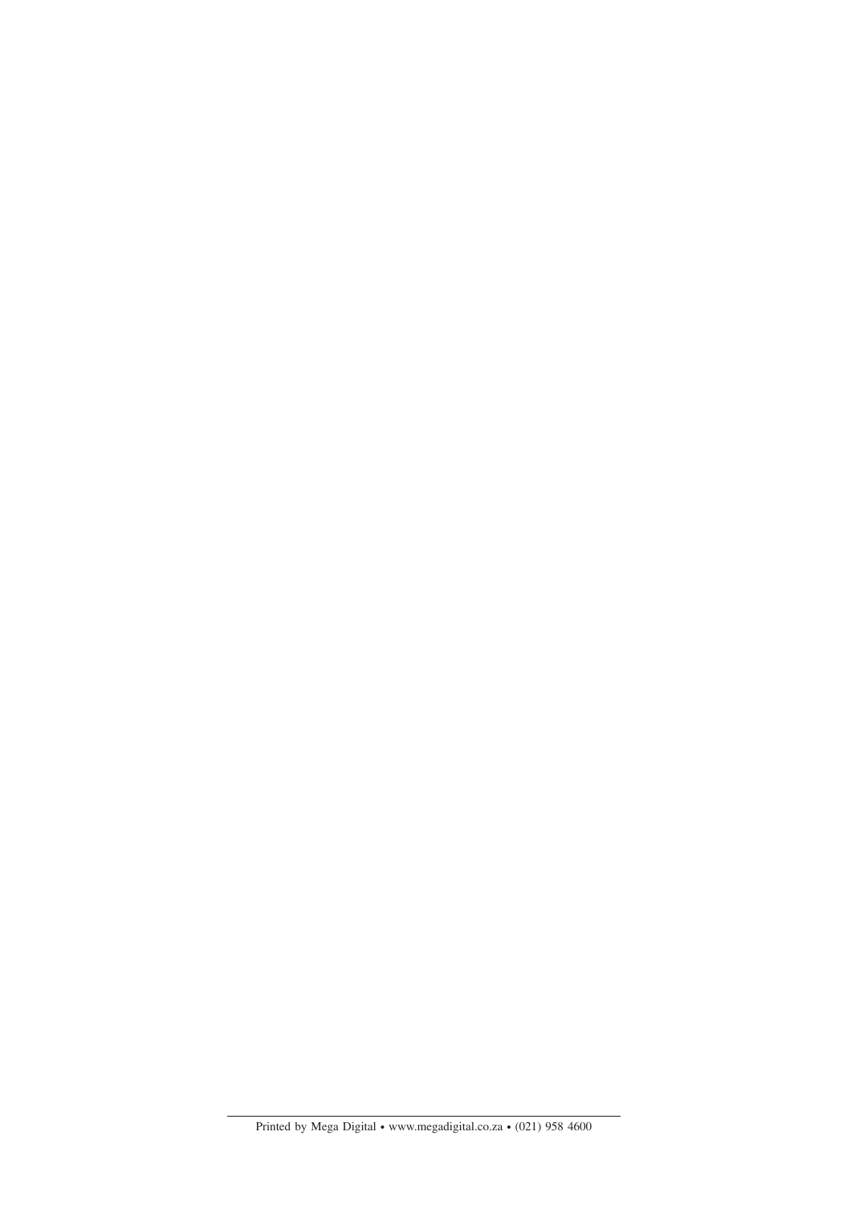Printed by Mega Digital • www.megadigital.co.za • (021) 958 4600